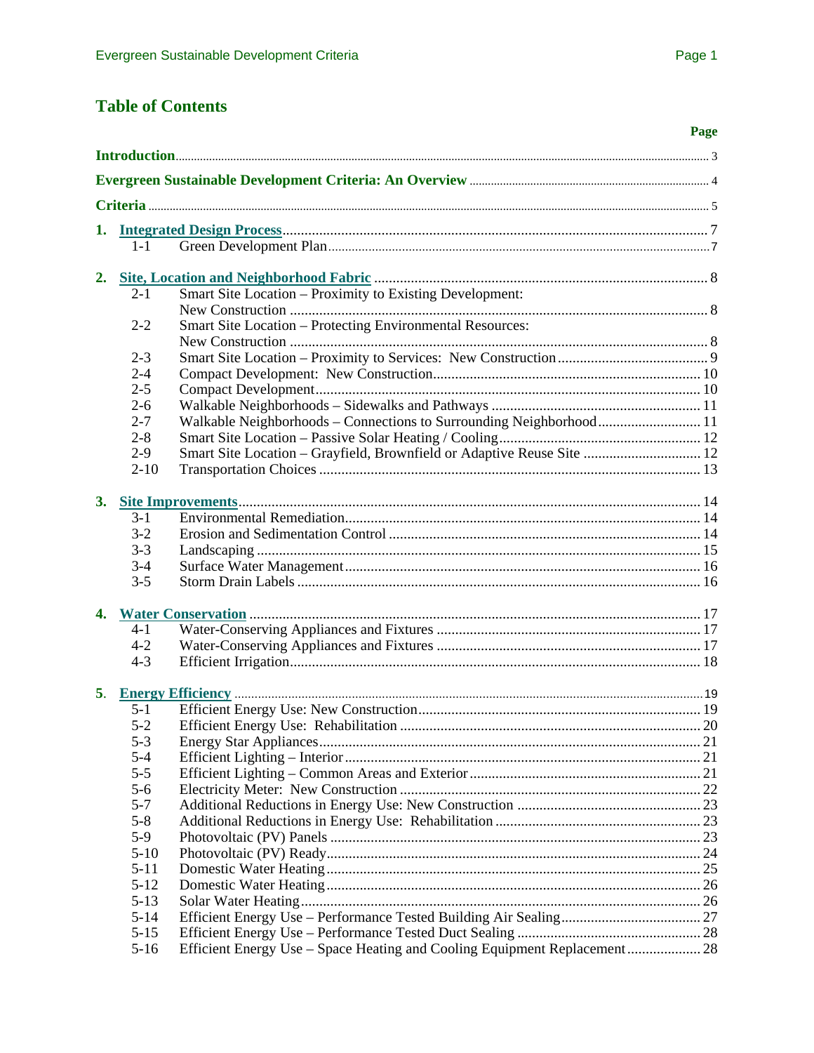## Table of Contents

| | | Page |
|---|---|---|
| **Introduction** | | 3 |
| **Evergreen Sustainable Development Criteria: An Overview** | | 4 |
| **Criteria** | | 5 |
| **1.** | **Integrated Design Process** | 7 |
| 1-1 | Green Development Plan | 7 |
| **2.** | **Site, Location and Neighborhood Fabric** | 8 |
| 2-1 | Smart Site Location – Proximity to Existing Development: New Construction | 8 |
| 2-2 | Smart Site Location – Protecting Environmental Resources: New Construction | 8 |
| 2-3 | Smart Site Location – Proximity to Services: New Construction | 9 |
| 2-4 | Compact Development: New Construction | 10 |
| 2-5 | Compact Development | 10 |
| 2-6 | Walkable Neighborhoods – Sidewalks and Pathways | 11 |
| 2-7 | Walkable Neighborhoods – Connections to Surrounding Neighborhood | 11 |
| 2-8 | Smart Site Location – Passive Solar Heating / Cooling | 12 |
| 2-9 | Smart Site Location – Grayfield, Brownfield or Adaptive Reuse Site | 12 |
| 2-10 | Transportation Choices | 13 |
| **3.** | **Site Improvements** | 14 |
| 3-1 | Environmental Remediation | 14 |
| 3-2 | Erosion and Sedimentation Control | 14 |
| 3-3 | Landscaping | 15 |
| 3-4 | Surface Water Management | 16 |
| 3-5 | Storm Drain Labels | 16 |
| **4.** | **Water Conservation** | 17 |
| 4-1 | Water-Conserving Appliances and Fixtures | 17 |
| 4-2 | Water-Conserving Appliances and Fixtures | 17 |
| 4-3 | Efficient Irrigation | 18 |
| **5.** | **Energy Efficiency** | 19 |
| 5-1 | Efficient Energy Use: New Construction | 19 |
| 5-2 | Efficient Energy Use: Rehabilitation | 20 |
| 5-3 | Energy Star Appliances | 21 |
| 5-4 | Efficient Lighting – Interior | 21 |
| 5-5 | Efficient Lighting – Common Areas and Exterior | 21 |
| 5-6 | Electricity Meter: New Construction | 22 |
| 5-7 | Additional Reductions in Energy Use: New Construction | 23 |
| 5-8 | Additional Reductions in Energy Use: Rehabilitation | 23 |
| 5-9 | Photovoltaic (PV) Panels | 23 |
| 5-10 | Photovoltaic (PV) Ready | 24 |
| 5-11 | Domestic Water Heating | 25 |
| 5-12 | Domestic Water Heating | 26 |
| 5-13 | Solar Water Heating | 26 |
| 5-14 | Efficient Energy Use – Performance Tested Building Air Sealing | 27 |
| 5-15 | Efficient Energy Use – Performance Tested Duct Sealing | 28 |
| 5-16 | Efficient Energy Use – Space Heating and Cooling Equipment Replacement | 28 |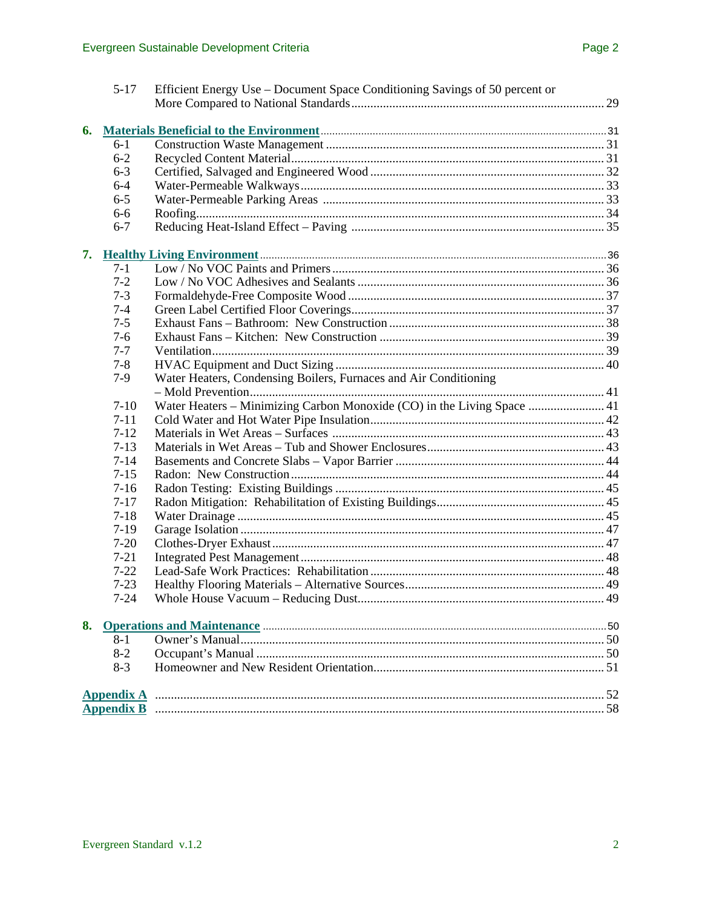5-17 Efficient Energy Use – Document Space Conditioning Savings of 50 percent or More Compared to National Standards ........ 29

**6. Materials Beneficial to the Environment** ........ 31

- 6-1 Construction Waste Management ........ 31
- 6-2 Recycled Content Material ........ 31
- 6-3 Certified, Salvaged and Engineered Wood ........ 32
- 6-4 Water-Permeable Walkways ........ 33
- 6-5 Water-Permeable Parking Areas ........ 33
- 6-6 Roofing ........ 34
- 6-7 Reducing Heat-Island Effect – Paving ........ 35

**7. Healthy Living Environment** ........ 36

- 7-1 Low / No VOC Paints and Primers ........ 36
- 7-2 Low / No VOC Adhesives and Sealants ........ 36
- 7-3 Formaldehyde-Free Composite Wood ........ 37
- 7-4 Green Label Certified Floor Coverings ........ 37
- 7-5 Exhaust Fans – Bathroom: New Construction ........ 38
- 7-6 Exhaust Fans – Kitchen: New Construction ........ 39
- 7-7 Ventilation ........ 39
- 7-8 HVAC Equipment and Duct Sizing ........ 40
- 7-9 Water Heaters, Condensing Boilers, Furnaces and Air Conditioning – Mold Prevention ........ 41
- 7-10 Water Heaters – Minimizing Carbon Monoxide (CO) in the Living Space ........ 41
- 7-11 Cold Water and Hot Water Pipe Insulation ........ 42
- 7-12 Materials in Wet Areas – Surfaces ........ 43
- 7-13 Materials in Wet Areas – Tub and Shower Enclosures ........ 43
- 7-14 Basements and Concrete Slabs – Vapor Barrier ........ 44
- 7-15 Radon: New Construction ........ 44
- 7-16 Radon Testing: Existing Buildings ........ 45
- 7-17 Radon Mitigation: Rehabilitation of Existing Buildings ........ 45
- 7-18 Water Drainage ........ 45
- 7-19 Garage Isolation ........ 47
- 7-20 Clothes-Dryer Exhaust ........ 47
- 7-21 Integrated Pest Management ........ 48
- 7-22 Lead-Safe Work Practices: Rehabilitation ........ 48
- 7-23 Healthy Flooring Materials – Alternative Sources ........ 49
- 7-24 Whole House Vacuum – Reducing Dust ........ 49

**8. Operations and Maintenance** ........ 50

- 8-1 Owner's Manual ........ 50
- 8-2 Occupant's Manual ........ 50
- 8-3 Homeowner and New Resident Orientation ........ 51

**Appendix A** ........ 52

**Appendix B** ........ 58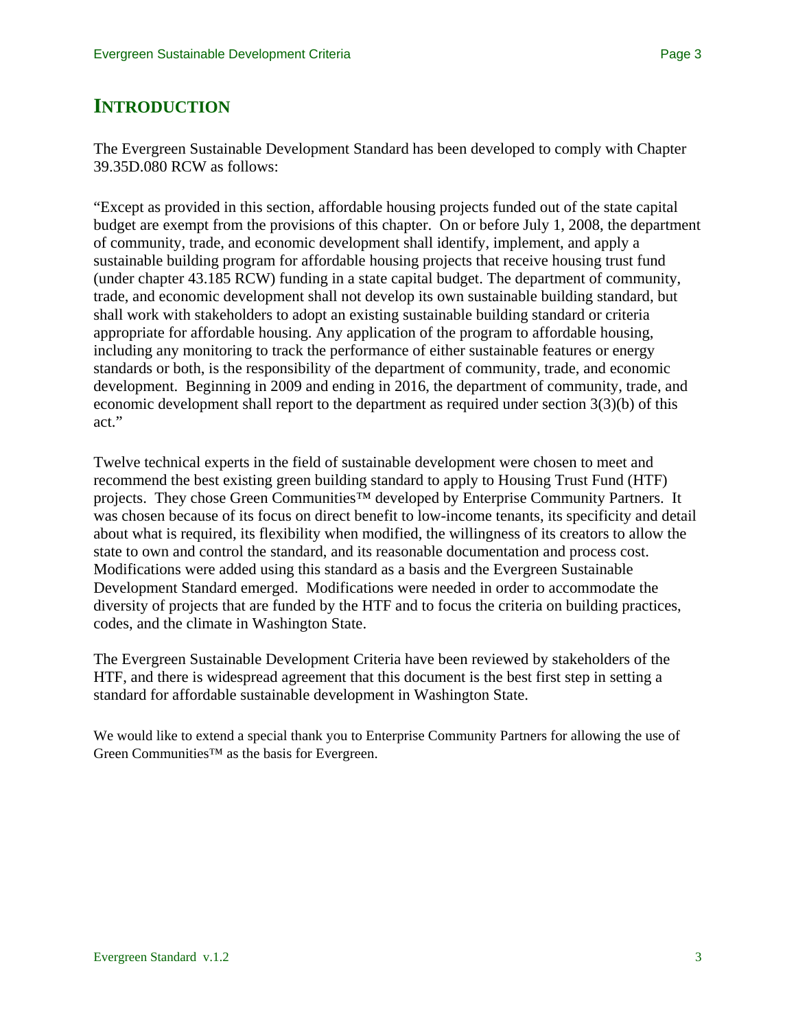# INTRODUCTION

The Evergreen Sustainable Development Standard has been developed to comply with Chapter 39.35D.080 RCW as follows:

"Except as provided in this section, affordable housing projects funded out of the state capital budget are exempt from the provisions of this chapter. On or before July 1, 2008, the department of community, trade, and economic development shall identify, implement, and apply a sustainable building program for affordable housing projects that receive housing trust fund (under chapter 43.185 RCW) funding in a state capital budget. The department of community, trade, and economic development shall not develop its own sustainable building standard, but shall work with stakeholders to adopt an existing sustainable building standard or criteria appropriate for affordable housing. Any application of the program to affordable housing, including any monitoring to track the performance of either sustainable features or energy standards or both, is the responsibility of the department of community, trade, and economic development. Beginning in 2009 and ending in 2016, the department of community, trade, and economic development shall report to the department as required under section 3(3)(b) of this act."

Twelve technical experts in the field of sustainable development were chosen to meet and recommend the best existing green building standard to apply to Housing Trust Fund (HTF) projects. They chose Green Communities™ developed by Enterprise Community Partners. It was chosen because of its focus on direct benefit to low-income tenants, its specificity and detail about what is required, its flexibility when modified, the willingness of its creators to allow the state to own and control the standard, and its reasonable documentation and process cost. Modifications were added using this standard as a basis and the Evergreen Sustainable Development Standard emerged. Modifications were needed in order to accommodate the diversity of projects that are funded by the HTF and to focus the criteria on building practices, codes, and the climate in Washington State.

The Evergreen Sustainable Development Criteria have been reviewed by stakeholders of the HTF, and there is widespread agreement that this document is the best first step in setting a standard for affordable sustainable development in Washington State.

We would like to extend a special thank you to Enterprise Community Partners for allowing the use of Green Communities™ as the basis for Evergreen.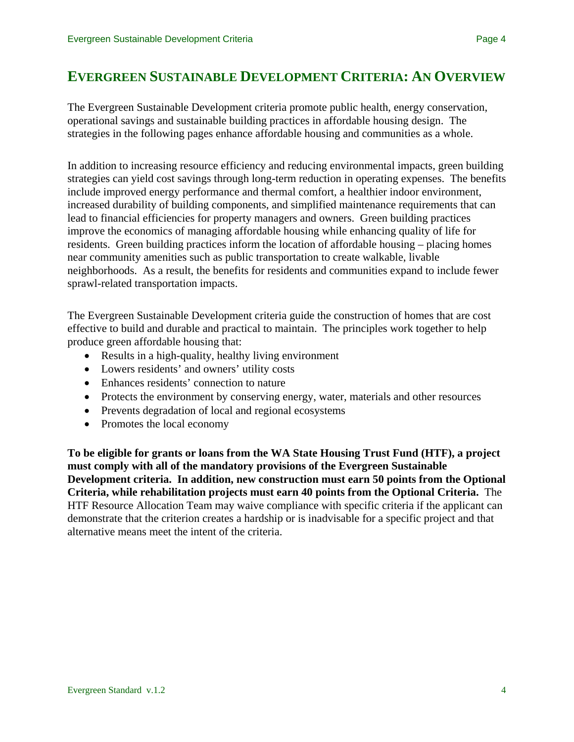# EVERGREEN SUSTAINABLE DEVELOPMENT CRITERIA: AN OVERVIEW

The Evergreen Sustainable Development criteria promote public health, energy conservation, operational savings and sustainable building practices in affordable housing design. The strategies in the following pages enhance affordable housing and communities as a whole.

In addition to increasing resource efficiency and reducing environmental impacts, green building strategies can yield cost savings through long-term reduction in operating expenses. The benefits include improved energy performance and thermal comfort, a healthier indoor environment, increased durability of building components, and simplified maintenance requirements that can lead to financial efficiencies for property managers and owners. Green building practices improve the economics of managing affordable housing while enhancing quality of life for residents. Green building practices inform the location of affordable housing – placing homes near community amenities such as public transportation to create walkable, livable neighborhoods. As a result, the benefits for residents and communities expand to include fewer sprawl-related transportation impacts.

The Evergreen Sustainable Development criteria guide the construction of homes that are cost effective to build and durable and practical to maintain. The principles work together to help produce green affordable housing that:

- Results in a high-quality, healthy living environment
- Lowers residents' and owners' utility costs
- Enhances residents' connection to nature
- Protects the environment by conserving energy, water, materials and other resources
- Prevents degradation of local and regional ecosystems
- Promotes the local economy

**To be eligible for grants or loans from the WA State Housing Trust Fund (HTF), a project must comply with all of the mandatory provisions of the Evergreen Sustainable Development criteria. In addition, new construction must earn 50 points from the Optional Criteria, while rehabilitation projects must earn 40 points from the Optional Criteria.** The HTF Resource Allocation Team may waive compliance with specific criteria if the applicant can demonstrate that the criterion creates a hardship or is inadvisable for a specific project and that alternative means meet the intent of the criteria.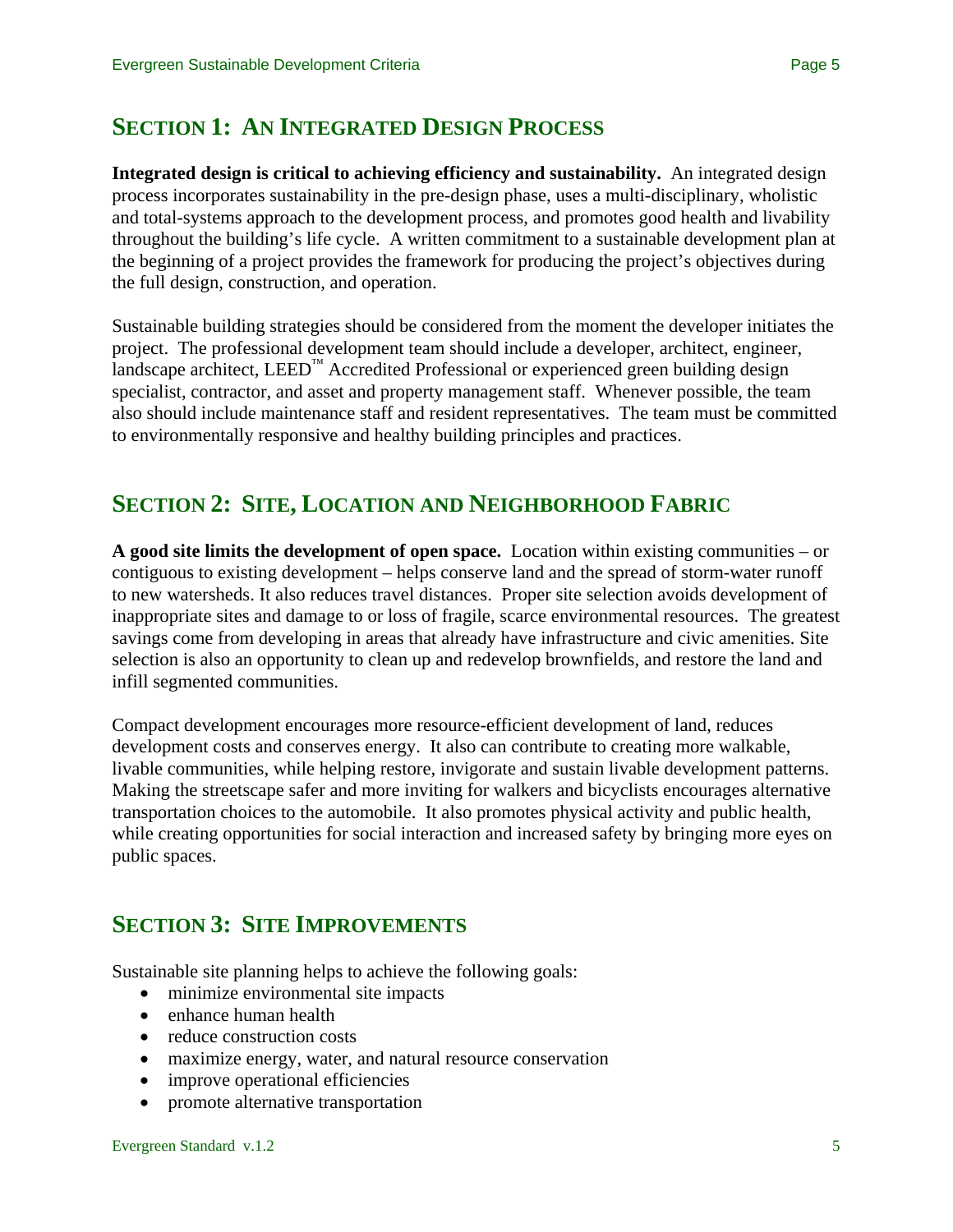## SECTION 1: AN INTEGRATED DESIGN PROCESS

**Integrated design is critical to achieving efficiency and sustainability.** An integrated design process incorporates sustainability in the pre-design phase, uses a multi-disciplinary, wholistic and total-systems approach to the development process, and promotes good health and livability throughout the building's life cycle. A written commitment to a sustainable development plan at the beginning of a project provides the framework for producing the project's objectives during the full design, construction, and operation.

Sustainable building strategies should be considered from the moment the developer initiates the project. The professional development team should include a developer, architect, engineer, landscape architect, LEED™ Accredited Professional or experienced green building design specialist, contractor, and asset and property management staff. Whenever possible, the team also should include maintenance staff and resident representatives. The team must be committed to environmentally responsive and healthy building principles and practices.

## SECTION 2: SITE, LOCATION AND NEIGHBORHOOD FABRIC

**A good site limits the development of open space.** Location within existing communities – or contiguous to existing development – helps conserve land and the spread of storm-water runoff to new watersheds. It also reduces travel distances. Proper site selection avoids development of inappropriate sites and damage to or loss of fragile, scarce environmental resources. The greatest savings come from developing in areas that already have infrastructure and civic amenities. Site selection is also an opportunity to clean up and redevelop brownfields, and restore the land and infill segmented communities.

Compact development encourages more resource-efficient development of land, reduces development costs and conserves energy. It also can contribute to creating more walkable, livable communities, while helping restore, invigorate and sustain livable development patterns. Making the streetscape safer and more inviting for walkers and bicyclists encourages alternative transportation choices to the automobile. It also promotes physical activity and public health, while creating opportunities for social interaction and increased safety by bringing more eyes on public spaces.

## SECTION 3: SITE IMPROVEMENTS

Sustainable site planning helps to achieve the following goals:

- minimize environmental site impacts
- enhance human health
- reduce construction costs
- maximize energy, water, and natural resource conservation
- improve operational efficiencies
- promote alternative transportation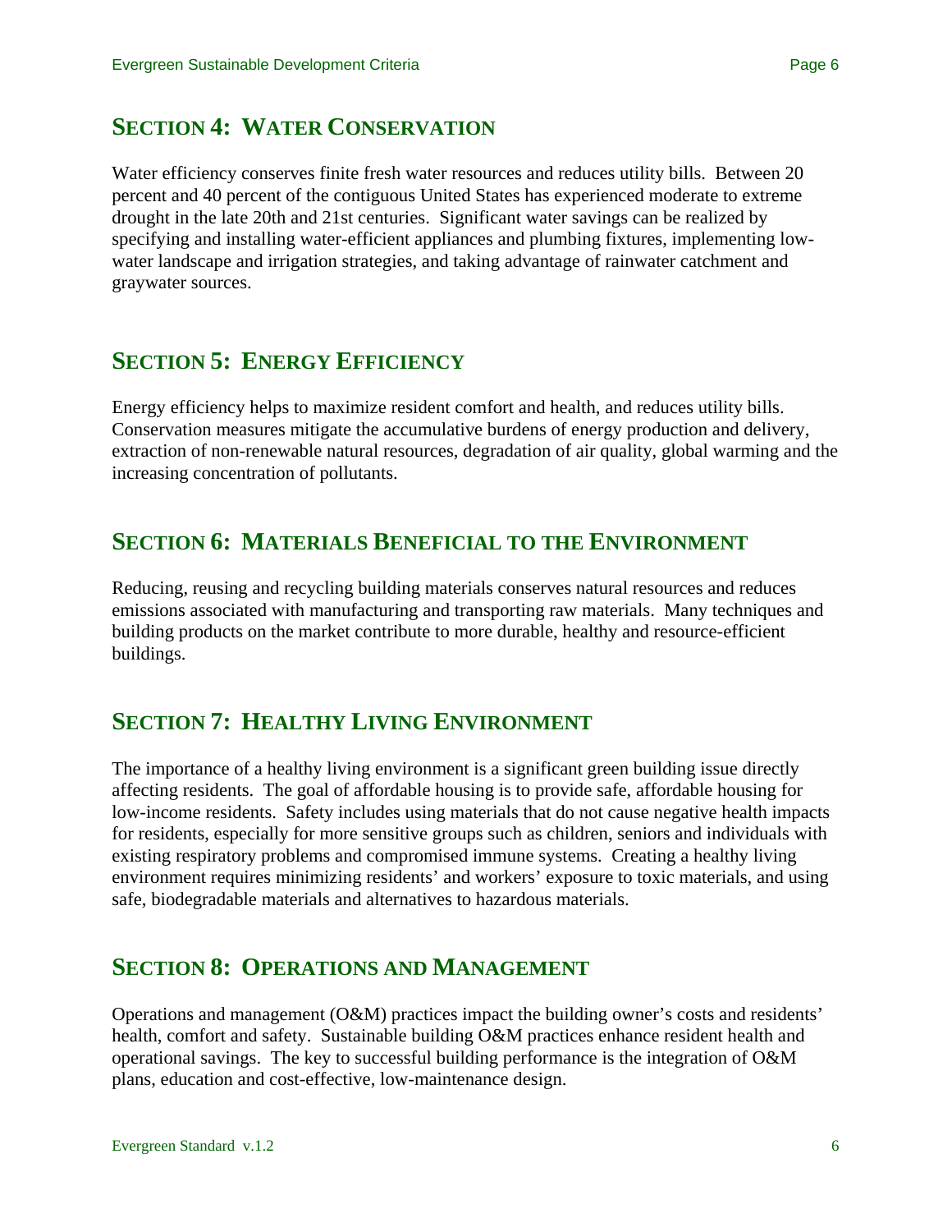## Section 4: Water Conservation

Water efficiency conserves finite fresh water resources and reduces utility bills. Between 20 percent and 40 percent of the contiguous United States has experienced moderate to extreme drought in the late 20th and 21st centuries. Significant water savings can be realized by specifying and installing water-efficient appliances and plumbing fixtures, implementing low-water landscape and irrigation strategies, and taking advantage of rainwater catchment and graywater sources.

## Section 5: Energy Efficiency

Energy efficiency helps to maximize resident comfort and health, and reduces utility bills. Conservation measures mitigate the accumulative burdens of energy production and delivery, extraction of non-renewable natural resources, degradation of air quality, global warming and the increasing concentration of pollutants.

## Section 6: Materials Beneficial to the Environment

Reducing, reusing and recycling building materials conserves natural resources and reduces emissions associated with manufacturing and transporting raw materials. Many techniques and building products on the market contribute to more durable, healthy and resource-efficient buildings.

## Section 7: Healthy Living Environment

The importance of a healthy living environment is a significant green building issue directly affecting residents. The goal of affordable housing is to provide safe, affordable housing for low-income residents. Safety includes using materials that do not cause negative health impacts for residents, especially for more sensitive groups such as children, seniors and individuals with existing respiratory problems and compromised immune systems. Creating a healthy living environment requires minimizing residents' and workers' exposure to toxic materials, and using safe, biodegradable materials and alternatives to hazardous materials.

## Section 8: Operations and Management

Operations and management (O&M) practices impact the building owner's costs and residents' health, comfort and safety. Sustainable building O&M practices enhance resident health and operational savings. The key to successful building performance is the integration of O&M plans, education and cost-effective, low-maintenance design.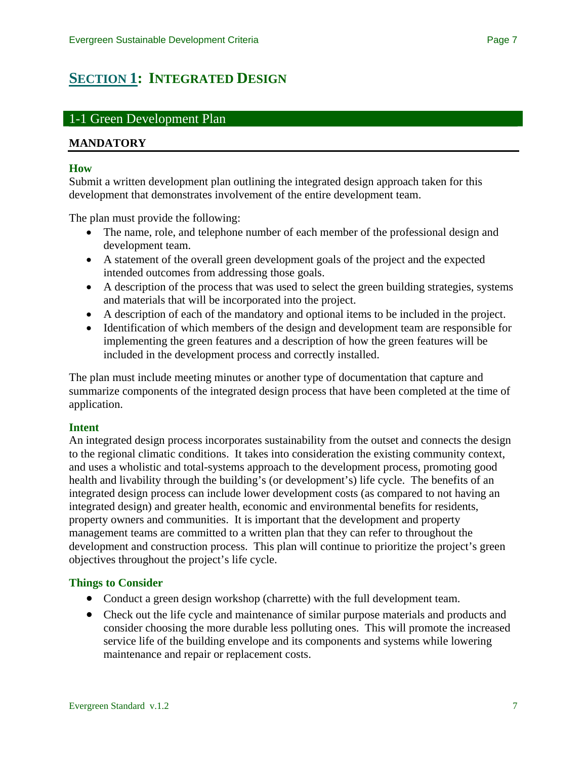# SECTION 1: INTEGRATED DESIGN

## 1-1 Green Development Plan

**MANDATORY**

### How

Submit a written development plan outlining the integrated design approach taken for this development that demonstrates involvement of the entire development team.

The plan must provide the following:

- The name, role, and telephone number of each member of the professional design and development team.
- A statement of the overall green development goals of the project and the expected intended outcomes from addressing those goals.
- A description of the process that was used to select the green building strategies, systems and materials that will be incorporated into the project.
- A description of each of the mandatory and optional items to be included in the project.
- Identification of which members of the design and development team are responsible for implementing the green features and a description of how the green features will be included in the development process and correctly installed.

The plan must include meeting minutes or another type of documentation that capture and summarize components of the integrated design process that have been completed at the time of application.

### Intent

An integrated design process incorporates sustainability from the outset and connects the design to the regional climatic conditions. It takes into consideration the existing community context, and uses a wholistic and total-systems approach to the development process, promoting good health and livability through the building's (or development's) life cycle. The benefits of an integrated design process can include lower development costs (as compared to not having an integrated design) and greater health, economic and environmental benefits for residents, property owners and communities. It is important that the development and property management teams are committed to a written plan that they can refer to throughout the development and construction process. This plan will continue to prioritize the project's green objectives throughout the project's life cycle.

### Things to Consider

- Conduct a green design workshop (charrette) with the full development team.
- Check out the life cycle and maintenance of similar purpose materials and products and consider choosing the more durable less polluting ones. This will promote the increased service life of the building envelope and its components and systems while lowering maintenance and repair or replacement costs.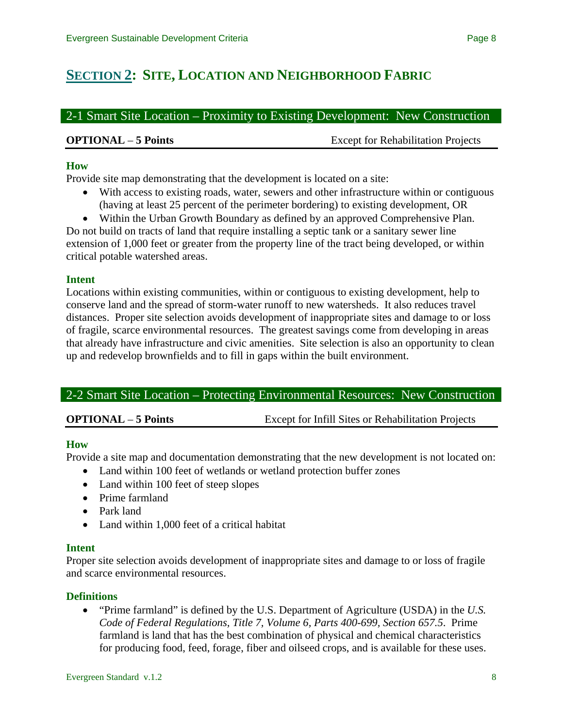# SECTION 2: SITE, LOCATION AND NEIGHBORHOOD FABRIC

## 2-1 Smart Site Location – Proximity to Existing Development: New Construction

**OPTIONAL – 5 Points** Except for Rehabilitation Projects

### How

Provide site map demonstrating that the development is located on a site:

- With access to existing roads, water, sewers and other infrastructure within or contiguous (having at least 25 percent of the perimeter bordering) to existing development, OR
- Within the Urban Growth Boundary as defined by an approved Comprehensive Plan.

Do not build on tracts of land that require installing a septic tank or a sanitary sewer line extension of 1,000 feet or greater from the property line of the tract being developed, or within critical potable watershed areas.

### Intent

Locations within existing communities, within or contiguous to existing development, help to conserve land and the spread of storm-water runoff to new watersheds. It also reduces travel distances. Proper site selection avoids development of inappropriate sites and damage to or loss of fragile, scarce environmental resources. The greatest savings come from developing in areas that already have infrastructure and civic amenities. Site selection is also an opportunity to clean up and redevelop brownfields and to fill in gaps within the built environment.

## 2-2 Smart Site Location – Protecting Environmental Resources: New Construction

**OPTIONAL – 5 Points** Except for Infill Sites or Rehabilitation Projects

### How

Provide a site map and documentation demonstrating that the new development is not located on:

- Land within 100 feet of wetlands or wetland protection buffer zones
- Land within 100 feet of steep slopes
- Prime farmland
- Park land
- Land within 1,000 feet of a critical habitat

### Intent

Proper site selection avoids development of inappropriate sites and damage to or loss of fragile and scarce environmental resources.

### Definitions

- "Prime farmland" is defined by the U.S. Department of Agriculture (USDA) in the *U.S. Code of Federal Regulations, Title 7, Volume 6, Parts 400-699, Section 657.5*. Prime farmland is land that has the best combination of physical and chemical characteristics for producing food, feed, forage, fiber and oilseed crops, and is available for these uses.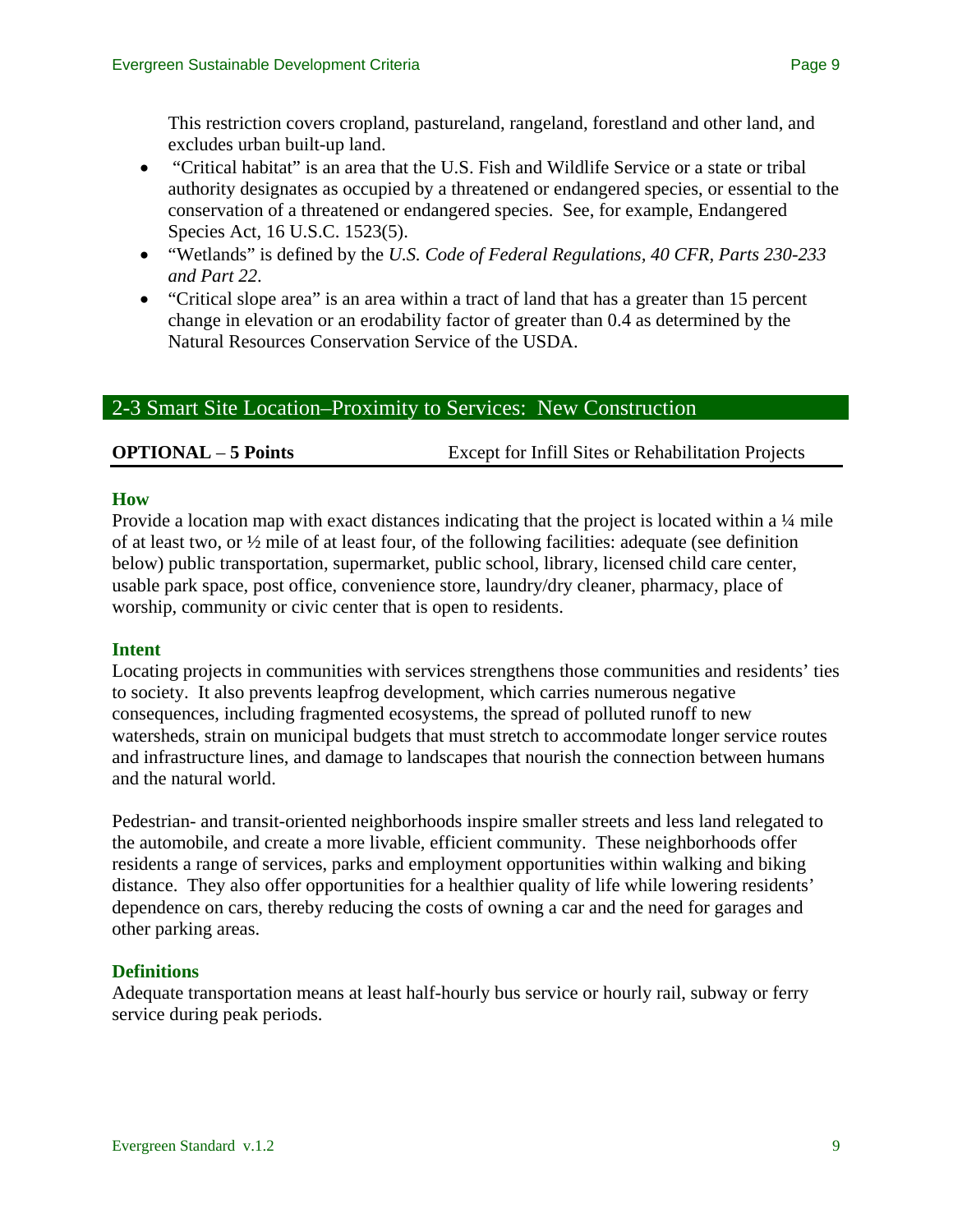This restriction covers cropland, pastureland, rangeland, forestland and other land, and excludes urban built-up land.

- "Critical habitat" is an area that the U.S. Fish and Wildlife Service or a state or tribal authority designates as occupied by a threatened or endangered species, or essential to the conservation of a threatened or endangered species. See, for example, Endangered Species Act, 16 U.S.C. 1523(5).
- "Wetlands" is defined by the *U.S. Code of Federal Regulations, 40 CFR, Parts 230-233 and Part 22*.
- "Critical slope area" is an area within a tract of land that has a greater than 15 percent change in elevation or an erodability factor of greater than 0.4 as determined by the Natural Resources Conservation Service of the USDA.

## 2-3 Smart Site Location–Proximity to Services: New Construction

**OPTIONAL – 5 Points** Except for Infill Sites or Rehabilitation Projects

### How

Provide a location map with exact distances indicating that the project is located within a ¼ mile of at least two, or ½ mile of at least four, of the following facilities: adequate (see definition below) public transportation, supermarket, public school, library, licensed child care center, usable park space, post office, convenience store, laundry/dry cleaner, pharmacy, place of worship, community or civic center that is open to residents.

### Intent

Locating projects in communities with services strengthens those communities and residents' ties to society. It also prevents leapfrog development, which carries numerous negative consequences, including fragmented ecosystems, the spread of polluted runoff to new watersheds, strain on municipal budgets that must stretch to accommodate longer service routes and infrastructure lines, and damage to landscapes that nourish the connection between humans and the natural world.

Pedestrian- and transit-oriented neighborhoods inspire smaller streets and less land relegated to the automobile, and create a more livable, efficient community. These neighborhoods offer residents a range of services, parks and employment opportunities within walking and biking distance. They also offer opportunities for a healthier quality of life while lowering residents' dependence on cars, thereby reducing the costs of owning a car and the need for garages and other parking areas.

### Definitions

Adequate transportation means at least half-hourly bus service or hourly rail, subway or ferry service during peak periods.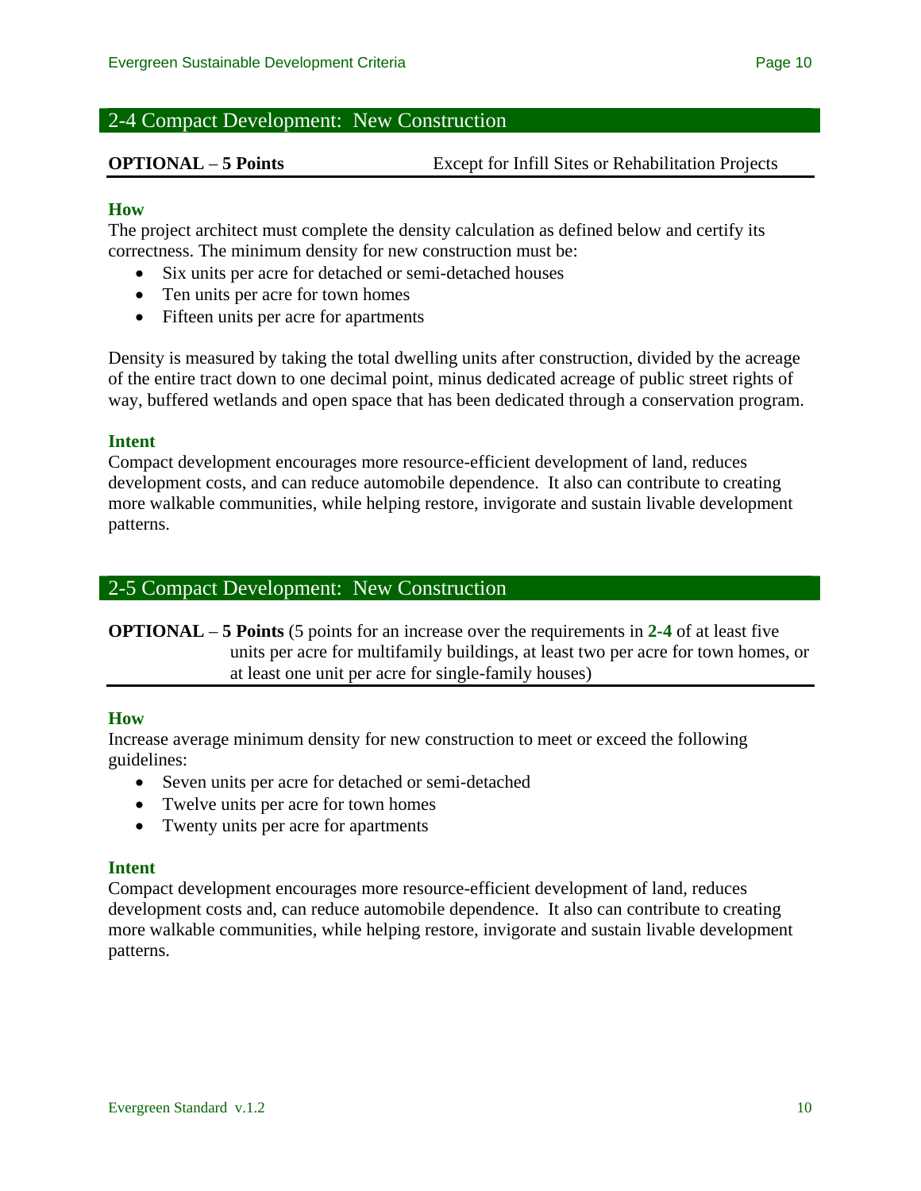## 2-4 Compact Development: New Construction

**OPTIONAL – 5 Points** Except for Infill Sites or Rehabilitation Projects

### How

The project architect must complete the density calculation as defined below and certify its correctness. The minimum density for new construction must be:

- Six units per acre for detached or semi-detached houses
- Ten units per acre for town homes
- Fifteen units per acre for apartments

Density is measured by taking the total dwelling units after construction, divided by the acreage of the entire tract down to one decimal point, minus dedicated acreage of public street rights of way, buffered wetlands and open space that has been dedicated through a conservation program.

### Intent

Compact development encourages more resource-efficient development of land, reduces development costs, and can reduce automobile dependence. It also can contribute to creating more walkable communities, while helping restore, invigorate and sustain livable development patterns.

## 2-5 Compact Development: New Construction

**OPTIONAL – 5 Points** (5 points for an increase over the requirements in **2-4** of at least five units per acre for multifamily buildings, at least two per acre for town homes, or at least one unit per acre for single-family houses)

### How

Increase average minimum density for new construction to meet or exceed the following guidelines:

- Seven units per acre for detached or semi-detached
- Twelve units per acre for town homes
- Twenty units per acre for apartments

### Intent

Compact development encourages more resource-efficient development of land, reduces development costs and, can reduce automobile dependence. It also can contribute to creating more walkable communities, while helping restore, invigorate and sustain livable development patterns.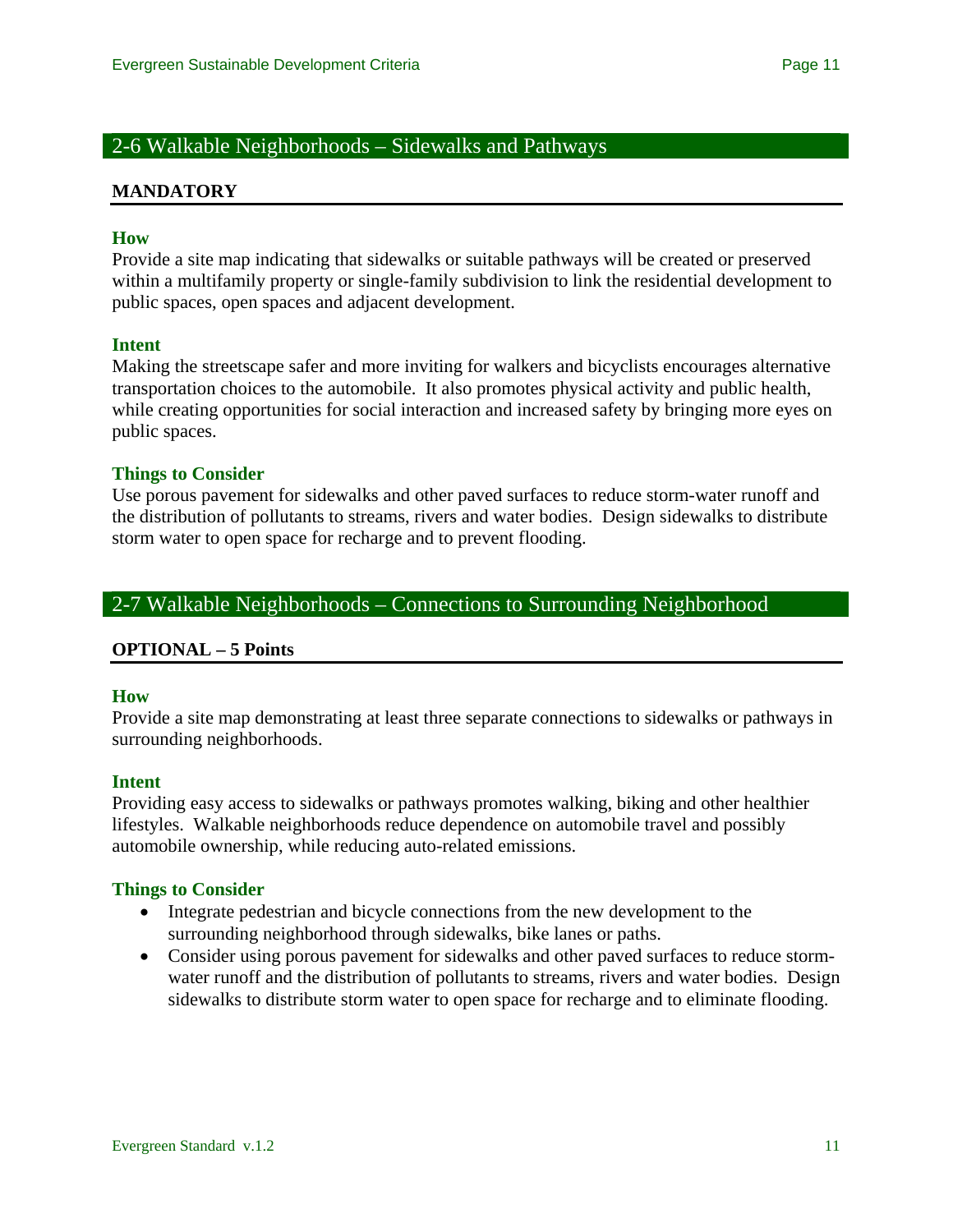## 2-6 Walkable Neighborhoods – Sidewalks and Pathways

**MANDATORY**

### How

Provide a site map indicating that sidewalks or suitable pathways will be created or preserved within a multifamily property or single-family subdivision to link the residential development to public spaces, open spaces and adjacent development.

### Intent

Making the streetscape safer and more inviting for walkers and bicyclists encourages alternative transportation choices to the automobile. It also promotes physical activity and public health, while creating opportunities for social interaction and increased safety by bringing more eyes on public spaces.

### Things to Consider

Use porous pavement for sidewalks and other paved surfaces to reduce storm-water runoff and the distribution of pollutants to streams, rivers and water bodies. Design sidewalks to distribute storm water to open space for recharge and to prevent flooding.

## 2-7 Walkable Neighborhoods – Connections to Surrounding Neighborhood

**OPTIONAL – 5 Points**

### How

Provide a site map demonstrating at least three separate connections to sidewalks or pathways in surrounding neighborhoods.

### Intent

Providing easy access to sidewalks or pathways promotes walking, biking and other healthier lifestyles. Walkable neighborhoods reduce dependence on automobile travel and possibly automobile ownership, while reducing auto-related emissions.

### Things to Consider

- Integrate pedestrian and bicycle connections from the new development to the surrounding neighborhood through sidewalks, bike lanes or paths.
- Consider using porous pavement for sidewalks and other paved surfaces to reduce storm-water runoff and the distribution of pollutants to streams, rivers and water bodies. Design sidewalks to distribute storm water to open space for recharge and to eliminate flooding.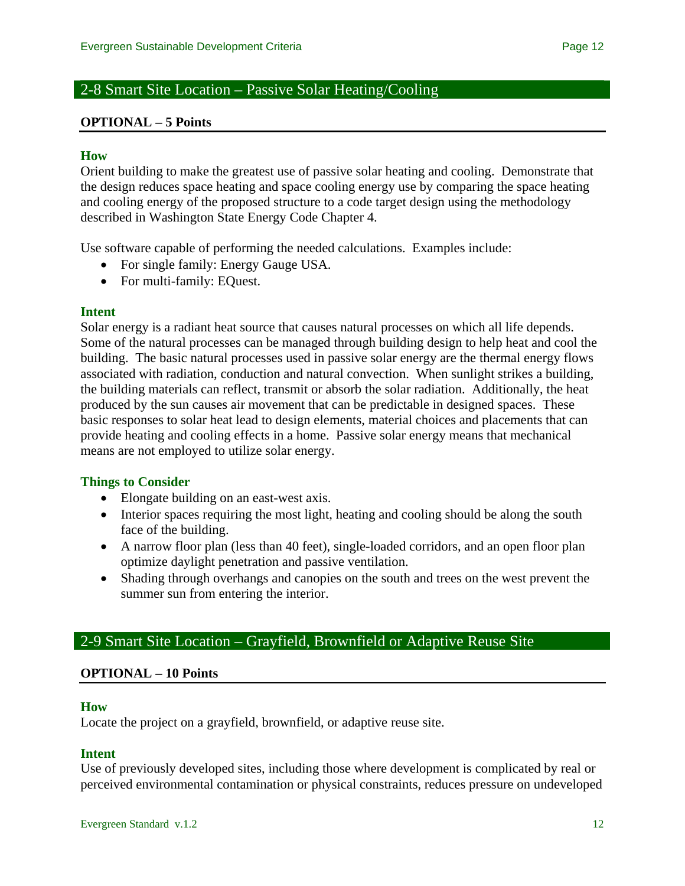## 2-8 Smart Site Location – Passive Solar Heating/Cooling

**OPTIONAL – 5 Points**

### How

Orient building to make the greatest use of passive solar heating and cooling. Demonstrate that the design reduces space heating and space cooling energy use by comparing the space heating and cooling energy of the proposed structure to a code target design using the methodology described in Washington State Energy Code Chapter 4.

Use software capable of performing the needed calculations. Examples include:

- For single family: Energy Gauge USA.
- For multi-family: EQuest.

### Intent

Solar energy is a radiant heat source that causes natural processes on which all life depends. Some of the natural processes can be managed through building design to help heat and cool the building. The basic natural processes used in passive solar energy are the thermal energy flows associated with radiation, conduction and natural convection. When sunlight strikes a building, the building materials can reflect, transmit or absorb the solar radiation. Additionally, the heat produced by the sun causes air movement that can be predictable in designed spaces. These basic responses to solar heat lead to design elements, material choices and placements that can provide heating and cooling effects in a home. Passive solar energy means that mechanical means are not employed to utilize solar energy.

### Things to Consider

- Elongate building on an east-west axis.
- Interior spaces requiring the most light, heating and cooling should be along the south face of the building.
- A narrow floor plan (less than 40 feet), single-loaded corridors, and an open floor plan optimize daylight penetration and passive ventilation.
- Shading through overhangs and canopies on the south and trees on the west prevent the summer sun from entering the interior.

## 2-9 Smart Site Location – Grayfield, Brownfield or Adaptive Reuse Site

**OPTIONAL – 10 Points**

### How

Locate the project on a grayfield, brownfield, or adaptive reuse site.

### Intent

Use of previously developed sites, including those where development is complicated by real or perceived environmental contamination or physical constraints, reduces pressure on undeveloped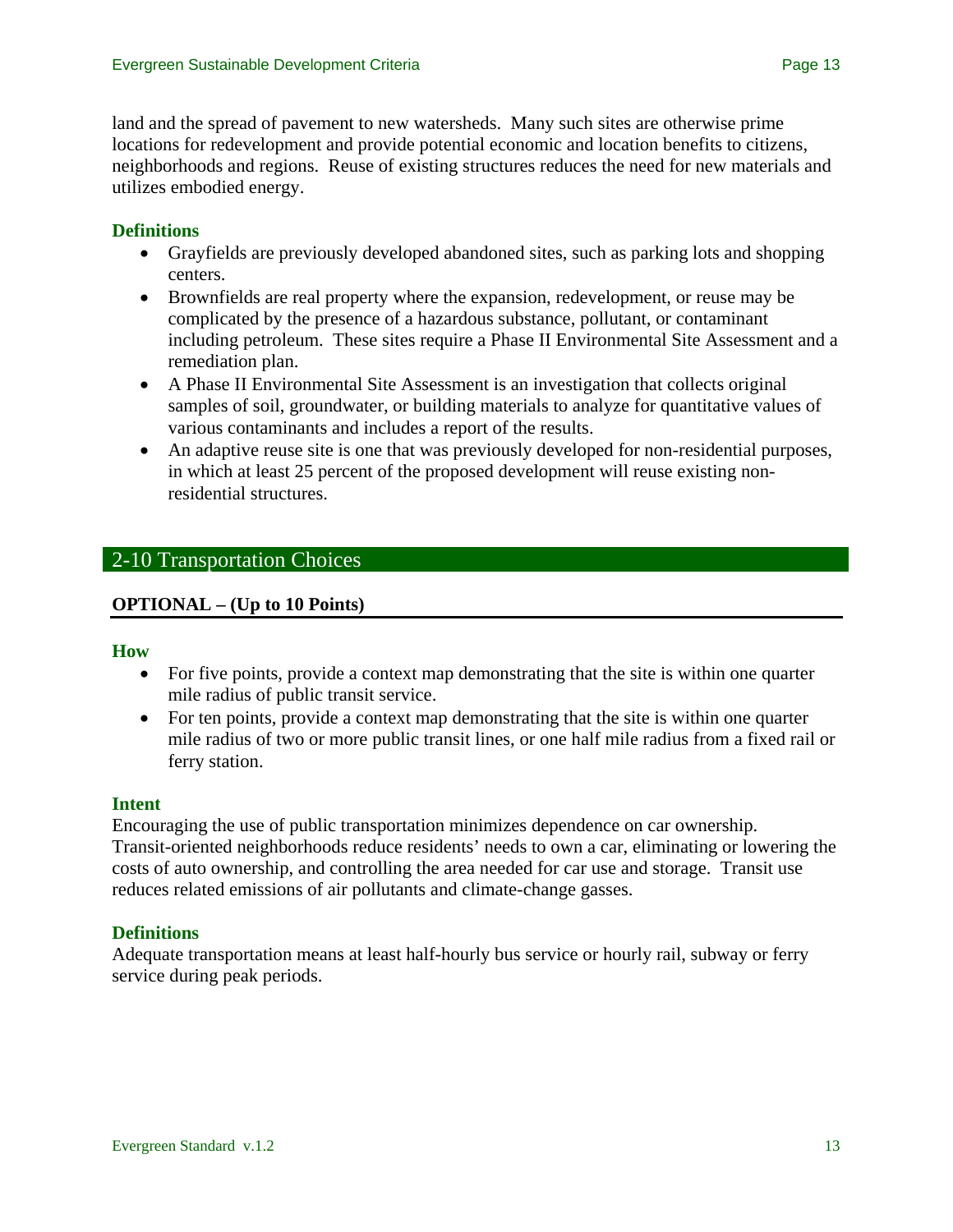land and the spread of pavement to new watersheds. Many such sites are otherwise prime locations for redevelopment and provide potential economic and location benefits to citizens, neighborhoods and regions. Reuse of existing structures reduces the need for new materials and utilizes embodied energy.

### Definitions

- Grayfields are previously developed abandoned sites, such as parking lots and shopping centers.
- Brownfields are real property where the expansion, redevelopment, or reuse may be complicated by the presence of a hazardous substance, pollutant, or contaminant including petroleum. These sites require a Phase II Environmental Site Assessment and a remediation plan.
- A Phase II Environmental Site Assessment is an investigation that collects original samples of soil, groundwater, or building materials to analyze for quantitative values of various contaminants and includes a report of the results.
- An adaptive reuse site is one that was previously developed for non-residential purposes, in which at least 25 percent of the proposed development will reuse existing non-residential structures.

## 2-10 Transportation Choices

**OPTIONAL – (Up to 10 Points)**

### How

- For five points, provide a context map demonstrating that the site is within one quarter mile radius of public transit service.
- For ten points, provide a context map demonstrating that the site is within one quarter mile radius of two or more public transit lines, or one half mile radius from a fixed rail or ferry station.

### Intent

Encouraging the use of public transportation minimizes dependence on car ownership. Transit-oriented neighborhoods reduce residents' needs to own a car, eliminating or lowering the costs of auto ownership, and controlling the area needed for car use and storage. Transit use reduces related emissions of air pollutants and climate-change gasses.

### Definitions

Adequate transportation means at least half-hourly bus service or hourly rail, subway or ferry service during peak periods.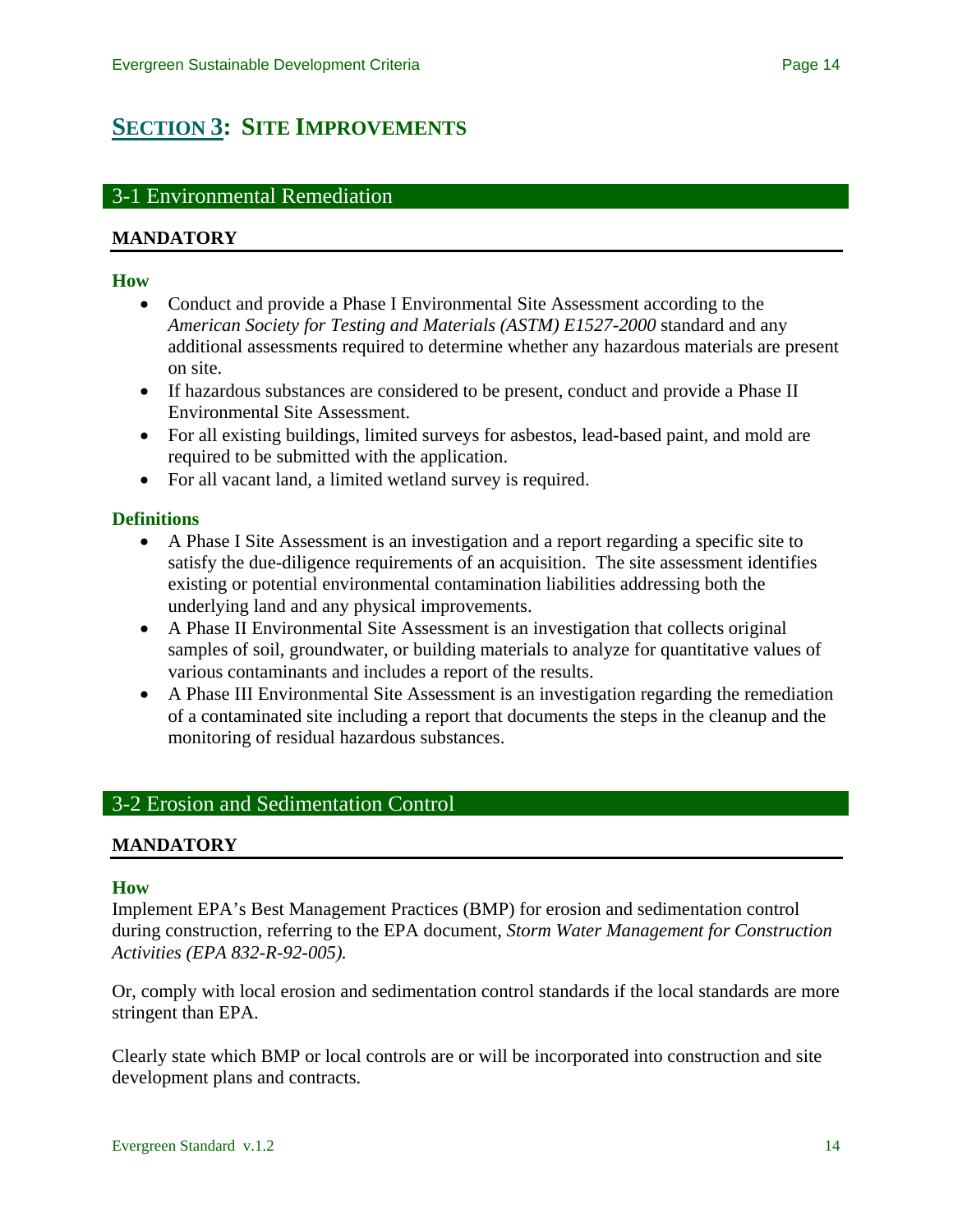# SECTION 3: SITE IMPROVEMENTS

## 3-1 Environmental Remediation

**MANDATORY**

### How

- Conduct and provide a Phase I Environmental Site Assessment according to the *American Society for Testing and Materials (ASTM) E1527-2000* standard and any additional assessments required to determine whether any hazardous materials are present on site.
- If hazardous substances are considered to be present, conduct and provide a Phase II Environmental Site Assessment.
- For all existing buildings, limited surveys for asbestos, lead-based paint, and mold are required to be submitted with the application.
- For all vacant land, a limited wetland survey is required.

### Definitions

- A Phase I Site Assessment is an investigation and a report regarding a specific site to satisfy the due-diligence requirements of an acquisition. The site assessment identifies existing or potential environmental contamination liabilities addressing both the underlying land and any physical improvements.
- A Phase II Environmental Site Assessment is an investigation that collects original samples of soil, groundwater, or building materials to analyze for quantitative values of various contaminants and includes a report of the results.
- A Phase III Environmental Site Assessment is an investigation regarding the remediation of a contaminated site including a report that documents the steps in the cleanup and the monitoring of residual hazardous substances.

## 3-2 Erosion and Sedimentation Control

**MANDATORY**

### How

Implement EPA's Best Management Practices (BMP) for erosion and sedimentation control during construction, referring to the EPA document, *Storm Water Management for Construction Activities (EPA 832-R-92-005).*

Or, comply with local erosion and sedimentation control standards if the local standards are more stringent than EPA.

Clearly state which BMP or local controls are or will be incorporated into construction and site development plans and contracts.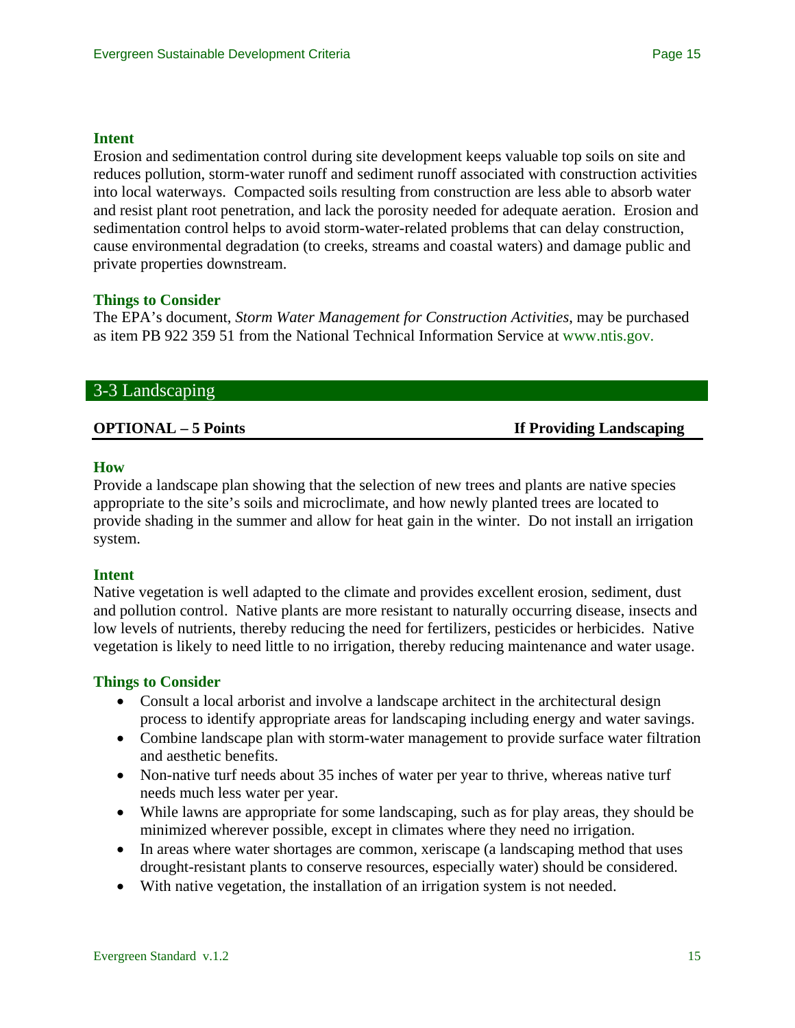### Intent

Erosion and sedimentation control during site development keeps valuable top soils on site and reduces pollution, storm-water runoff and sediment runoff associated with construction activities into local waterways. Compacted soils resulting from construction are less able to absorb water and resist plant root penetration, and lack the porosity needed for adequate aeration. Erosion and sedimentation control helps to avoid storm-water-related problems that can delay construction, cause environmental degradation (to creeks, streams and coastal waters) and damage public and private properties downstream.

### Things to Consider

The EPA's document, *Storm Water Management for Construction Activities*, may be purchased as item PB 922 359 51 from the National Technical Information Service at www.ntis.gov.

## 3-3 Landscaping

**OPTIONAL – 5 Points** **If Providing Landscaping**

### How

Provide a landscape plan showing that the selection of new trees and plants are native species appropriate to the site's soils and microclimate, and how newly planted trees are located to provide shading in the summer and allow for heat gain in the winter. Do not install an irrigation system.

### Intent

Native vegetation is well adapted to the climate and provides excellent erosion, sediment, dust and pollution control. Native plants are more resistant to naturally occurring disease, insects and low levels of nutrients, thereby reducing the need for fertilizers, pesticides or herbicides. Native vegetation is likely to need little to no irrigation, thereby reducing maintenance and water usage.

### Things to Consider

- Consult a local arborist and involve a landscape architect in the architectural design process to identify appropriate areas for landscaping including energy and water savings.
- Combine landscape plan with storm-water management to provide surface water filtration and aesthetic benefits.
- Non-native turf needs about 35 inches of water per year to thrive, whereas native turf needs much less water per year.
- While lawns are appropriate for some landscaping, such as for play areas, they should be minimized wherever possible, except in climates where they need no irrigation.
- In areas where water shortages are common, xeriscape (a landscaping method that uses drought-resistant plants to conserve resources, especially water) should be considered.
- With native vegetation, the installation of an irrigation system is not needed.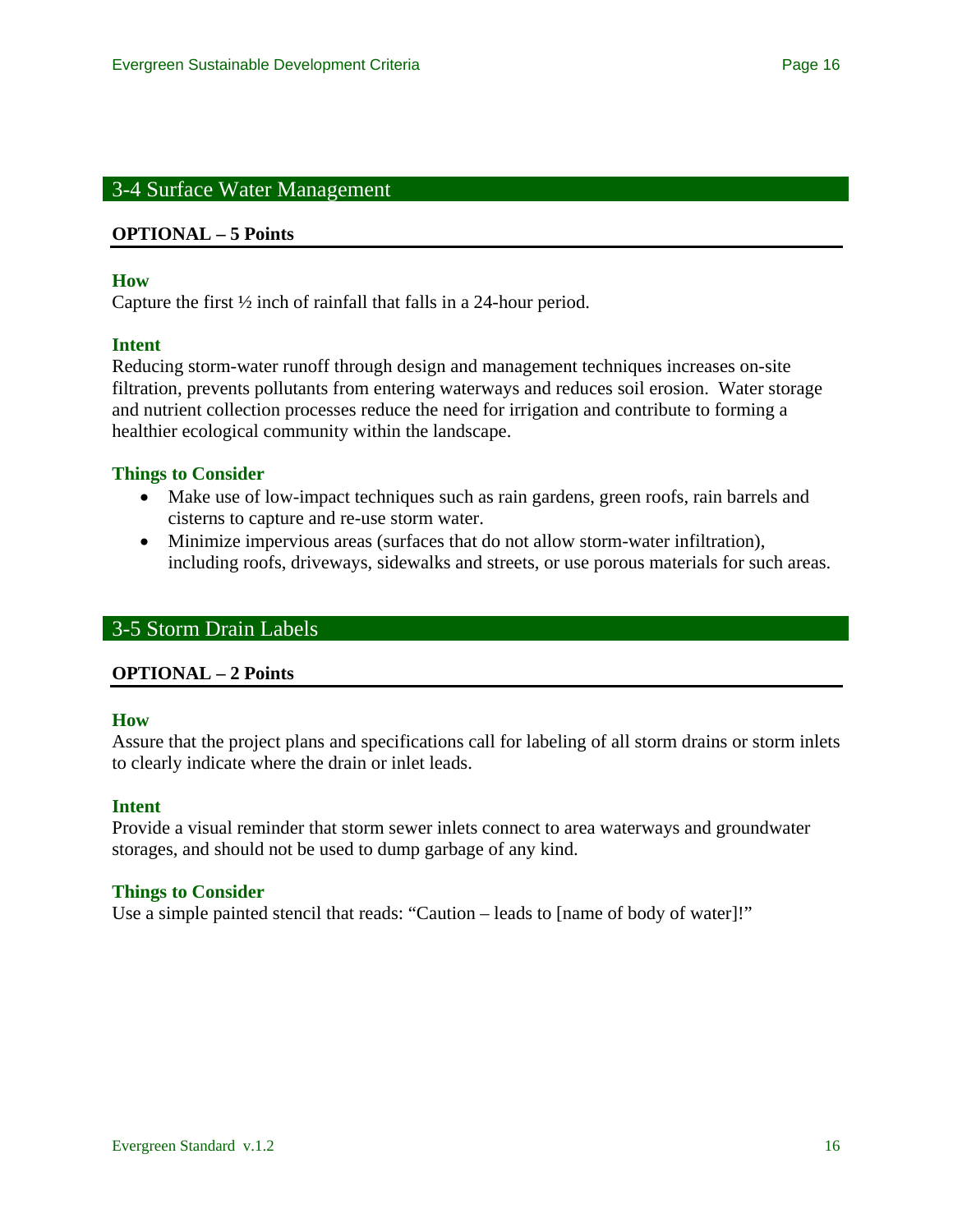## 3-4 Surface Water Management

**OPTIONAL – 5 Points**

### How

Capture the first ½ inch of rainfall that falls in a 24-hour period.

### Intent

Reducing storm-water runoff through design and management techniques increases on-site filtration, prevents pollutants from entering waterways and reduces soil erosion. Water storage and nutrient collection processes reduce the need for irrigation and contribute to forming a healthier ecological community within the landscape.

### Things to Consider

- Make use of low-impact techniques such as rain gardens, green roofs, rain barrels and cisterns to capture and re-use storm water.
- Minimize impervious areas (surfaces that do not allow storm-water infiltration), including roofs, driveways, sidewalks and streets, or use porous materials for such areas.

## 3-5 Storm Drain Labels

**OPTIONAL – 2 Points**

### How

Assure that the project plans and specifications call for labeling of all storm drains or storm inlets to clearly indicate where the drain or inlet leads.

### Intent

Provide a visual reminder that storm sewer inlets connect to area waterways and groundwater storages, and should not be used to dump garbage of any kind.

### Things to Consider

Use a simple painted stencil that reads: "Caution – leads to [name of body of water]!"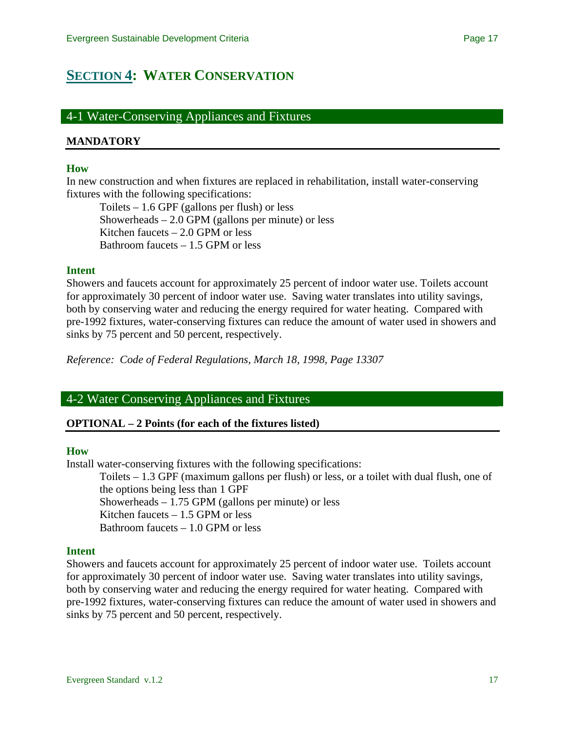# SECTION 4: WATER CONSERVATION

## 4-1 Water-Conserving Appliances and Fixtures

**MANDATORY**

### How

In new construction and when fixtures are replaced in rehabilitation, install water-conserving fixtures with the following specifications:

- Toilets – 1.6 GPF (gallons per flush) or less
- Showerheads – 2.0 GPM (gallons per minute) or less
- Kitchen faucets – 2.0 GPM or less
- Bathroom faucets – 1.5 GPM or less

### Intent

Showers and faucets account for approximately 25 percent of indoor water use. Toilets account for approximately 30 percent of indoor water use. Saving water translates into utility savings, both by conserving water and reducing the energy required for water heating. Compared with pre-1992 fixtures, water-conserving fixtures can reduce the amount of water used in showers and sinks by 75 percent and 50 percent, respectively.

*Reference: Code of Federal Regulations, March 18, 1998, Page 13307*

## 4-2 Water Conserving Appliances and Fixtures

**OPTIONAL – 2 Points (for each of the fixtures listed)**

### How

Install water-conserving fixtures with the following specifications:

- Toilets – 1.3 GPF (maximum gallons per flush) or less, or a toilet with dual flush, one of the options being less than 1 GPF
- Showerheads – 1.75 GPM (gallons per minute) or less
- Kitchen faucets – 1.5 GPM or less
- Bathroom faucets – 1.0 GPM or less

### Intent

Showers and faucets account for approximately 25 percent of indoor water use. Toilets account for approximately 30 percent of indoor water use. Saving water translates into utility savings, both by conserving water and reducing the energy required for water heating. Compared with pre-1992 fixtures, water-conserving fixtures can reduce the amount of water used in showers and sinks by 75 percent and 50 percent, respectively.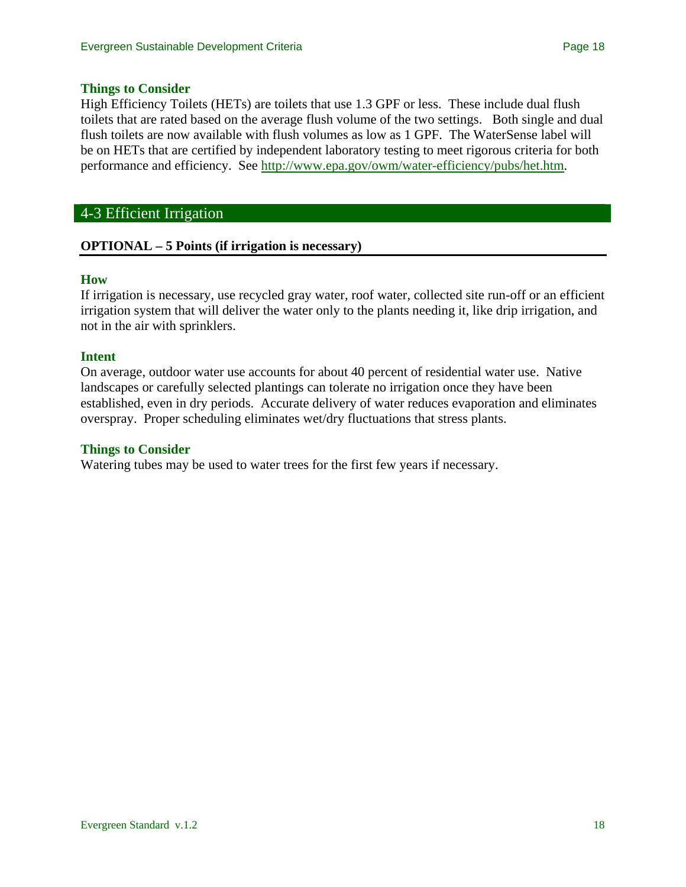### Things to Consider

High Efficiency Toilets (HETs) are toilets that use 1.3 GPF or less. These include dual flush toilets that are rated based on the average flush volume of the two settings. Both single and dual flush toilets are now available with flush volumes as low as 1 GPF. The WaterSense label will be on HETs that are certified by independent laboratory testing to meet rigorous criteria for both performance and efficiency. See [http://www.epa.gov/owm/water-efficiency/pubs/het.htm](http://www.epa.gov/owm/water-efficiency/pubs/het.htm).

## 4-3 Efficient Irrigation

**OPTIONAL – 5 Points (if irrigation is necessary)**

### How

If irrigation is necessary, use recycled gray water, roof water, collected site run-off or an efficient irrigation system that will deliver the water only to the plants needing it, like drip irrigation, and not in the air with sprinklers.

### Intent

On average, outdoor water use accounts for about 40 percent of residential water use. Native landscapes or carefully selected plantings can tolerate no irrigation once they have been established, even in dry periods. Accurate delivery of water reduces evaporation and eliminates overspray. Proper scheduling eliminates wet/dry fluctuations that stress plants.

### Things to Consider

Watering tubes may be used to water trees for the first few years if necessary.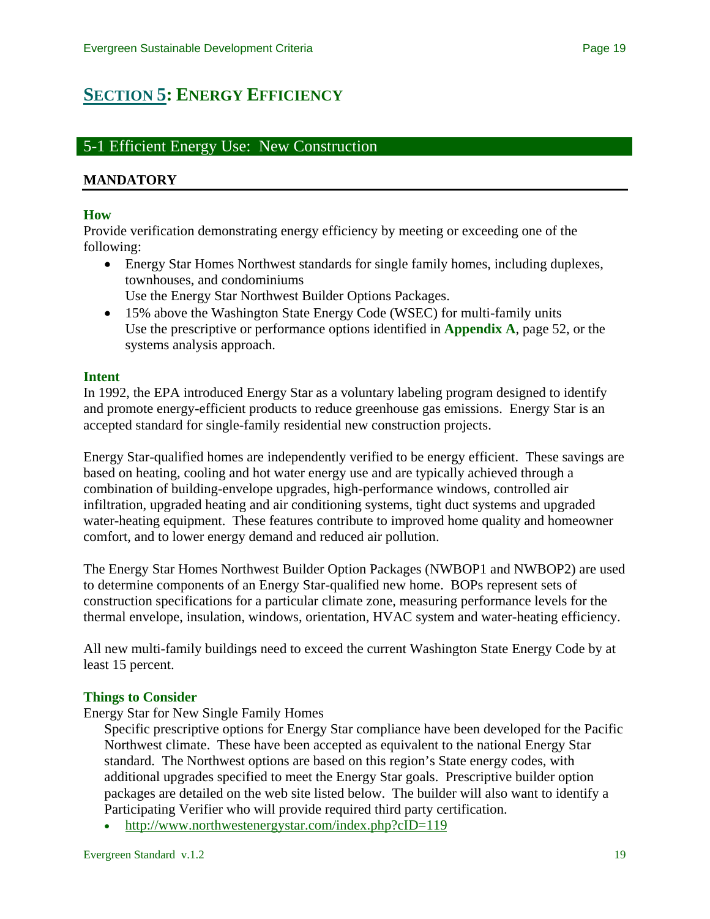# SECTION 5: ENERGY EFFICIENCY

## 5-1 Efficient Energy Use: New Construction

**MANDATORY**

### How

Provide verification demonstrating energy efficiency by meeting or exceeding one of the following:

- Energy Star Homes Northwest standards for single family homes, including duplexes, townhouses, and condominiums
  Use the Energy Star Northwest Builder Options Packages.
- 15% above the Washington State Energy Code (WSEC) for multi-family units
  Use the prescriptive or performance options identified in **Appendix A**, page 52, or the systems analysis approach.

### Intent

In 1992, the EPA introduced Energy Star as a voluntary labeling program designed to identify and promote energy-efficient products to reduce greenhouse gas emissions. Energy Star is an accepted standard for single-family residential new construction projects.

Energy Star-qualified homes are independently verified to be energy efficient. These savings are based on heating, cooling and hot water energy use and are typically achieved through a combination of building-envelope upgrades, high-performance windows, controlled air infiltration, upgraded heating and air conditioning systems, tight duct systems and upgraded water-heating equipment. These features contribute to improved home quality and homeowner comfort, and to lower energy demand and reduced air pollution.

The Energy Star Homes Northwest Builder Option Packages (NWBOP1 and NWBOP2) are used to determine components of an Energy Star-qualified new home. BOPs represent sets of construction specifications for a particular climate zone, measuring performance levels for the thermal envelope, insulation, windows, orientation, HVAC system and water-heating efficiency.

All new multi-family buildings need to exceed the current Washington State Energy Code by at least 15 percent.

### Things to Consider

Energy Star for New Single Family Homes

Specific prescriptive options for Energy Star compliance have been developed for the Pacific Northwest climate. These have been accepted as equivalent to the national Energy Star standard. The Northwest options are based on this region's State energy codes, with additional upgrades specified to meet the Energy Star goals. Prescriptive builder option packages are detailed on the web site listed below. The builder will also want to identify a Participating Verifier who will provide required third party certification.

- http://www.northwestenergystar.com/index.php?cID=119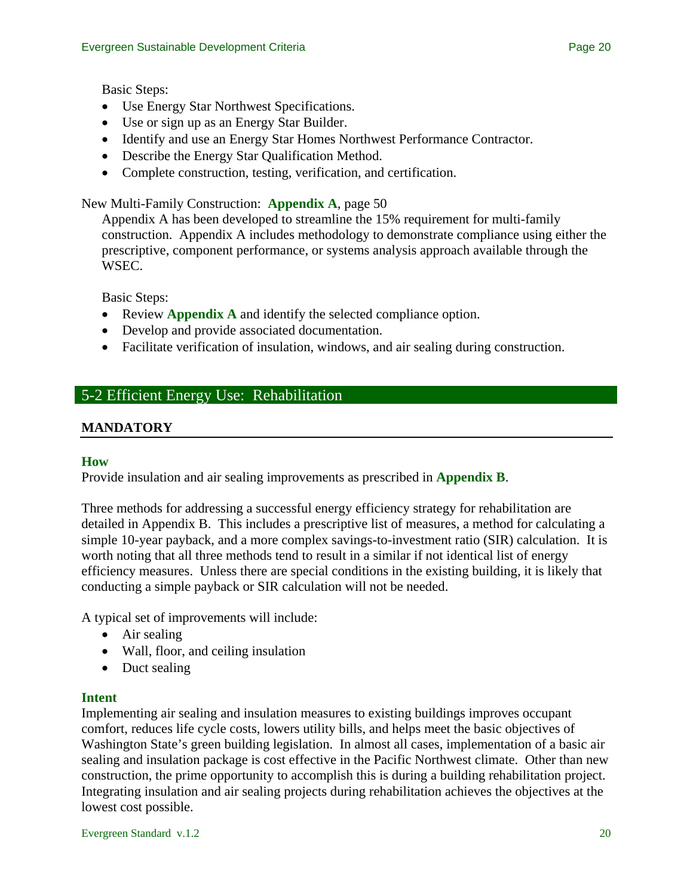Basic Steps:

- Use Energy Star Northwest Specifications.
- Use or sign up as an Energy Star Builder.
- Identify and use an Energy Star Homes Northwest Performance Contractor.
- Describe the Energy Star Qualification Method.
- Complete construction, testing, verification, and certification.

New Multi-Family Construction: **Appendix A**, page 50

Appendix A has been developed to streamline the 15% requirement for multi-family construction. Appendix A includes methodology to demonstrate compliance using either the prescriptive, component performance, or systems analysis approach available through the WSEC.

Basic Steps:

- Review **Appendix A** and identify the selected compliance option.
- Develop and provide associated documentation.
- Facilitate verification of insulation, windows, and air sealing during construction.

## 5-2 Efficient Energy Use: Rehabilitation

**MANDATORY**

### How

Provide insulation and air sealing improvements as prescribed in **Appendix B**.

Three methods for addressing a successful energy efficiency strategy for rehabilitation are detailed in Appendix B. This includes a prescriptive list of measures, a method for calculating a simple 10-year payback, and a more complex savings-to-investment ratio (SIR) calculation. It is worth noting that all three methods tend to result in a similar if not identical list of energy efficiency measures. Unless there are special conditions in the existing building, it is likely that conducting a simple payback or SIR calculation will not be needed.

A typical set of improvements will include:

- Air sealing
- Wall, floor, and ceiling insulation
- Duct sealing

### Intent

Implementing air sealing and insulation measures to existing buildings improves occupant comfort, reduces life cycle costs, lowers utility bills, and helps meet the basic objectives of Washington State's green building legislation. In almost all cases, implementation of a basic air sealing and insulation package is cost effective in the Pacific Northwest climate. Other than new construction, the prime opportunity to accomplish this is during a building rehabilitation project. Integrating insulation and air sealing projects during rehabilitation achieves the objectives at the lowest cost possible.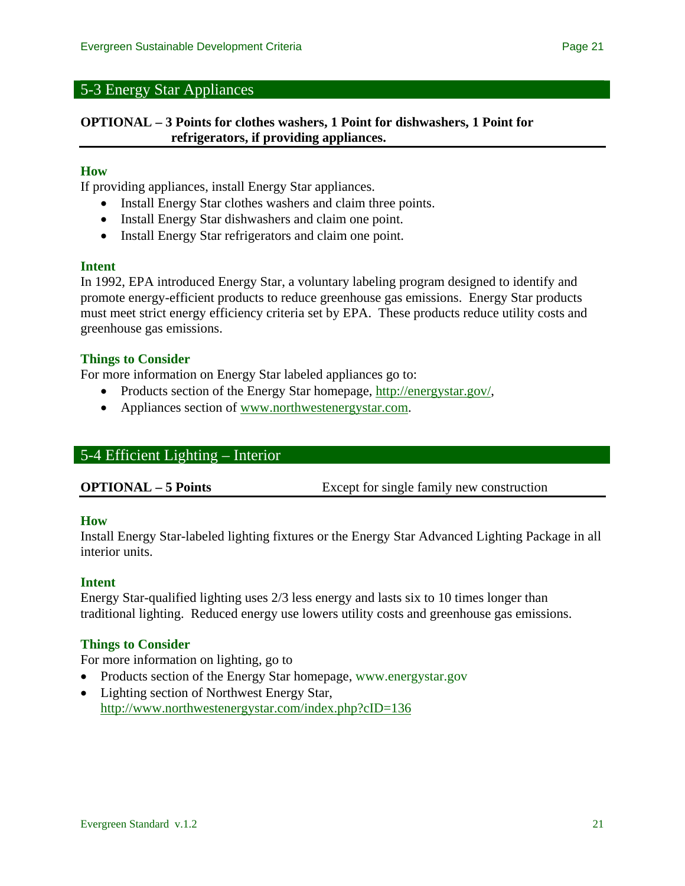## 5-3 Energy Star Appliances

**OPTIONAL – 3 Points for clothes washers, 1 Point for dishwashers, 1 Point for refrigerators, if providing appliances.**

### How

If providing appliances, install Energy Star appliances.

- Install Energy Star clothes washers and claim three points.
- Install Energy Star dishwashers and claim one point.
- Install Energy Star refrigerators and claim one point.

### Intent

In 1992, EPA introduced Energy Star, a voluntary labeling program designed to identify and promote energy-efficient products to reduce greenhouse gas emissions. Energy Star products must meet strict energy efficiency criteria set by EPA. These products reduce utility costs and greenhouse gas emissions.

### Things to Consider

For more information on Energy Star labeled appliances go to:

- Products section of the Energy Star homepage, http://energystar.gov/,
- Appliances section of www.northwestenergystar.com.

## 5-4 Efficient Lighting – Interior

**OPTIONAL – 5 Points** Except for single family new construction

### How

Install Energy Star-labeled lighting fixtures or the Energy Star Advanced Lighting Package in all interior units.

### Intent

Energy Star-qualified lighting uses 2/3 less energy and lasts six to 10 times longer than traditional lighting. Reduced energy use lowers utility costs and greenhouse gas emissions.

### Things to Consider

For more information on lighting, go to

- Products section of the Energy Star homepage, www.energystar.gov
- Lighting section of Northwest Energy Star, http://www.northwestenergystar.com/index.php?cID=136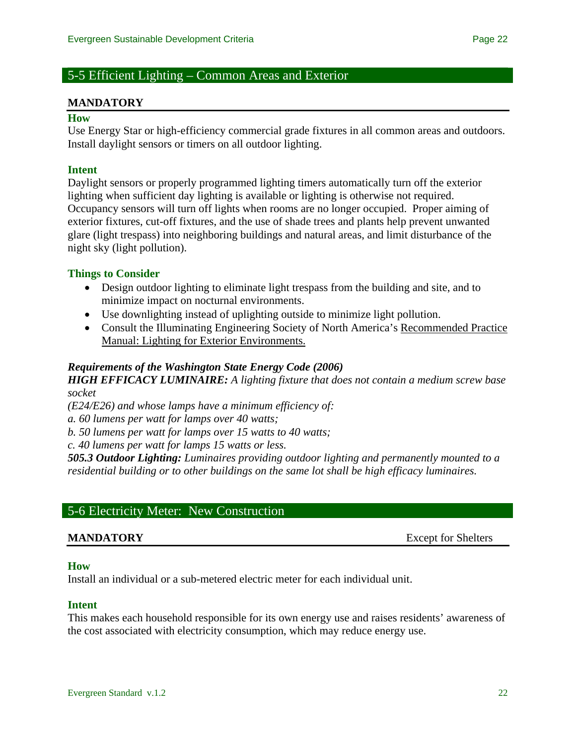## 5-5 Efficient Lighting – Common Areas and Exterior

**MANDATORY**

### How

Use Energy Star or high-efficiency commercial grade fixtures in all common areas and outdoors. Install daylight sensors or timers on all outdoor lighting.

### Intent

Daylight sensors or properly programmed lighting timers automatically turn off the exterior lighting when sufficient day lighting is available or lighting is otherwise not required. Occupancy sensors will turn off lights when rooms are no longer occupied. Proper aiming of exterior fixtures, cut-off fixtures, and the use of shade trees and plants help prevent unwanted glare (light trespass) into neighboring buildings and natural areas, and limit disturbance of the night sky (light pollution).

### Things to Consider

- Design outdoor lighting to eliminate light trespass from the building and site, and to minimize impact on nocturnal environments.
- Use downlighting instead of uplighting outside to minimize light pollution.
- Consult the Illuminating Engineering Society of North America's Recommended Practice Manual: Lighting for Exterior Environments.

***Requirements of the Washington State Energy Code (2006)***

***HIGH EFFICACY LUMINAIRE:*** *A lighting fixture that does not contain a medium screw base socket*

*(E24/E26) and whose lamps have a minimum efficiency of:*

*a. 60 lumens per watt for lamps over 40 watts;*

*b. 50 lumens per watt for lamps over 15 watts to 40 watts;*

*c. 40 lumens per watt for lamps 15 watts or less.*

***505.3 Outdoor Lighting:*** *Luminaires providing outdoor lighting and permanently mounted to a residential building or to other buildings on the same lot shall be high efficacy luminaires.*

## 5-6 Electricity Meter: New Construction

**MANDATORY** Except for Shelters

### How

Install an individual or a sub-metered electric meter for each individual unit.

### Intent

This makes each household responsible for its own energy use and raises residents' awareness of the cost associated with electricity consumption, which may reduce energy use.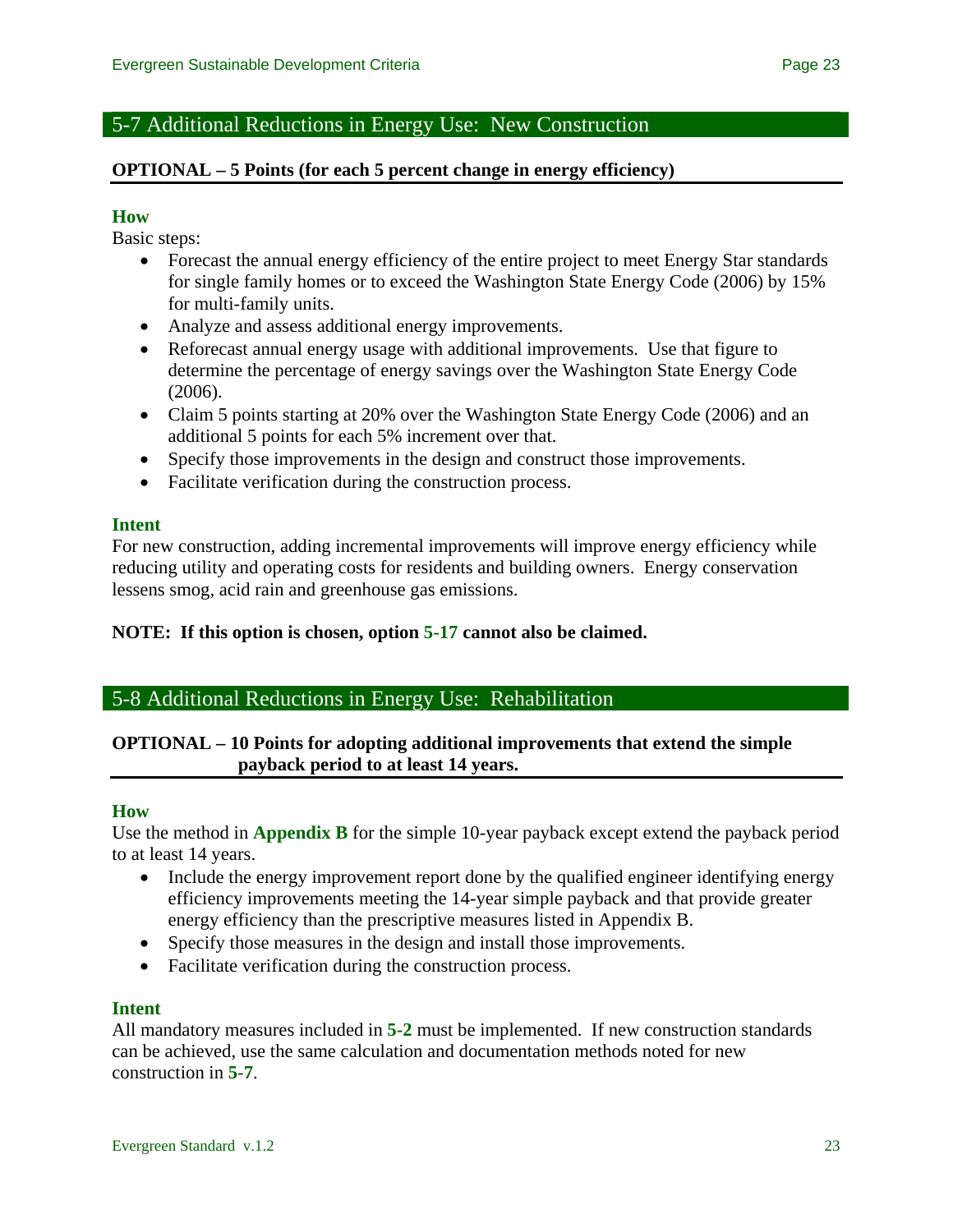## 5-7 Additional Reductions in Energy Use: New Construction

**OPTIONAL – 5 Points (for each 5 percent change in energy efficiency)**

### How

Basic steps:

- Forecast the annual energy efficiency of the entire project to meet Energy Star standards for single family homes or to exceed the Washington State Energy Code (2006) by 15% for multi-family units.
- Analyze and assess additional energy improvements.
- Reforecast annual energy usage with additional improvements. Use that figure to determine the percentage of energy savings over the Washington State Energy Code (2006).
- Claim 5 points starting at 20% over the Washington State Energy Code (2006) and an additional 5 points for each 5% increment over that.
- Specify those improvements in the design and construct those improvements.
- Facilitate verification during the construction process.

### Intent

For new construction, adding incremental improvements will improve energy efficiency while reducing utility and operating costs for residents and building owners. Energy conservation lessens smog, acid rain and greenhouse gas emissions.

**NOTE: If this option is chosen, option 5-17 cannot also be claimed.**

## 5-8 Additional Reductions in Energy Use: Rehabilitation

**OPTIONAL – 10 Points for adopting additional improvements that extend the simple payback period to at least 14 years.**

### How

Use the method in **Appendix B** for the simple 10-year payback except extend the payback period to at least 14 years.

- Include the energy improvement report done by the qualified engineer identifying energy efficiency improvements meeting the 14-year simple payback and that provide greater energy efficiency than the prescriptive measures listed in Appendix B.
- Specify those measures in the design and install those improvements.
- Facilitate verification during the construction process.

### Intent

All mandatory measures included in **5-2** must be implemented. If new construction standards can be achieved, use the same calculation and documentation methods noted for new construction in **5-7**.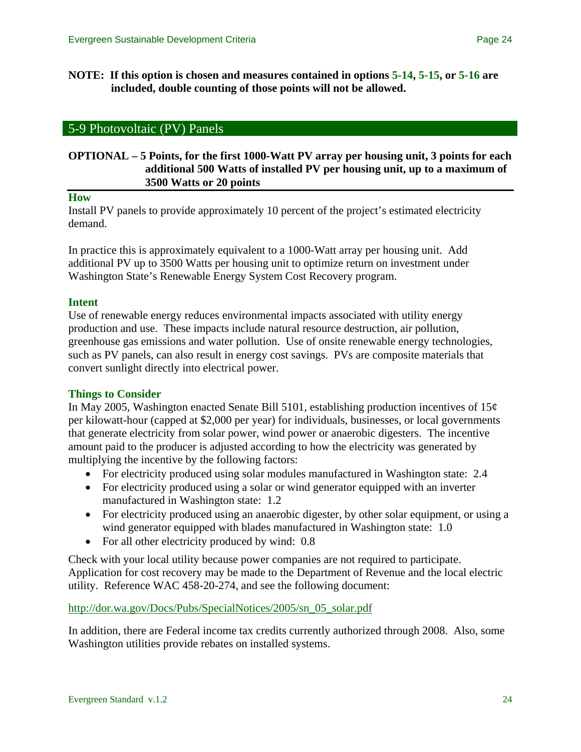**NOTE: If this option is chosen and measures contained in options 5-14, 5-15, or 5-16 are included, double counting of those points will not be allowed.**

## 5-9 Photovoltaic (PV) Panels

**OPTIONAL – 5 Points, for the first 1000-Watt PV array per housing unit, 3 points for each additional 500 Watts of installed PV per housing unit, up to a maximum of 3500 Watts or 20 points**

### How

Install PV panels to provide approximately 10 percent of the project's estimated electricity demand.

In practice this is approximately equivalent to a 1000-Watt array per housing unit. Add additional PV up to 3500 Watts per housing unit to optimize return on investment under Washington State's Renewable Energy System Cost Recovery program.

### Intent

Use of renewable energy reduces environmental impacts associated with utility energy production and use. These impacts include natural resource destruction, air pollution, greenhouse gas emissions and water pollution. Use of onsite renewable energy technologies, such as PV panels, can also result in energy cost savings. PVs are composite materials that convert sunlight directly into electrical power.

### Things to Consider

In May 2005, Washington enacted Senate Bill 5101, establishing production incentives of 15¢ per kilowatt-hour (capped at $2,000 per year) for individuals, businesses, or local governments that generate electricity from solar power, wind power or anaerobic digesters. The incentive amount paid to the producer is adjusted according to how the electricity was generated by multiplying the incentive by the following factors:

- For electricity produced using solar modules manufactured in Washington state: 2.4
- For electricity produced using a solar or wind generator equipped with an inverter manufactured in Washington state: 1.2
- For electricity produced using an anaerobic digester, by other solar equipment, or using a wind generator equipped with blades manufactured in Washington state: 1.0
- For all other electricity produced by wind: 0.8

Check with your local utility because power companies are not required to participate. Application for cost recovery may be made to the Department of Revenue and the local electric utility. Reference WAC 458-20-274, and see the following document:

http://dor.wa.gov/Docs/Pubs/SpecialNotices/2005/sn_05_solar.pdf

In addition, there are Federal income tax credits currently authorized through 2008. Also, some Washington utilities provide rebates on installed systems.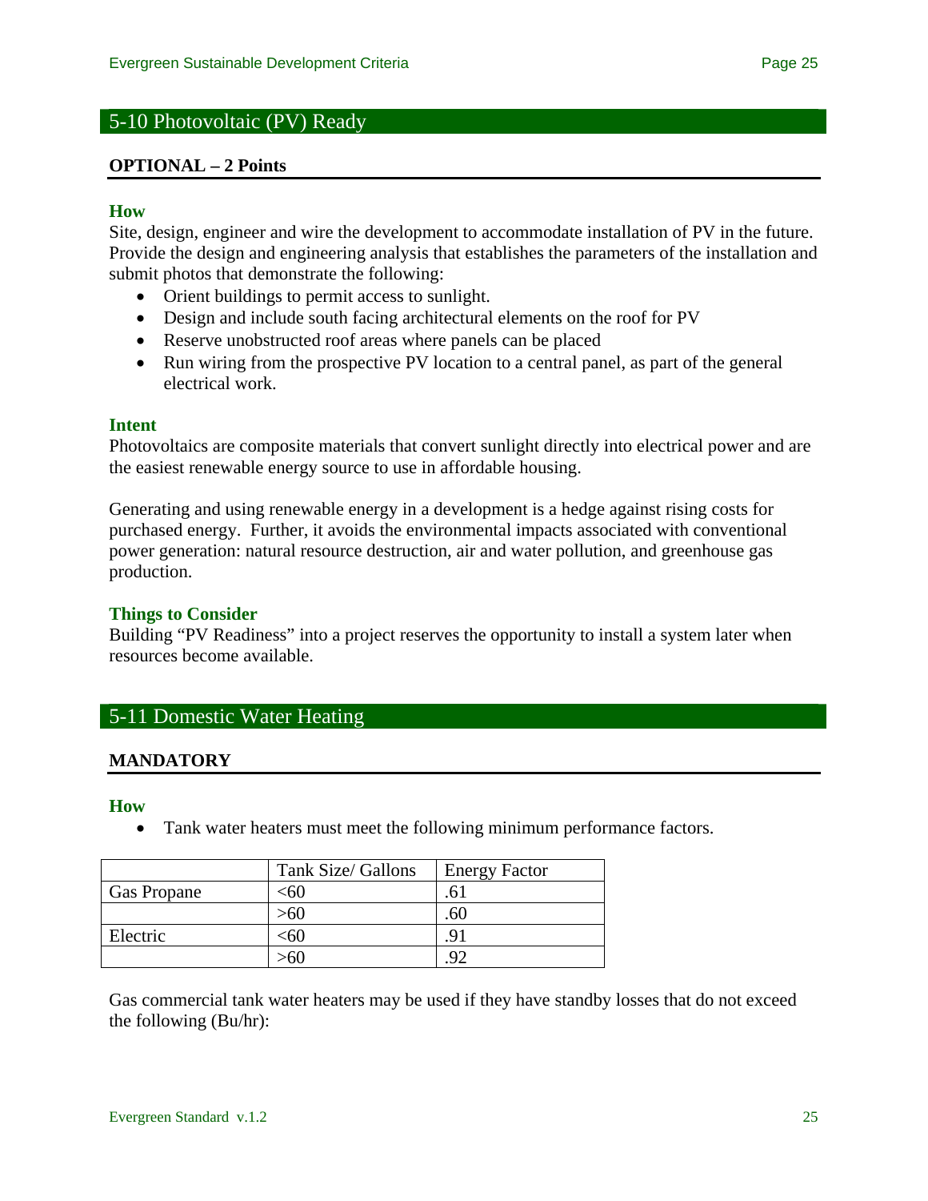## 5-10 Photovoltaic (PV) Ready

**OPTIONAL – 2 Points**

### How

Site, design, engineer and wire the development to accommodate installation of PV in the future. Provide the design and engineering analysis that establishes the parameters of the installation and submit photos that demonstrate the following:

- Orient buildings to permit access to sunlight.
- Design and include south facing architectural elements on the roof for PV
- Reserve unobstructed roof areas where panels can be placed
- Run wiring from the prospective PV location to a central panel, as part of the general electrical work.

### Intent

Photovoltaics are composite materials that convert sunlight directly into electrical power and are the easiest renewable energy source to use in affordable housing.

Generating and using renewable energy in a development is a hedge against rising costs for purchased energy. Further, it avoids the environmental impacts associated with conventional power generation: natural resource destruction, air and water pollution, and greenhouse gas production.

### Things to Consider

Building "PV Readiness" into a project reserves the opportunity to install a system later when resources become available.

## 5-11 Domestic Water Heating

**MANDATORY**

### How

- Tank water heaters must meet the following minimum performance factors.

| | Tank Size/ Gallons | Energy Factor |
|---|---|---|
| Gas Propane | <60 | .61 |
| | >60 | .60 |
| Electric | <60 | .91 |
| | >60 | .92 |

Gas commercial tank water heaters may be used if they have standby losses that do not exceed the following (Bu/hr):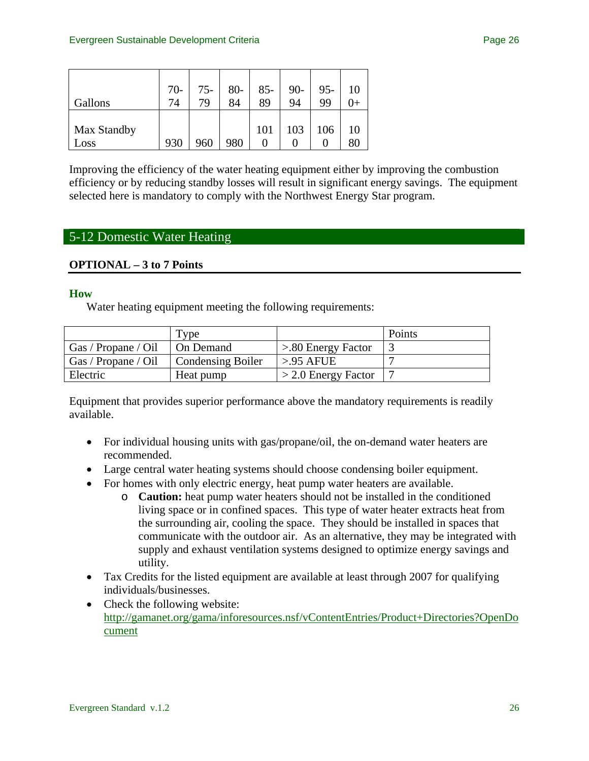| Gallons | 70-74 | 75-79 | 80-84 | 85-89 | 90-94 | 95-99 | 100+ |
|---|---|---|---|---|---|---|---|
| Max Standby Loss | 930 | 960 | 980 | 1010 | 1030 | 1060 | 1080 |

Improving the efficiency of the water heating equipment either by improving the combustion efficiency or by reducing standby losses will result in significant energy savings. The equipment selected here is mandatory to comply with the Northwest Energy Star program.

## 5-12 Domestic Water Heating

**OPTIONAL – 3 to 7 Points**

### How

Water heating equipment meeting the following requirements:

| | Type | | Points |
|---|---|---|---|
| Gas / Propane / Oil | On Demand | >.80 Energy Factor | 3 |
| Gas / Propane / Oil | Condensing Boiler | >.95 AFUE | 7 |
| Electric | Heat pump | > 2.0 Energy Factor | 7 |

Equipment that provides superior performance above the mandatory requirements is readily available.

- For individual housing units with gas/propane/oil, the on-demand water heaters are recommended.
- Large central water heating systems should choose condensing boiler equipment.
- For homes with only electric energy, heat pump water heaters are available.
  - **Caution:** heat pump water heaters should not be installed in the conditioned living space or in confined spaces. This type of water heater extracts heat from the surrounding air, cooling the space. They should be installed in spaces that communicate with the outdoor air. As an alternative, they may be integrated with supply and exhaust ventilation systems designed to optimize energy savings and utility.
- Tax Credits for the listed equipment are available at least through 2007 for qualifying individuals/businesses.
- Check the following website: http://gamanet.org/gama/inforesources.nsf/vContentEntries/Product+Directories?OpenDocument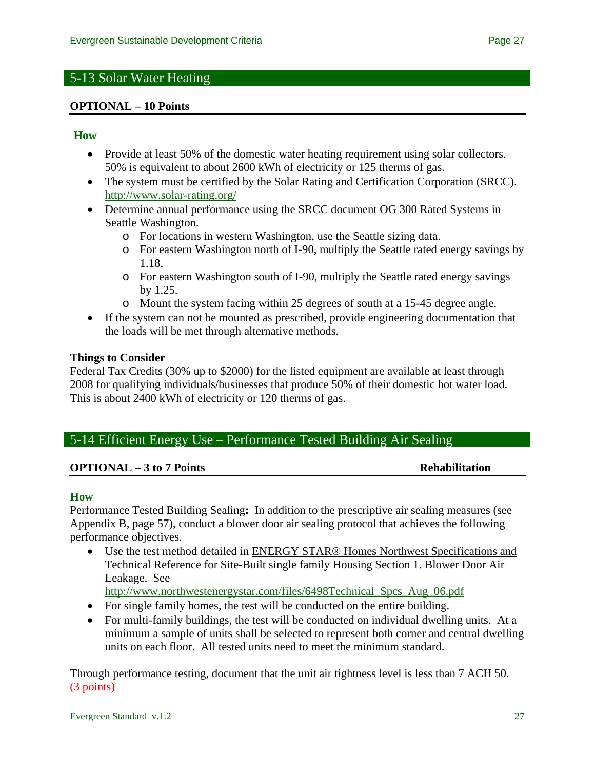## 5-13 Solar Water Heating

**OPTIONAL – 10 Points**

### How

- Provide at least 50% of the domestic water heating requirement using solar collectors. 50% is equivalent to about 2600 kWh of electricity or 125 therms of gas.
- The system must be certified by the Solar Rating and Certification Corporation (SRCC). http://www.solar-rating.org/
- Determine annual performance using the SRCC document OG 300 Rated Systems in Seattle Washington.
    - For locations in western Washington, use the Seattle sizing data.
    - For eastern Washington north of I-90, multiply the Seattle rated energy savings by 1.18.
    - For eastern Washington south of I-90, multiply the Seattle rated energy savings by 1.25.
    - Mount the system facing within 25 degrees of south at a 15-45 degree angle.
- If the system can not be mounted as prescribed, provide engineering documentation that the loads will be met through alternative methods.

**Things to Consider**

Federal Tax Credits (30% up to $2000) for the listed equipment are available at least through 2008 for qualifying individuals/businesses that produce 50% of their domestic hot water load. This is about 2400 kWh of electricity or 120 therms of gas.

## 5-14 Efficient Energy Use – Performance Tested Building Air Sealing

**OPTIONAL – 3 to 7 Points** **Rehabilitation**

### How

Performance Tested Building Sealing**:** In addition to the prescriptive air sealing measures (see Appendix B, page 57), conduct a blower door air sealing protocol that achieves the following performance objectives.

- Use the test method detailed in ENERGY STAR® Homes Northwest Specifications and Technical Reference for Site-Built single family Housing Section 1. Blower Door Air Leakage. See http://www.northwestenergystar.com/files/6498Technical_Spcs_Aug_06.pdf
- For single family homes, the test will be conducted on the entire building.
- For multi-family buildings, the test will be conducted on individual dwelling units. At a minimum a sample of units shall be selected to represent both corner and central dwelling units on each floor. All tested units need to meet the minimum standard.

Through performance testing, document that the unit air tightness level is less than 7 ACH 50. (3 points)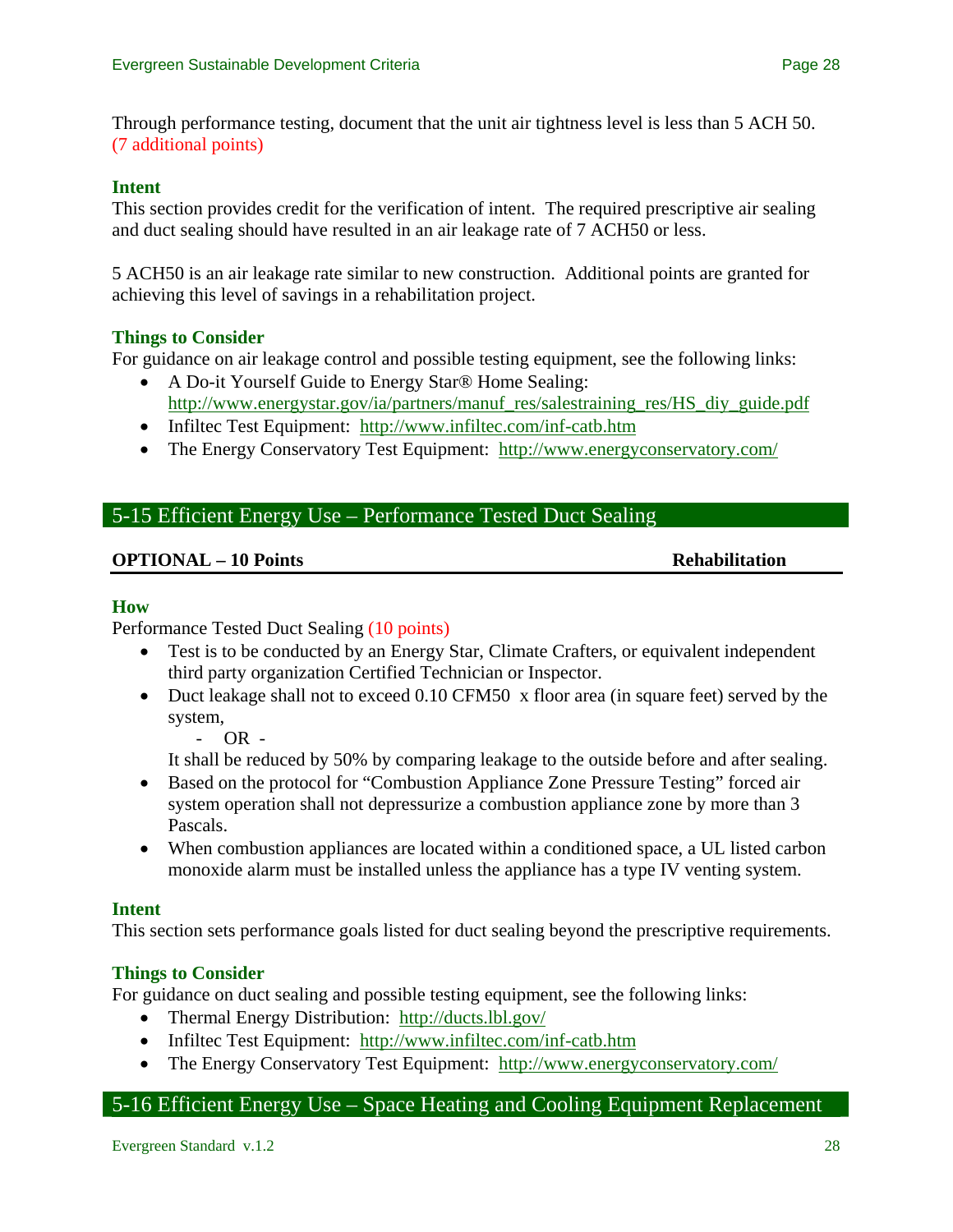Through performance testing, document that the unit air tightness level is less than 5 ACH 50. (7 additional points)

### Intent

This section provides credit for the verification of intent. The required prescriptive air sealing and duct sealing should have resulted in an air leakage rate of 7 ACH50 or less.

5 ACH50 is an air leakage rate similar to new construction. Additional points are granted for achieving this level of savings in a rehabilitation project.

### Things to Consider

For guidance on air leakage control and possible testing equipment, see the following links:

- A Do-it Yourself Guide to Energy Star® Home Sealing: http://www.energystar.gov/ia/partners/manuf_res/salestraining_res/HS_diy_guide.pdf
- Infiltec Test Equipment: http://www.infiltec.com/inf-catb.htm
- The Energy Conservatory Test Equipment: http://www.energyconservatory.com/

## 5-15 Efficient Energy Use – Performance Tested Duct Sealing

**OPTIONAL – 10 Points** **Rehabilitation**

### How

Performance Tested Duct Sealing (10 points)

- Test is to be conducted by an Energy Star, Climate Crafters, or equivalent independent third party organization Certified Technician or Inspector.
- Duct leakage shall not to exceed 0.10 CFM50 x floor area (in square feet) served by the system,

  \- OR -

  It shall be reduced by 50% by comparing leakage to the outside before and after sealing.
- Based on the protocol for "Combustion Appliance Zone Pressure Testing" forced air system operation shall not depressurize a combustion appliance zone by more than 3 Pascals.
- When combustion appliances are located within a conditioned space, a UL listed carbon monoxide alarm must be installed unless the appliance has a type IV venting system.

### Intent

This section sets performance goals listed for duct sealing beyond the prescriptive requirements.

### Things to Consider

For guidance on duct sealing and possible testing equipment, see the following links:

- Thermal Energy Distribution: http://ducts.lbl.gov/
- Infiltec Test Equipment: http://www.infiltec.com/inf-catb.htm
- The Energy Conservatory Test Equipment: http://www.energyconservatory.com/

## 5-16 Efficient Energy Use – Space Heating and Cooling Equipment Replacement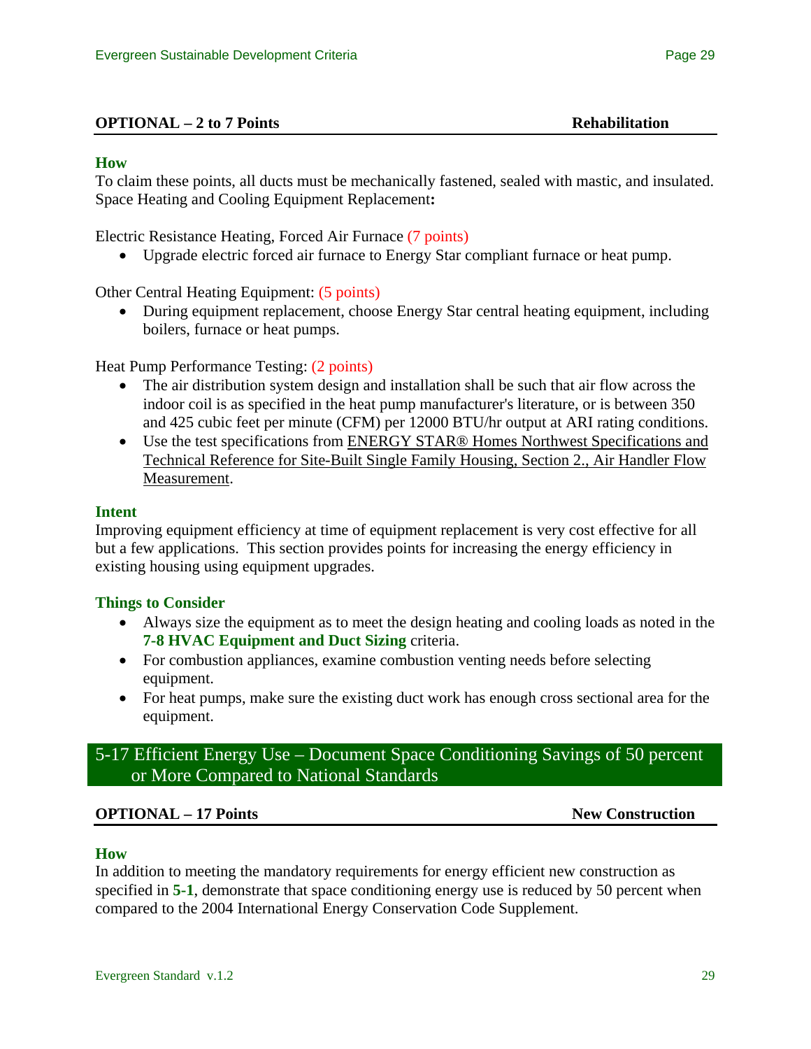**OPTIONAL – 2 to 7 Points** **Rehabilitation**

### How

To claim these points, all ducts must be mechanically fastened, sealed with mastic, and insulated. Space Heating and Cooling Equipment Replacement**:**

Electric Resistance Heating, Forced Air Furnace (7 points)

- Upgrade electric forced air furnace to Energy Star compliant furnace or heat pump.

Other Central Heating Equipment: (5 points)

- During equipment replacement, choose Energy Star central heating equipment, including boilers, furnace or heat pumps.

Heat Pump Performance Testing: (2 points)

- The air distribution system design and installation shall be such that air flow across the indoor coil is as specified in the heat pump manufacturer's literature, or is between 350 and 425 cubic feet per minute (CFM) per 12000 BTU/hr output at ARI rating conditions.
- Use the test specifications from ENERGY STAR® Homes Northwest Specifications and Technical Reference for Site-Built Single Family Housing, Section 2., Air Handler Flow Measurement.

### Intent

Improving equipment efficiency at time of equipment replacement is very cost effective for all but a few applications. This section provides points for increasing the energy efficiency in existing housing using equipment upgrades.

### Things to Consider

- Always size the equipment as to meet the design heating and cooling loads as noted in the **7-8 HVAC Equipment and Duct Sizing** criteria.
- For combustion appliances, examine combustion venting needs before selecting equipment.
- For heat pumps, make sure the existing duct work has enough cross sectional area for the equipment.

## 5-17 Efficient Energy Use – Document Space Conditioning Savings of 50 percent or More Compared to National Standards

**OPTIONAL – 17 Points** **New Construction**

### How

In addition to meeting the mandatory requirements for energy efficient new construction as specified in **5-1**, demonstrate that space conditioning energy use is reduced by 50 percent when compared to the 2004 International Energy Conservation Code Supplement.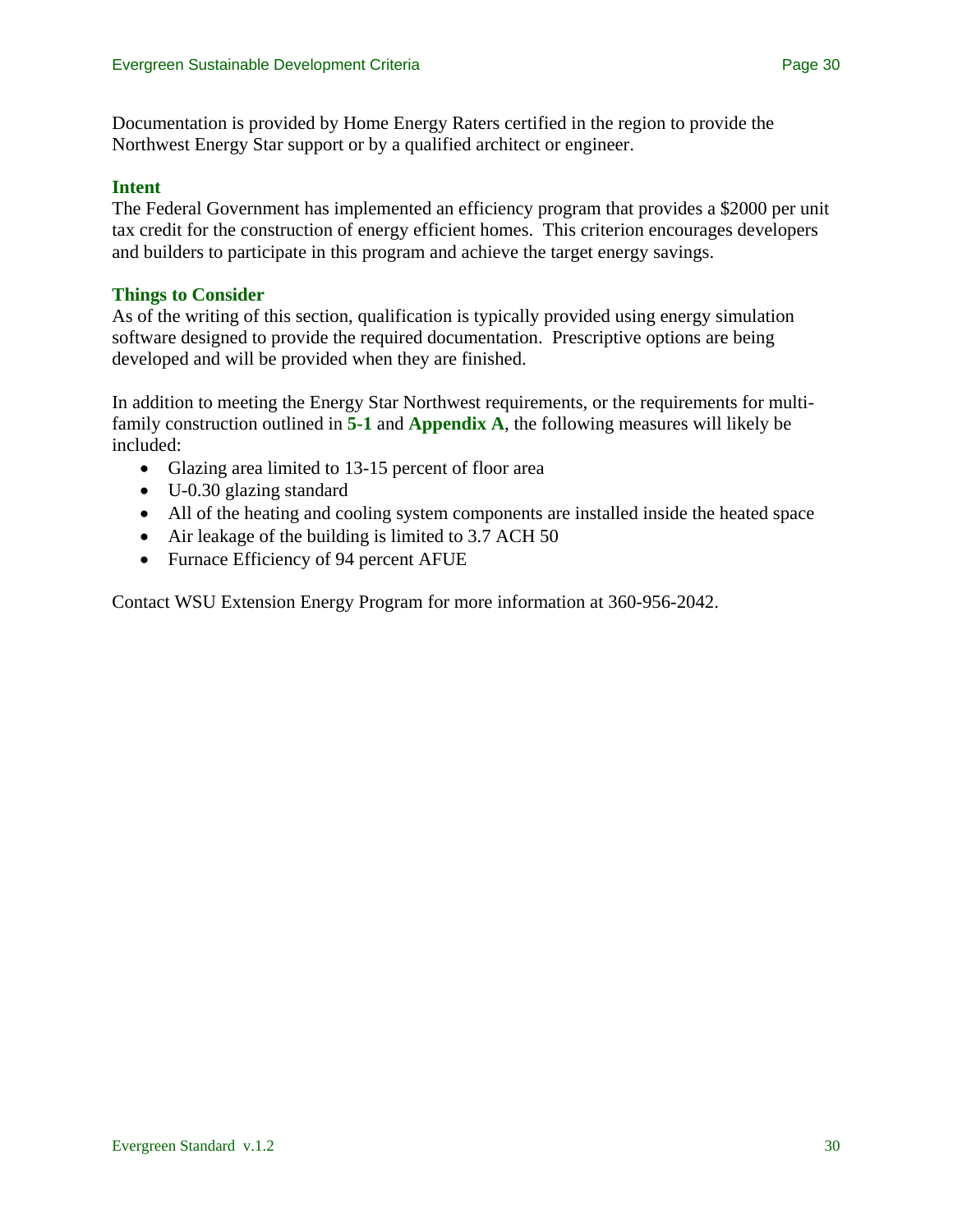Documentation is provided by Home Energy Raters certified in the region to provide the Northwest Energy Star support or by a qualified architect or engineer.

### Intent

The Federal Government has implemented an efficiency program that provides a $2000 per unit tax credit for the construction of energy efficient homes. This criterion encourages developers and builders to participate in this program and achieve the target energy savings.

### Things to Consider

As of the writing of this section, qualification is typically provided using energy simulation software designed to provide the required documentation. Prescriptive options are being developed and will be provided when they are finished.

In addition to meeting the Energy Star Northwest requirements, or the requirements for multi-family construction outlined in **5-1** and **Appendix A**, the following measures will likely be included:

- Glazing area limited to 13-15 percent of floor area
- U-0.30 glazing standard
- All of the heating and cooling system components are installed inside the heated space
- Air leakage of the building is limited to 3.7 ACH 50
- Furnace Efficiency of 94 percent AFUE

Contact WSU Extension Energy Program for more information at 360-956-2042.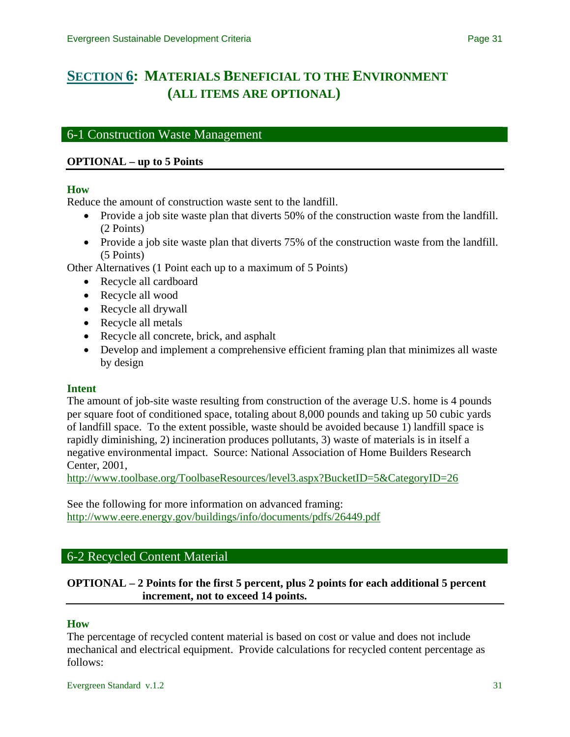# SECTION 6: MATERIALS BENEFICIAL TO THE ENVIRONMENT (ALL ITEMS ARE OPTIONAL)

## 6-1 Construction Waste Management

**OPTIONAL – up to 5 Points**

### How

Reduce the amount of construction waste sent to the landfill.

- Provide a job site waste plan that diverts 50% of the construction waste from the landfill. (2 Points)
- Provide a job site waste plan that diverts 75% of the construction waste from the landfill. (5 Points)

Other Alternatives (1 Point each up to a maximum of 5 Points)

- Recycle all cardboard
- Recycle all wood
- Recycle all drywall
- Recycle all metals
- Recycle all concrete, brick, and asphalt
- Develop and implement a comprehensive efficient framing plan that minimizes all waste by design

### Intent

The amount of job-site waste resulting from construction of the average U.S. home is 4 pounds per square foot of conditioned space, totaling about 8,000 pounds and taking up 50 cubic yards of landfill space. To the extent possible, waste should be avoided because 1) landfill space is rapidly diminishing, 2) incineration produces pollutants, 3) waste of materials is in itself a negative environmental impact. Source: National Association of Home Builders Research Center, 2001, http://www.toolbase.org/ToolbaseResources/level3.aspx?BucketID=5&CategoryID=26

See the following for more information on advanced framing: http://www.eere.energy.gov/buildings/info/documents/pdfs/26449.pdf

## 6-2 Recycled Content Material

**OPTIONAL – 2 Points for the first 5 percent, plus 2 points for each additional 5 percent increment, not to exceed 14 points.**

### How

The percentage of recycled content material is based on cost or value and does not include mechanical and electrical equipment. Provide calculations for recycled content percentage as follows: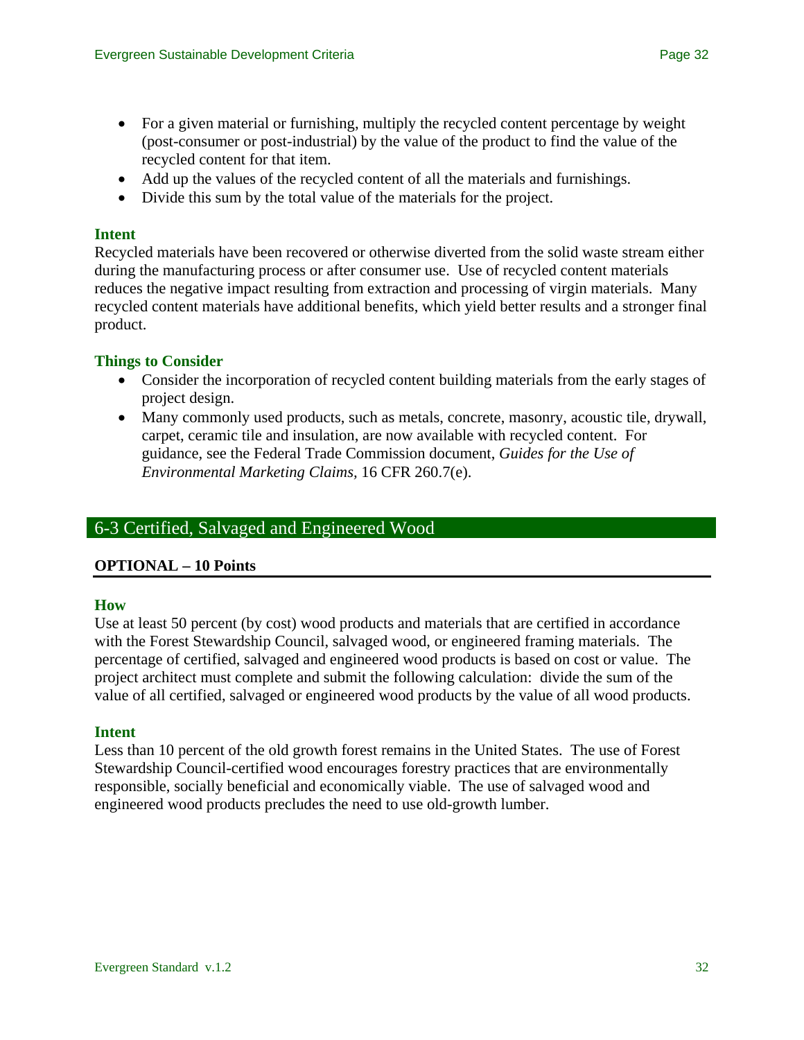- For a given material or furnishing, multiply the recycled content percentage by weight (post-consumer or post-industrial) by the value of the product to find the value of the recycled content for that item.
- Add up the values of the recycled content of all the materials and furnishings.
- Divide this sum by the total value of the materials for the project.

### Intent

Recycled materials have been recovered or otherwise diverted from the solid waste stream either during the manufacturing process or after consumer use. Use of recycled content materials reduces the negative impact resulting from extraction and processing of virgin materials. Many recycled content materials have additional benefits, which yield better results and a stronger final product.

### Things to Consider

- Consider the incorporation of recycled content building materials from the early stages of project design.
- Many commonly used products, such as metals, concrete, masonry, acoustic tile, drywall, carpet, ceramic tile and insulation, are now available with recycled content. For guidance, see the Federal Trade Commission document, *Guides for the Use of Environmental Marketing Claims,* 16 CFR 260.7(e).

## 6-3 Certified, Salvaged and Engineered Wood

**OPTIONAL – 10 Points**

### How

Use at least 50 percent (by cost) wood products and materials that are certified in accordance with the Forest Stewardship Council, salvaged wood, or engineered framing materials. The percentage of certified, salvaged and engineered wood products is based on cost or value. The project architect must complete and submit the following calculation: divide the sum of the value of all certified, salvaged or engineered wood products by the value of all wood products.

### Intent

Less than 10 percent of the old growth forest remains in the United States. The use of Forest Stewardship Council-certified wood encourages forestry practices that are environmentally responsible, socially beneficial and economically viable. The use of salvaged wood and engineered wood products precludes the need to use old-growth lumber.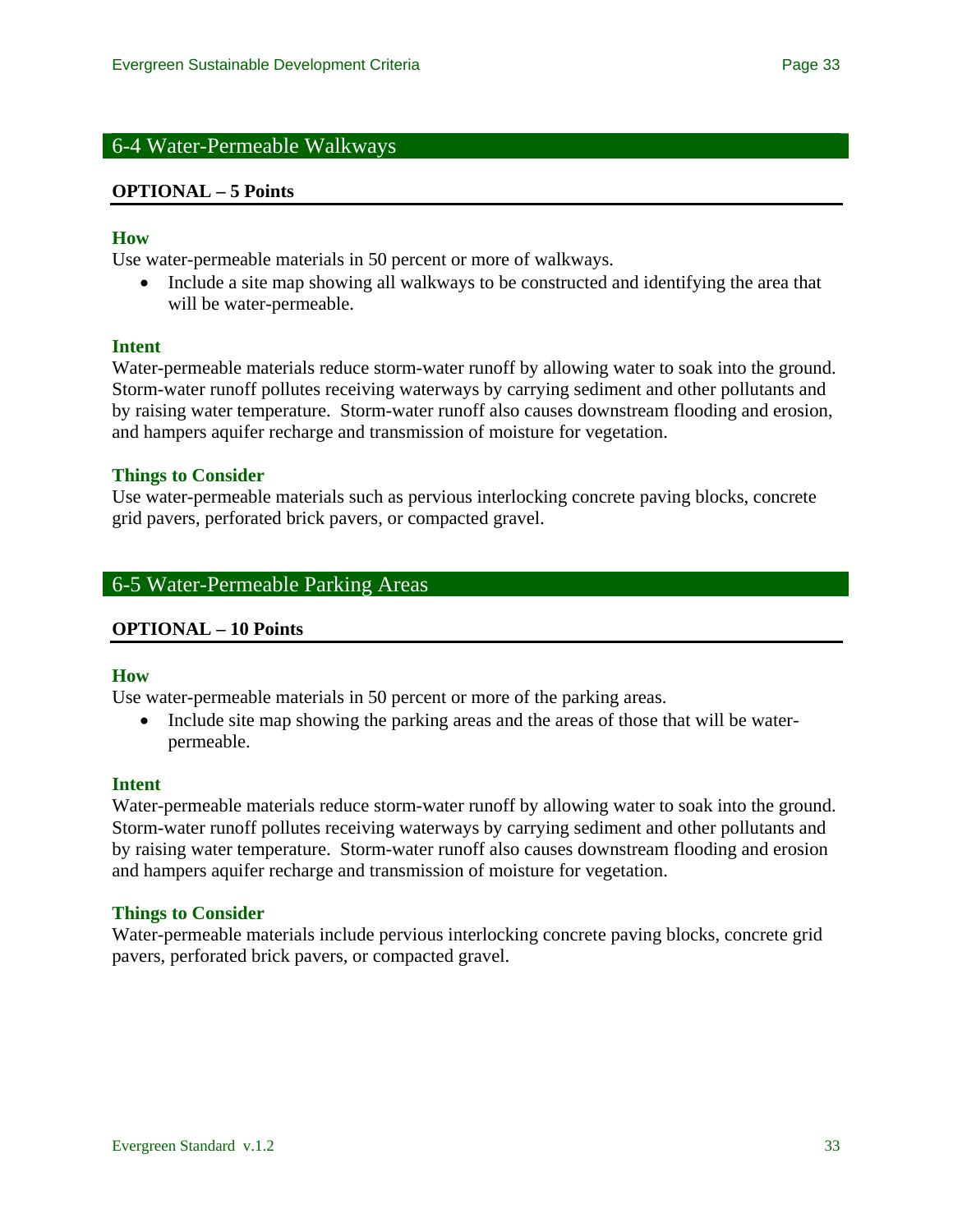## 6-4 Water-Permeable Walkways

**OPTIONAL – 5 Points**

### How

Use water-permeable materials in 50 percent or more of walkways.

- Include a site map showing all walkways to be constructed and identifying the area that will be water-permeable.

### Intent

Water-permeable materials reduce storm-water runoff by allowing water to soak into the ground. Storm-water runoff pollutes receiving waterways by carrying sediment and other pollutants and by raising water temperature. Storm-water runoff also causes downstream flooding and erosion, and hampers aquifer recharge and transmission of moisture for vegetation.

### Things to Consider

Use water-permeable materials such as pervious interlocking concrete paving blocks, concrete grid pavers, perforated brick pavers, or compacted gravel.

## 6-5 Water-Permeable Parking Areas

**OPTIONAL – 10 Points**

### How

Use water-permeable materials in 50 percent or more of the parking areas.

- Include site map showing the parking areas and the areas of those that will be water-permeable.

### Intent

Water-permeable materials reduce storm-water runoff by allowing water to soak into the ground. Storm-water runoff pollutes receiving waterways by carrying sediment and other pollutants and by raising water temperature. Storm-water runoff also causes downstream flooding and erosion and hampers aquifer recharge and transmission of moisture for vegetation.

### Things to Consider

Water-permeable materials include pervious interlocking concrete paving blocks, concrete grid pavers, perforated brick pavers, or compacted gravel.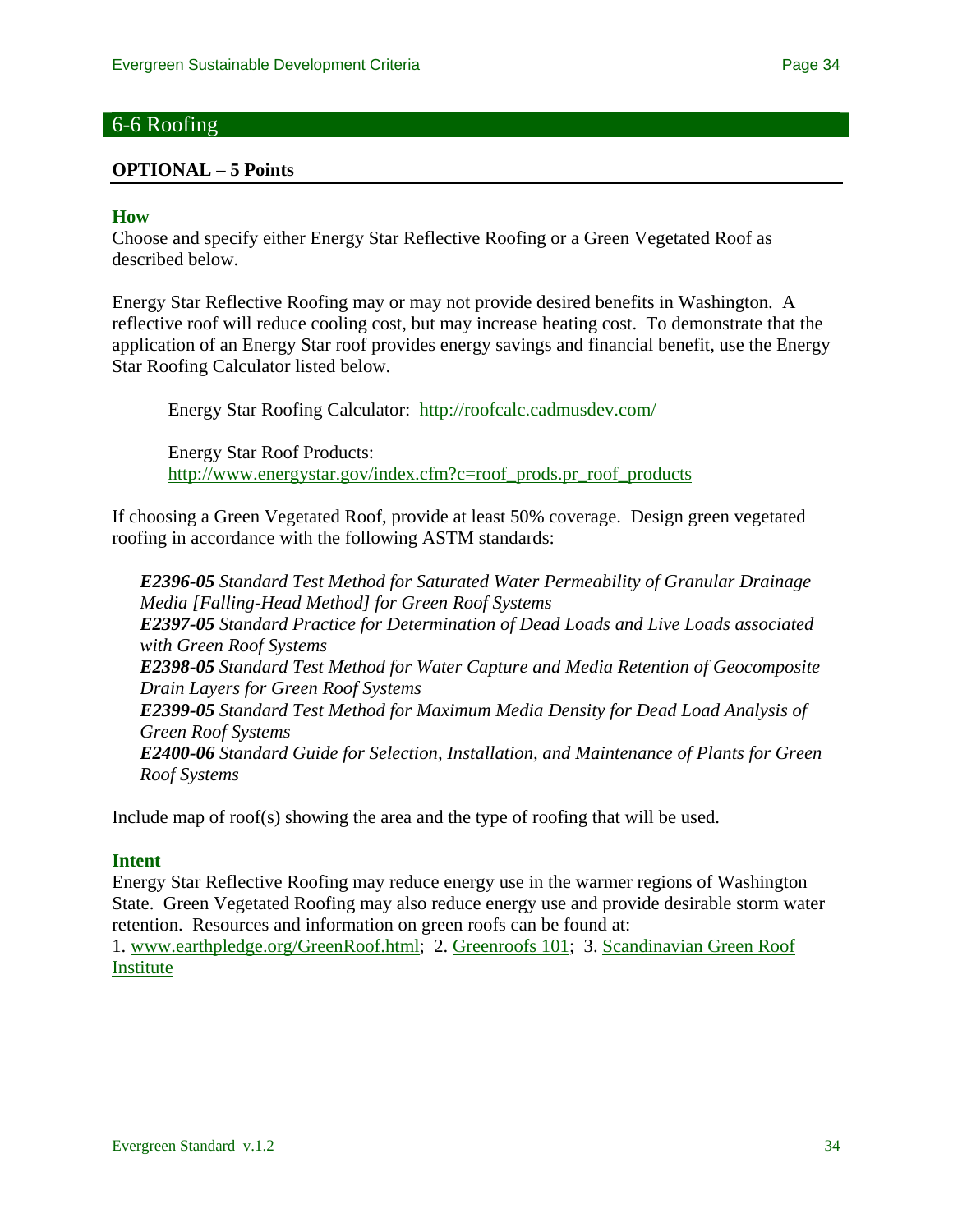## 6-6 Roofing

**OPTIONAL – 5 Points**

### How

Choose and specify either Energy Star Reflective Roofing or a Green Vegetated Roof as described below.

Energy Star Reflective Roofing may or may not provide desired benefits in Washington. A reflective roof will reduce cooling cost, but may increase heating cost. To demonstrate that the application of an Energy Star roof provides energy savings and financial benefit, use the Energy Star Roofing Calculator listed below.

> Energy Star Roofing Calculator: http://roofcalc.cadmusdev.com/
>
> Energy Star Roof Products:
> http://www.energystar.gov/index.cfm?c=roof_prods.pr_roof_products

If choosing a Green Vegetated Roof, provide at least 50% coverage. Design green vegetated roofing in accordance with the following ASTM standards:

> ***E2396-05*** *Standard Test Method for Saturated Water Permeability of Granular Drainage Media [Falling-Head Method] for Green Roof Systems*
> ***E2397-05*** *Standard Practice for Determination of Dead Loads and Live Loads associated with Green Roof Systems*
> ***E2398-05*** *Standard Test Method for Water Capture and Media Retention of Geocomposite Drain Layers for Green Roof Systems*
> ***E2399-05*** *Standard Test Method for Maximum Media Density for Dead Load Analysis of Green Roof Systems*
> ***E2400-06*** *Standard Guide for Selection, Installation, and Maintenance of Plants for Green Roof Systems*

Include map of roof(s) showing the area and the type of roofing that will be used.

### Intent

Energy Star Reflective Roofing may reduce energy use in the warmer regions of Washington State. Green Vegetated Roofing may also reduce energy use and provide desirable storm water retention. Resources and information on green roofs can be found at:
1. www.earthpledge.org/GreenRoof.html; 2. Greenroofs 101; 3. Scandinavian Green Roof Institute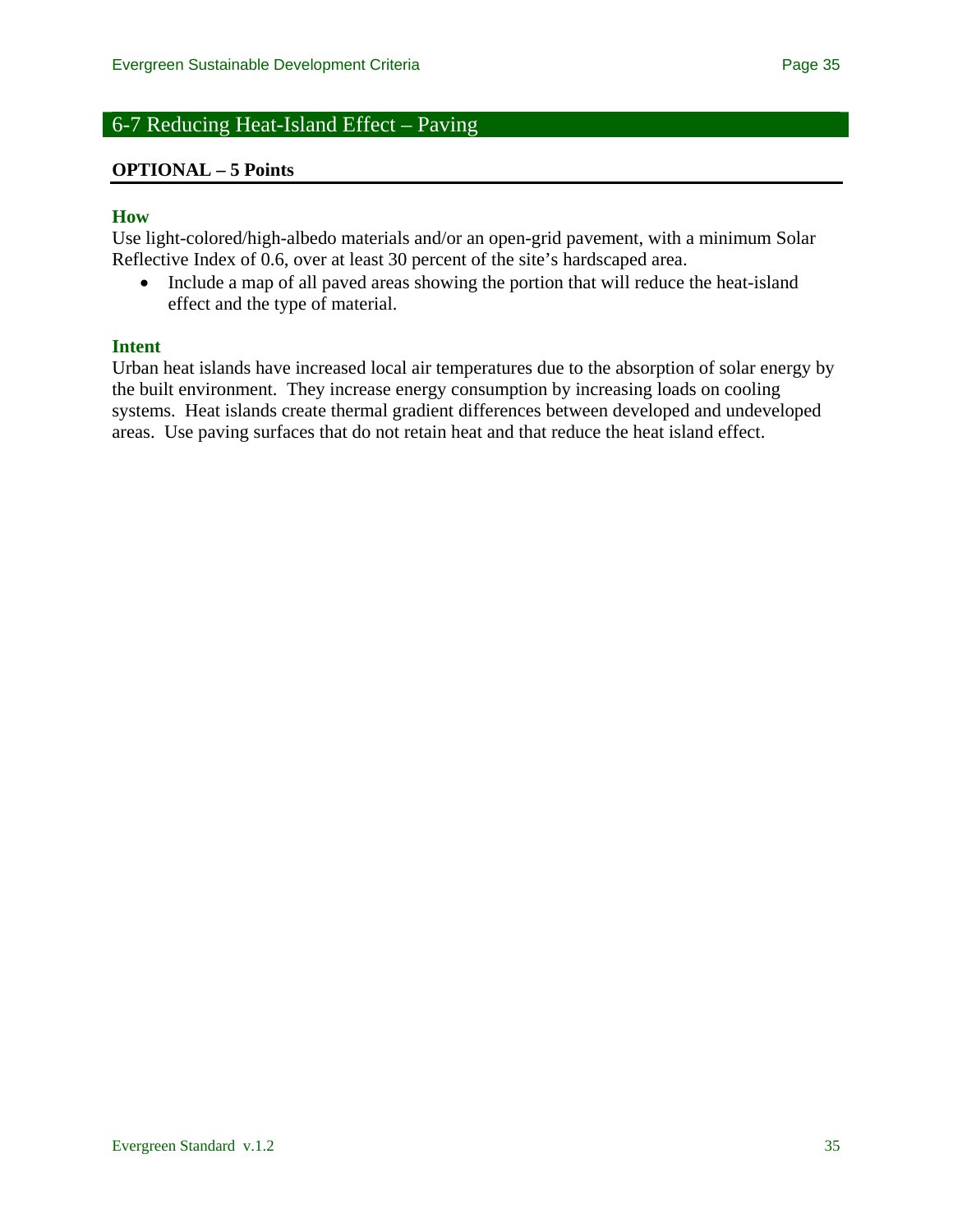## 6-7 Reducing Heat-Island Effect – Paving

**OPTIONAL – 5 Points**

### How

Use light-colored/high-albedo materials and/or an open-grid pavement, with a minimum Solar Reflective Index of 0.6, over at least 30 percent of the site's hardscaped area.

- Include a map of all paved areas showing the portion that will reduce the heat-island effect and the type of material.

### Intent

Urban heat islands have increased local air temperatures due to the absorption of solar energy by the built environment. They increase energy consumption by increasing loads on cooling systems. Heat islands create thermal gradient differences between developed and undeveloped areas. Use paving surfaces that do not retain heat and that reduce the heat island effect.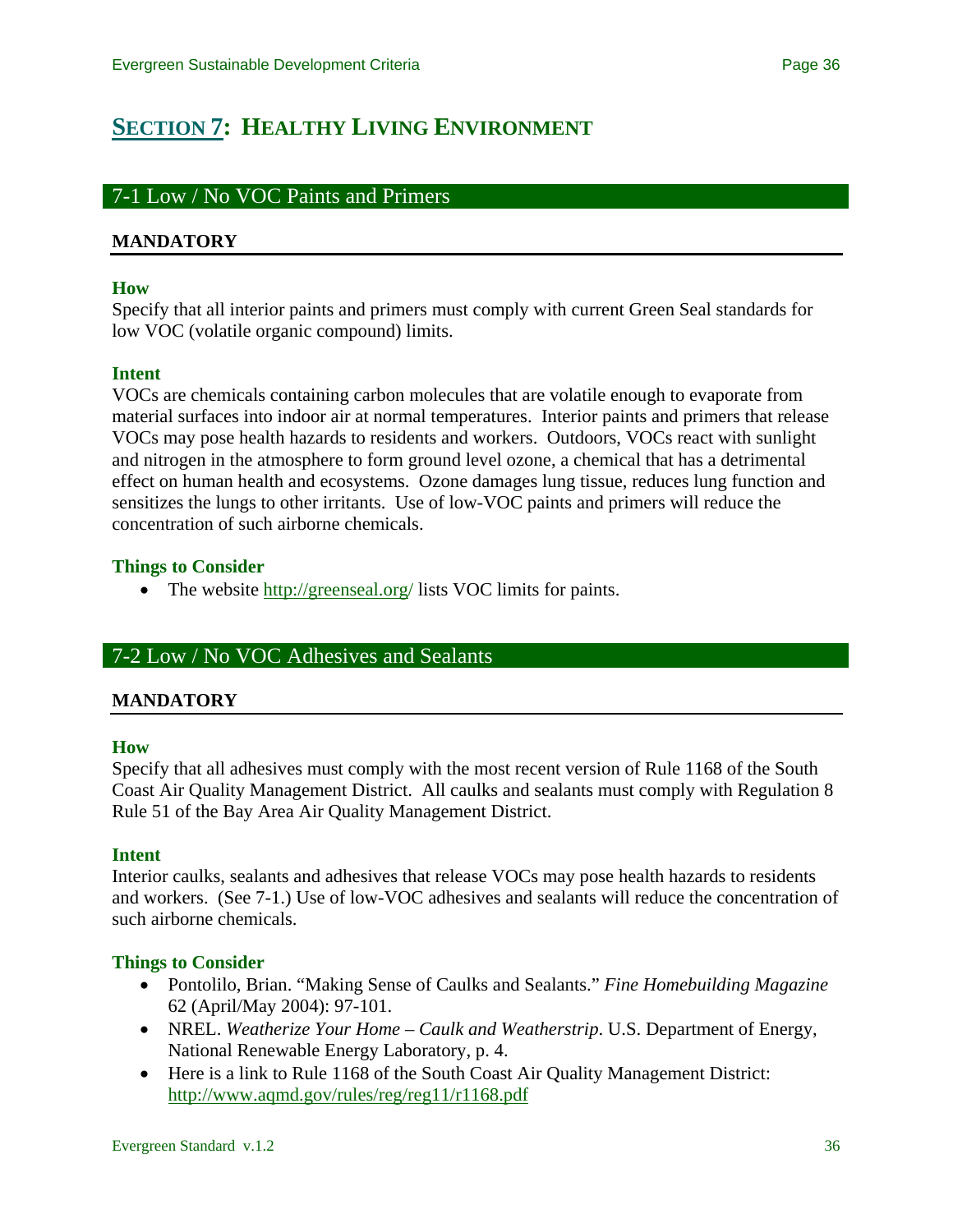# SECTION 7: HEALTHY LIVING ENVIRONMENT

## 7-1 Low / No VOC Paints and Primers

**MANDATORY**

### How

Specify that all interior paints and primers must comply with current Green Seal standards for low VOC (volatile organic compound) limits.

### Intent

VOCs are chemicals containing carbon molecules that are volatile enough to evaporate from material surfaces into indoor air at normal temperatures. Interior paints and primers that release VOCs may pose health hazards to residents and workers. Outdoors, VOCs react with sunlight and nitrogen in the atmosphere to form ground level ozone, a chemical that has a detrimental effect on human health and ecosystems. Ozone damages lung tissue, reduces lung function and sensitizes the lungs to other irritants. Use of low-VOC paints and primers will reduce the concentration of such airborne chemicals.

### Things to Consider

- The website http://greenseal.org/ lists VOC limits for paints.

## 7-2 Low / No VOC Adhesives and Sealants

**MANDATORY**

### How

Specify that all adhesives must comply with the most recent version of Rule 1168 of the South Coast Air Quality Management District. All caulks and sealants must comply with Regulation 8 Rule 51 of the Bay Area Air Quality Management District.

### Intent

Interior caulks, sealants and adhesives that release VOCs may pose health hazards to residents and workers. (See 7-1.) Use of low-VOC adhesives and sealants will reduce the concentration of such airborne chemicals.

### Things to Consider

- Pontolilo, Brian. "Making Sense of Caulks and Sealants." *Fine Homebuilding Magazine* 62 (April/May 2004): 97-101.
- NREL. *Weatherize Your Home – Caulk and Weatherstrip*. U.S. Department of Energy, National Renewable Energy Laboratory, p. 4.
- Here is a link to Rule 1168 of the South Coast Air Quality Management District: http://www.aqmd.gov/rules/reg/reg11/r1168.pdf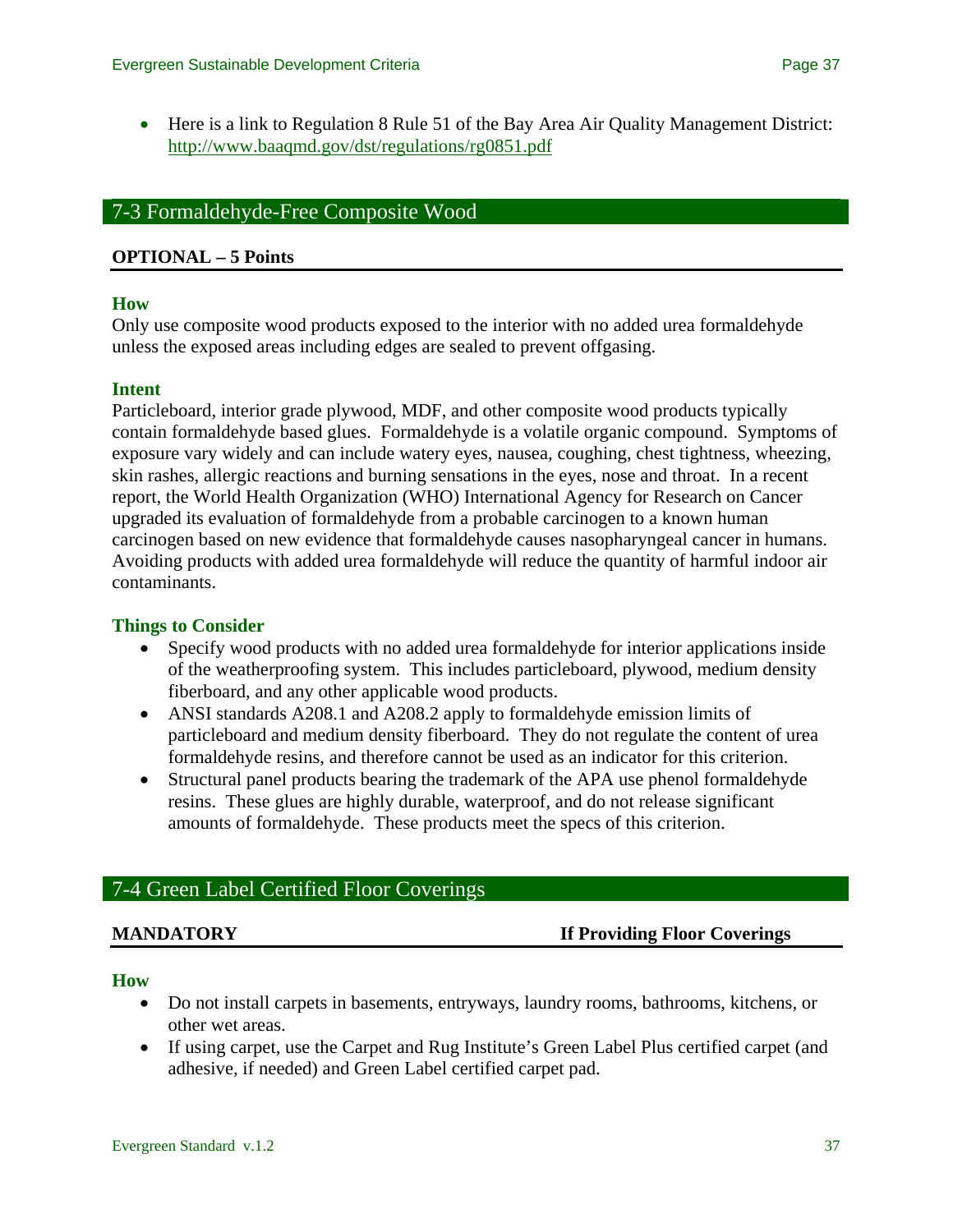- Here is a link to Regulation 8 Rule 51 of the Bay Area Air Quality Management District: http://www.baaqmd.gov/dst/regulations/rg0851.pdf

## 7-3 Formaldehyde-Free Composite Wood

**OPTIONAL – 5 Points**

### How

Only use composite wood products exposed to the interior with no added urea formaldehyde unless the exposed areas including edges are sealed to prevent offgasing.

### Intent

Particleboard, interior grade plywood, MDF, and other composite wood products typically contain formaldehyde based glues. Formaldehyde is a volatile organic compound. Symptoms of exposure vary widely and can include watery eyes, nausea, coughing, chest tightness, wheezing, skin rashes, allergic reactions and burning sensations in the eyes, nose and throat. In a recent report, the World Health Organization (WHO) International Agency for Research on Cancer upgraded its evaluation of formaldehyde from a probable carcinogen to a known human carcinogen based on new evidence that formaldehyde causes nasopharyngeal cancer in humans. Avoiding products with added urea formaldehyde will reduce the quantity of harmful indoor air contaminants.

### Things to Consider

- Specify wood products with no added urea formaldehyde for interior applications inside of the weatherproofing system. This includes particleboard, plywood, medium density fiberboard, and any other applicable wood products.
- ANSI standards A208.1 and A208.2 apply to formaldehyde emission limits of particleboard and medium density fiberboard. They do not regulate the content of urea formaldehyde resins, and therefore cannot be used as an indicator for this criterion.
- Structural panel products bearing the trademark of the APA use phenol formaldehyde resins. These glues are highly durable, waterproof, and do not release significant amounts of formaldehyde. These products meet the specs of this criterion.

## 7-4 Green Label Certified Floor Coverings

**MANDATORY** **If Providing Floor Coverings**

### How

- Do not install carpets in basements, entryways, laundry rooms, bathrooms, kitchens, or other wet areas.
- If using carpet, use the Carpet and Rug Institute's Green Label Plus certified carpet (and adhesive, if needed) and Green Label certified carpet pad.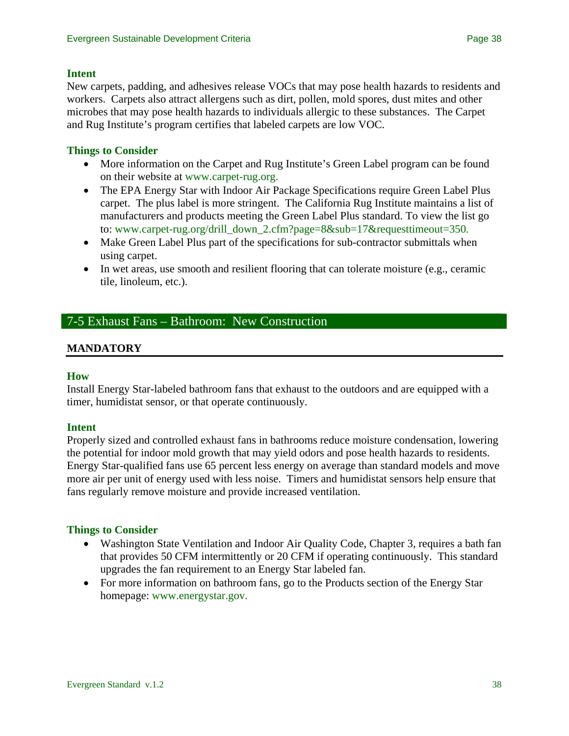### Intent

New carpets, padding, and adhesives release VOCs that may pose health hazards to residents and workers. Carpets also attract allergens such as dirt, pollen, mold spores, dust mites and other microbes that may pose health hazards to individuals allergic to these substances. The Carpet and Rug Institute's program certifies that labeled carpets are low VOC.

### Things to Consider

- More information on the Carpet and Rug Institute's Green Label program can be found on their website at www.carpet-rug.org.
- The EPA Energy Star with Indoor Air Package Specifications require Green Label Plus carpet. The plus label is more stringent. The California Rug Institute maintains a list of manufacturers and products meeting the Green Label Plus standard. To view the list go to: www.carpet-rug.org/drill_down_2.cfm?page=8&sub=17&requesttimeout=350.
- Make Green Label Plus part of the specifications for sub-contractor submittals when using carpet.
- In wet areas, use smooth and resilient flooring that can tolerate moisture (e.g., ceramic tile, linoleum, etc.).

## 7-5 Exhaust Fans – Bathroom: New Construction

**MANDATORY**

### How

Install Energy Star-labeled bathroom fans that exhaust to the outdoors and are equipped with a timer, humidistat sensor, or that operate continuously.

### Intent

Properly sized and controlled exhaust fans in bathrooms reduce moisture condensation, lowering the potential for indoor mold growth that may yield odors and pose health hazards to residents. Energy Star-qualified fans use 65 percent less energy on average than standard models and move more air per unit of energy used with less noise. Timers and humidistat sensors help ensure that fans regularly remove moisture and provide increased ventilation.

### Things to Consider

- Washington State Ventilation and Indoor Air Quality Code, Chapter 3, requires a bath fan that provides 50 CFM intermittently or 20 CFM if operating continuously. This standard upgrades the fan requirement to an Energy Star labeled fan.
- For more information on bathroom fans, go to the Products section of the Energy Star homepage: www.energystar.gov.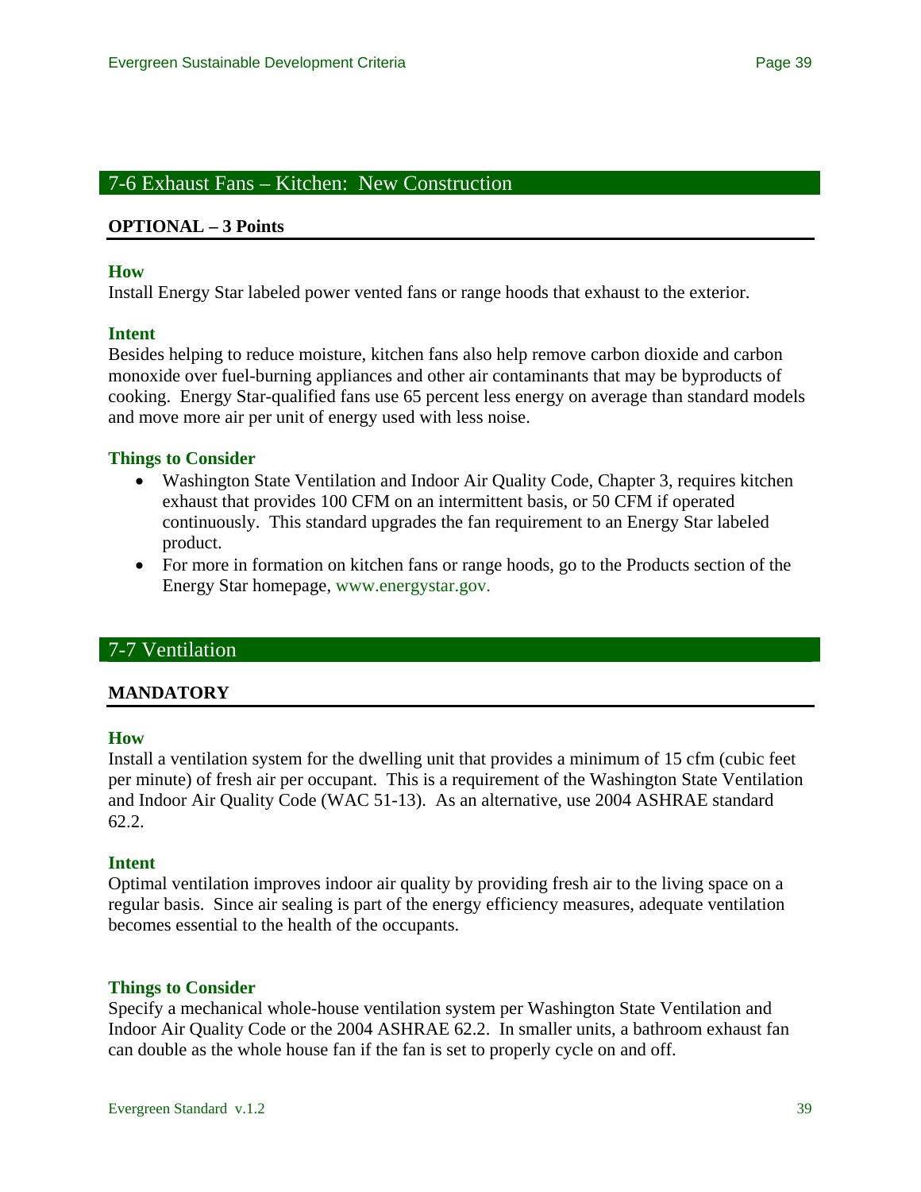## 7-6 Exhaust Fans – Kitchen: New Construction

**OPTIONAL – 3 Points**

### How

Install Energy Star labeled power vented fans or range hoods that exhaust to the exterior.

### Intent

Besides helping to reduce moisture, kitchen fans also help remove carbon dioxide and carbon monoxide over fuel-burning appliances and other air contaminants that may be byproducts of cooking. Energy Star-qualified fans use 65 percent less energy on average than standard models and move more air per unit of energy used with less noise.

### Things to Consider

- Washington State Ventilation and Indoor Air Quality Code, Chapter 3, requires kitchen exhaust that provides 100 CFM on an intermittent basis, or 50 CFM if operated continuously. This standard upgrades the fan requirement to an Energy Star labeled product.
- For more in formation on kitchen fans or range hoods, go to the Products section of the Energy Star homepage, www.energystar.gov.

## 7-7 Ventilation

**MANDATORY**

### How

Install a ventilation system for the dwelling unit that provides a minimum of 15 cfm (cubic feet per minute) of fresh air per occupant. This is a requirement of the Washington State Ventilation and Indoor Air Quality Code (WAC 51-13). As an alternative, use 2004 ASHRAE standard 62.2.

### Intent

Optimal ventilation improves indoor air quality by providing fresh air to the living space on a regular basis. Since air sealing is part of the energy efficiency measures, adequate ventilation becomes essential to the health of the occupants.

### Things to Consider

Specify a mechanical whole-house ventilation system per Washington State Ventilation and Indoor Air Quality Code or the 2004 ASHRAE 62.2. In smaller units, a bathroom exhaust fan can double as the whole house fan if the fan is set to properly cycle on and off.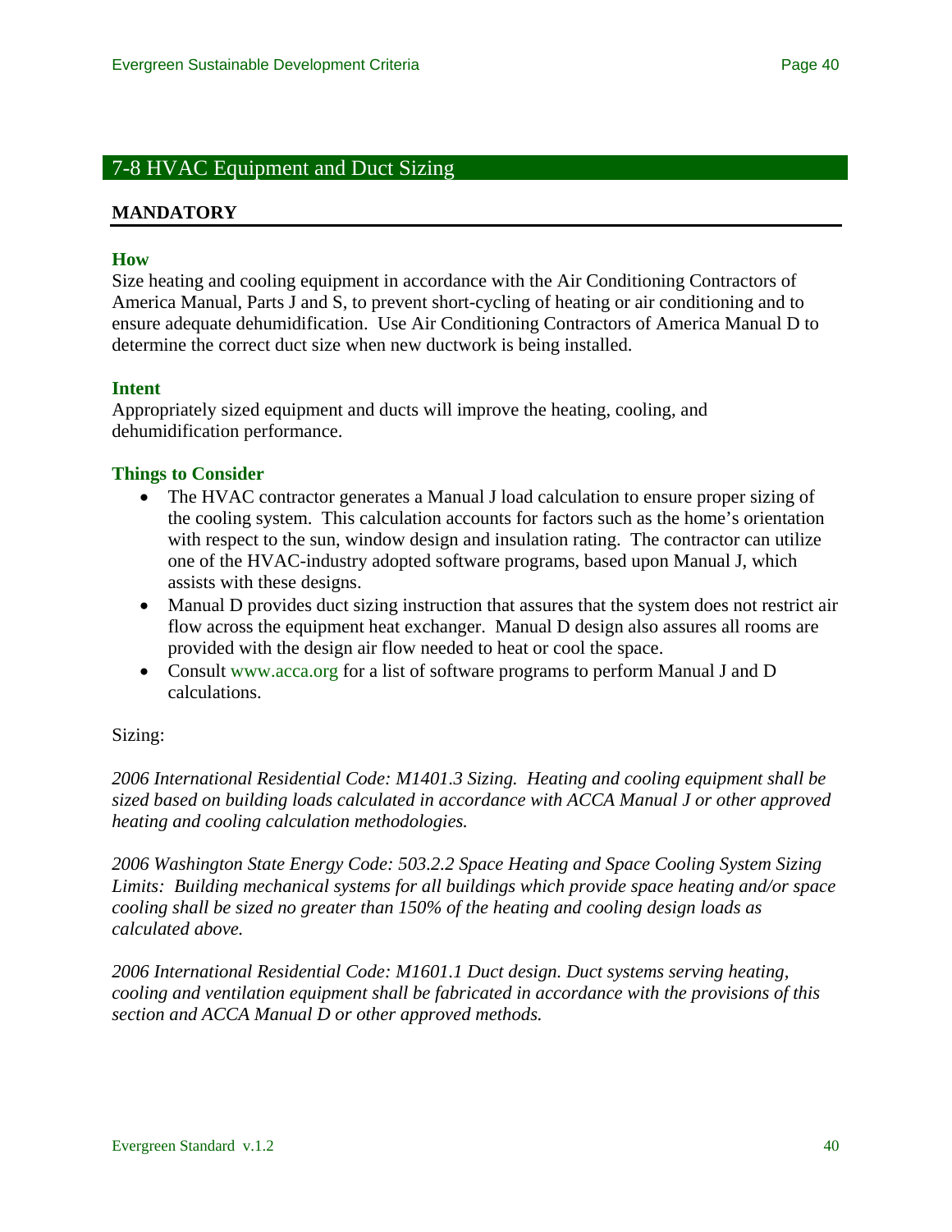## 7-8 HVAC Equipment and Duct Sizing

**MANDATORY**

### How

Size heating and cooling equipment in accordance with the Air Conditioning Contractors of America Manual, Parts J and S, to prevent short-cycling of heating or air conditioning and to ensure adequate dehumidification. Use Air Conditioning Contractors of America Manual D to determine the correct duct size when new ductwork is being installed.

### Intent

Appropriately sized equipment and ducts will improve the heating, cooling, and dehumidification performance.

### Things to Consider

- The HVAC contractor generates a Manual J load calculation to ensure proper sizing of the cooling system. This calculation accounts for factors such as the home's orientation with respect to the sun, window design and insulation rating. The contractor can utilize one of the HVAC-industry adopted software programs, based upon Manual J, which assists with these designs.
- Manual D provides duct sizing instruction that assures that the system does not restrict air flow across the equipment heat exchanger. Manual D design also assures all rooms are provided with the design air flow needed to heat or cool the space.
- Consult www.acca.org for a list of software programs to perform Manual J and D calculations.

Sizing:

*2006 International Residential Code: M1401.3 Sizing. Heating and cooling equipment shall be sized based on building loads calculated in accordance with ACCA Manual J or other approved heating and cooling calculation methodologies.*

*2006 Washington State Energy Code: 503.2.2 Space Heating and Space Cooling System Sizing Limits: Building mechanical systems for all buildings which provide space heating and/or space cooling shall be sized no greater than 150% of the heating and cooling design loads as calculated above.*

*2006 International Residential Code: M1601.1 Duct design. Duct systems serving heating, cooling and ventilation equipment shall be fabricated in accordance with the provisions of this section and ACCA Manual D or other approved methods.*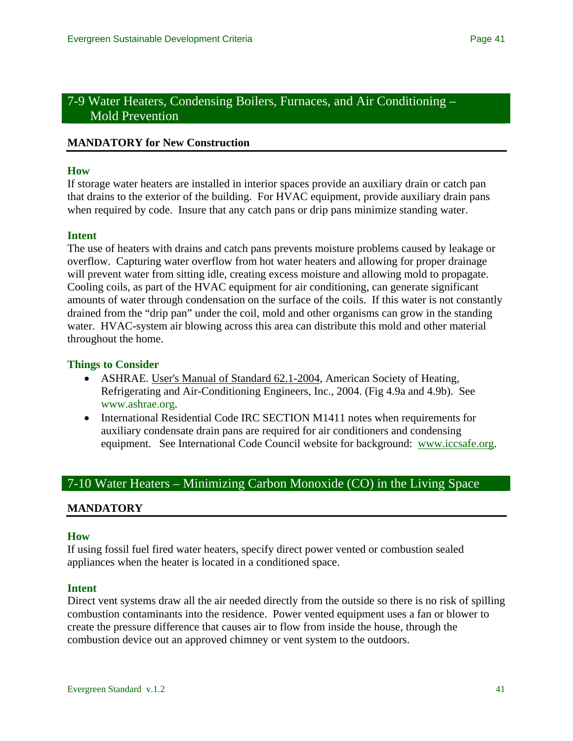## 7-9 Water Heaters, Condensing Boilers, Furnaces, and Air Conditioning – Mold Prevention

**MANDATORY for New Construction**

### How

If storage water heaters are installed in interior spaces provide an auxiliary drain or catch pan that drains to the exterior of the building. For HVAC equipment, provide auxiliary drain pans when required by code. Insure that any catch pans or drip pans minimize standing water.

### Intent

The use of heaters with drains and catch pans prevents moisture problems caused by leakage or overflow. Capturing water overflow from hot water heaters and allowing for proper drainage will prevent water from sitting idle, creating excess moisture and allowing mold to propagate. Cooling coils, as part of the HVAC equipment for air conditioning, can generate significant amounts of water through condensation on the surface of the coils. If this water is not constantly drained from the "drip pan" under the coil, mold and other organisms can grow in the standing water. HVAC-system air blowing across this area can distribute this mold and other material throughout the home.

### Things to Consider

- ASHRAE. User's Manual of Standard 62.1-2004, American Society of Heating, Refrigerating and Air-Conditioning Engineers, Inc., 2004. (Fig 4.9a and 4.9b). See www.ashrae.org.
- International Residential Code IRC SECTION M1411 notes when requirements for auxiliary condensate drain pans are required for air conditioners and condensing equipment. See International Code Council website for background: www.iccsafe.org.

## 7-10 Water Heaters – Minimizing Carbon Monoxide (CO) in the Living Space

**MANDATORY**

### How

If using fossil fuel fired water heaters, specify direct power vented or combustion sealed appliances when the heater is located in a conditioned space.

### Intent

Direct vent systems draw all the air needed directly from the outside so there is no risk of spilling combustion contaminants into the residence. Power vented equipment uses a fan or blower to create the pressure difference that causes air to flow from inside the house, through the combustion device out an approved chimney or vent system to the outdoors.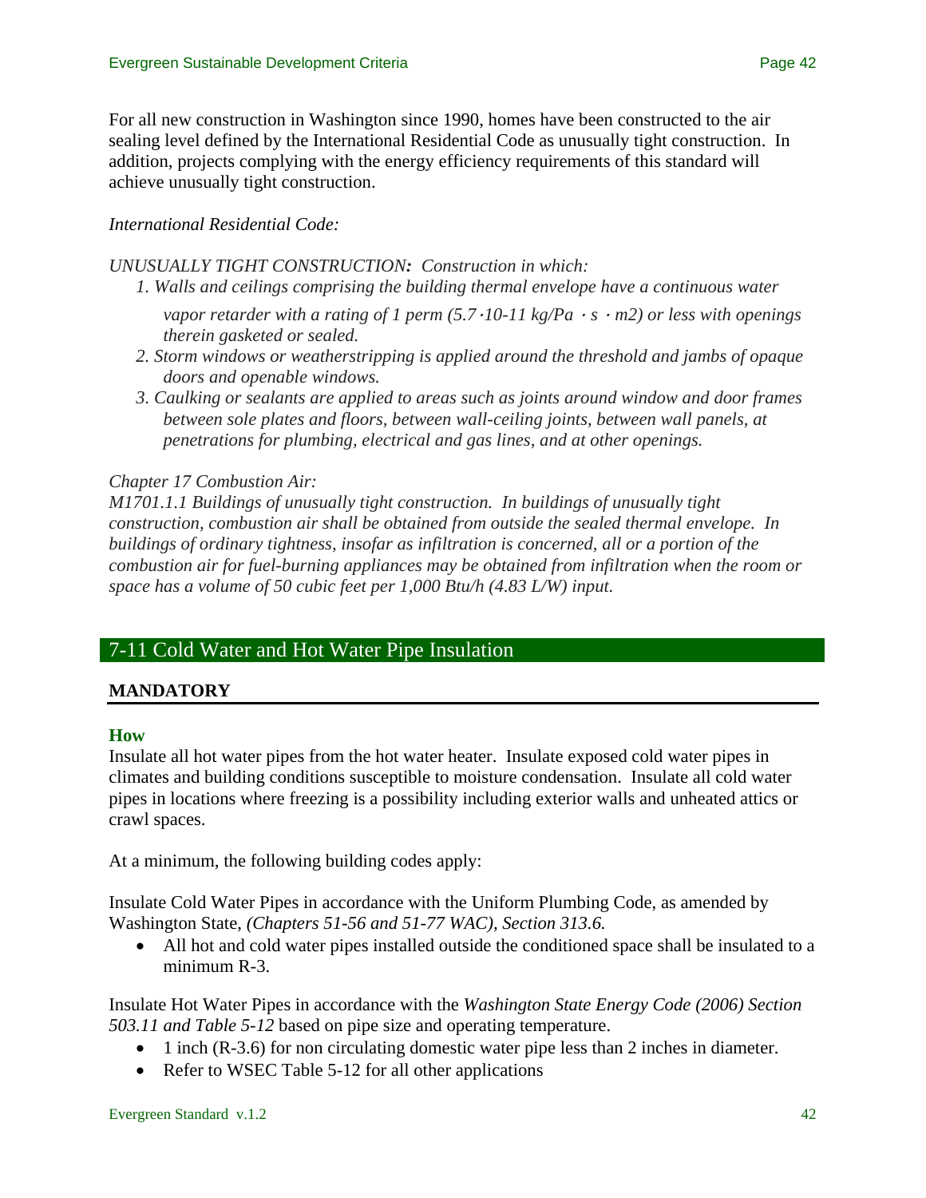For all new construction in Washington since 1990, homes have been constructed to the air sealing level defined by the International Residential Code as unusually tight construction. In addition, projects complying with the energy efficiency requirements of this standard will achieve unusually tight construction.

*International Residential Code:*

*UNUSUALLY TIGHT CONSTRUCTION: Construction in which:*

1. *Walls and ceilings comprising the building thermal envelope have a continuous water vapor retarder with a rating of 1 perm (5.7·10-11 kg/Pa · s · m2) or less with openings therein gasketed or sealed.*
2. *Storm windows or weatherstripping is applied around the threshold and jambs of opaque doors and openable windows.*
3. *Caulking or sealants are applied to areas such as joints around window and door frames between sole plates and floors, between wall-ceiling joints, between wall panels, at penetrations for plumbing, electrical and gas lines, and at other openings.*

*Chapter 17 Combustion Air:*
*M1701.1.1 Buildings of unusually tight construction. In buildings of unusually tight construction, combustion air shall be obtained from outside the sealed thermal envelope. In buildings of ordinary tightness, insofar as infiltration is concerned, all or a portion of the combustion air for fuel-burning appliances may be obtained from infiltration when the room or space has a volume of 50 cubic feet per 1,000 Btu/h (4.83 L/W) input.*

## 7-11 Cold Water and Hot Water Pipe Insulation

**MANDATORY**

### How

Insulate all hot water pipes from the hot water heater. Insulate exposed cold water pipes in climates and building conditions susceptible to moisture condensation. Insulate all cold water pipes in locations where freezing is a possibility including exterior walls and unheated attics or crawl spaces.

At a minimum, the following building codes apply:

Insulate Cold Water Pipes in accordance with the Uniform Plumbing Code, as amended by Washington State, *(Chapters 51-56 and 51-77 WAC), Section 313.6.*

- All hot and cold water pipes installed outside the conditioned space shall be insulated to a minimum R-3.

Insulate Hot Water Pipes in accordance with the *Washington State Energy Code (2006) Section 503.11 and Table 5-12* based on pipe size and operating temperature.

- 1 inch (R-3.6) for non circulating domestic water pipe less than 2 inches in diameter.
- Refer to WSEC Table 5-12 for all other applications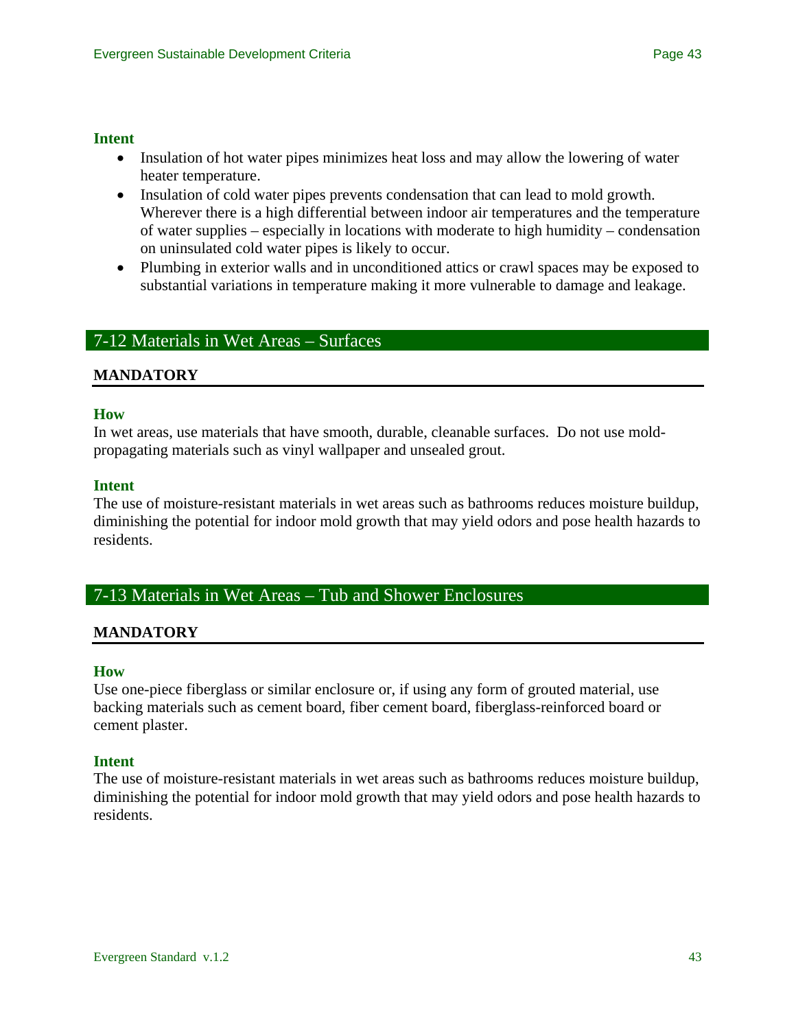### Intent

- Insulation of hot water pipes minimizes heat loss and may allow the lowering of water heater temperature.
- Insulation of cold water pipes prevents condensation that can lead to mold growth. Wherever there is a high differential between indoor air temperatures and the temperature of water supplies – especially in locations with moderate to high humidity – condensation on uninsulated cold water pipes is likely to occur.
- Plumbing in exterior walls and in unconditioned attics or crawl spaces may be exposed to substantial variations in temperature making it more vulnerable to damage and leakage.

## 7-12 Materials in Wet Areas – Surfaces

**MANDATORY**

### How

In wet areas, use materials that have smooth, durable, cleanable surfaces. Do not use mold-propagating materials such as vinyl wallpaper and unsealed grout.

### Intent

The use of moisture-resistant materials in wet areas such as bathrooms reduces moisture buildup, diminishing the potential for indoor mold growth that may yield odors and pose health hazards to residents.

## 7-13 Materials in Wet Areas – Tub and Shower Enclosures

**MANDATORY**

### How

Use one-piece fiberglass or similar enclosure or, if using any form of grouted material, use backing materials such as cement board, fiber cement board, fiberglass-reinforced board or cement plaster.

### Intent

The use of moisture-resistant materials in wet areas such as bathrooms reduces moisture buildup, diminishing the potential for indoor mold growth that may yield odors and pose health hazards to residents.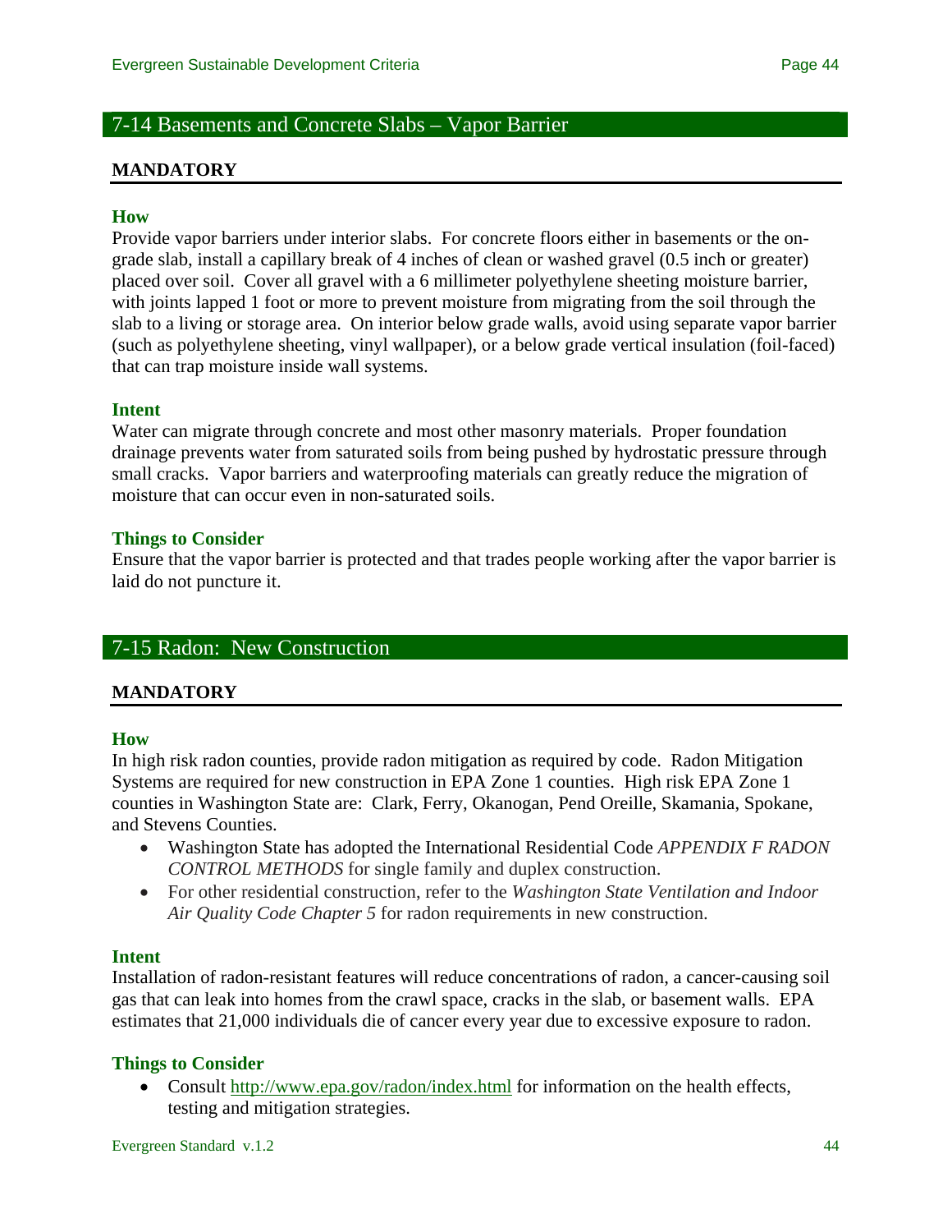## 7-14 Basements and Concrete Slabs – Vapor Barrier

**MANDATORY**

### How

Provide vapor barriers under interior slabs. For concrete floors either in basements or the on-grade slab, install a capillary break of 4 inches of clean or washed gravel (0.5 inch or greater) placed over soil. Cover all gravel with a 6 millimeter polyethylene sheeting moisture barrier, with joints lapped 1 foot or more to prevent moisture from migrating from the soil through the slab to a living or storage area. On interior below grade walls, avoid using separate vapor barrier (such as polyethylene sheeting, vinyl wallpaper), or a below grade vertical insulation (foil-faced) that can trap moisture inside wall systems.

### Intent

Water can migrate through concrete and most other masonry materials. Proper foundation drainage prevents water from saturated soils from being pushed by hydrostatic pressure through small cracks. Vapor barriers and waterproofing materials can greatly reduce the migration of moisture that can occur even in non-saturated soils.

### Things to Consider

Ensure that the vapor barrier is protected and that trades people working after the vapor barrier is laid do not puncture it.

## 7-15 Radon: New Construction

**MANDATORY**

### How

In high risk radon counties, provide radon mitigation as required by code. Radon Mitigation Systems are required for new construction in EPA Zone 1 counties. High risk EPA Zone 1 counties in Washington State are: Clark, Ferry, Okanogan, Pend Oreille, Skamania, Spokane, and Stevens Counties.

- Washington State has adopted the International Residential Code *APPENDIX F RADON CONTROL METHODS* for single family and duplex construction.
- For other residential construction, refer to the *Washington State Ventilation and Indoor Air Quality Code Chapter 5* for radon requirements in new construction.

### Intent

Installation of radon-resistant features will reduce concentrations of radon, a cancer-causing soil gas that can leak into homes from the crawl space, cracks in the slab, or basement walls. EPA estimates that 21,000 individuals die of cancer every year due to excessive exposure to radon.

### Things to Consider

- Consult http://www.epa.gov/radon/index.html for information on the health effects, testing and mitigation strategies.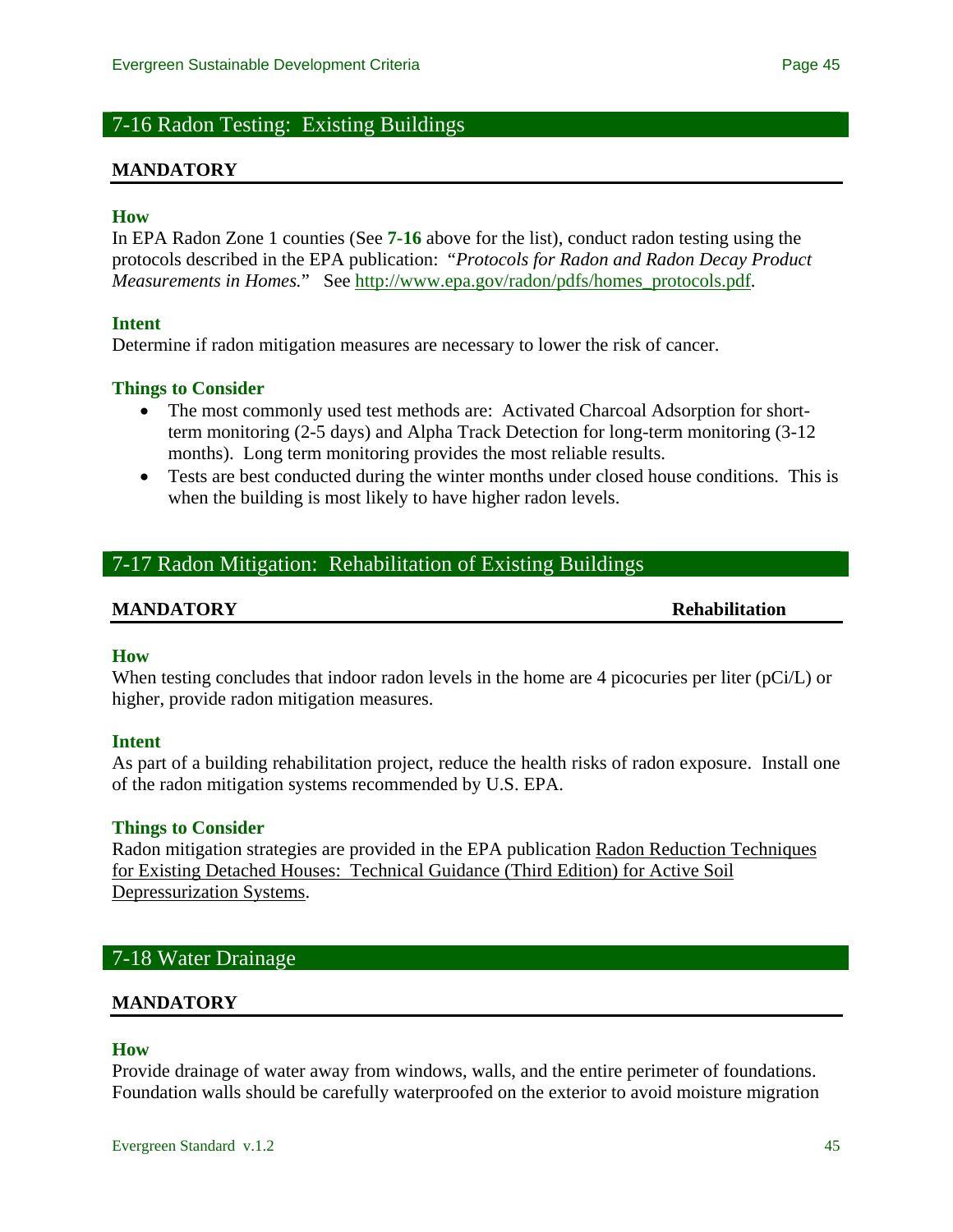## 7-16 Radon Testing: Existing Buildings

**MANDATORY**

### How

In EPA Radon Zone 1 counties (See **7-16** above for the list), conduct radon testing using the protocols described in the EPA publication: "*Protocols for Radon and Radon Decay Product Measurements in Homes.*" See http://www.epa.gov/radon/pdfs/homes_protocols.pdf.

### Intent

Determine if radon mitigation measures are necessary to lower the risk of cancer.

### Things to Consider

- The most commonly used test methods are: Activated Charcoal Adsorption for short-term monitoring (2-5 days) and Alpha Track Detection for long-term monitoring (3-12 months). Long term monitoring provides the most reliable results.
- Tests are best conducted during the winter months under closed house conditions. This is when the building is most likely to have higher radon levels.

## 7-17 Radon Mitigation: Rehabilitation of Existing Buildings

**MANDATORY** **Rehabilitation**

### How

When testing concludes that indoor radon levels in the home are 4 picocuries per liter (pCi/L) or higher, provide radon mitigation measures.

### Intent

As part of a building rehabilitation project, reduce the health risks of radon exposure. Install one of the radon mitigation systems recommended by U.S. EPA.

### Things to Consider

Radon mitigation strategies are provided in the EPA publication Radon Reduction Techniques for Existing Detached Houses: Technical Guidance (Third Edition) for Active Soil Depressurization Systems.

## 7-18 Water Drainage

**MANDATORY**

### How

Provide drainage of water away from windows, walls, and the entire perimeter of foundations. Foundation walls should be carefully waterproofed on the exterior to avoid moisture migration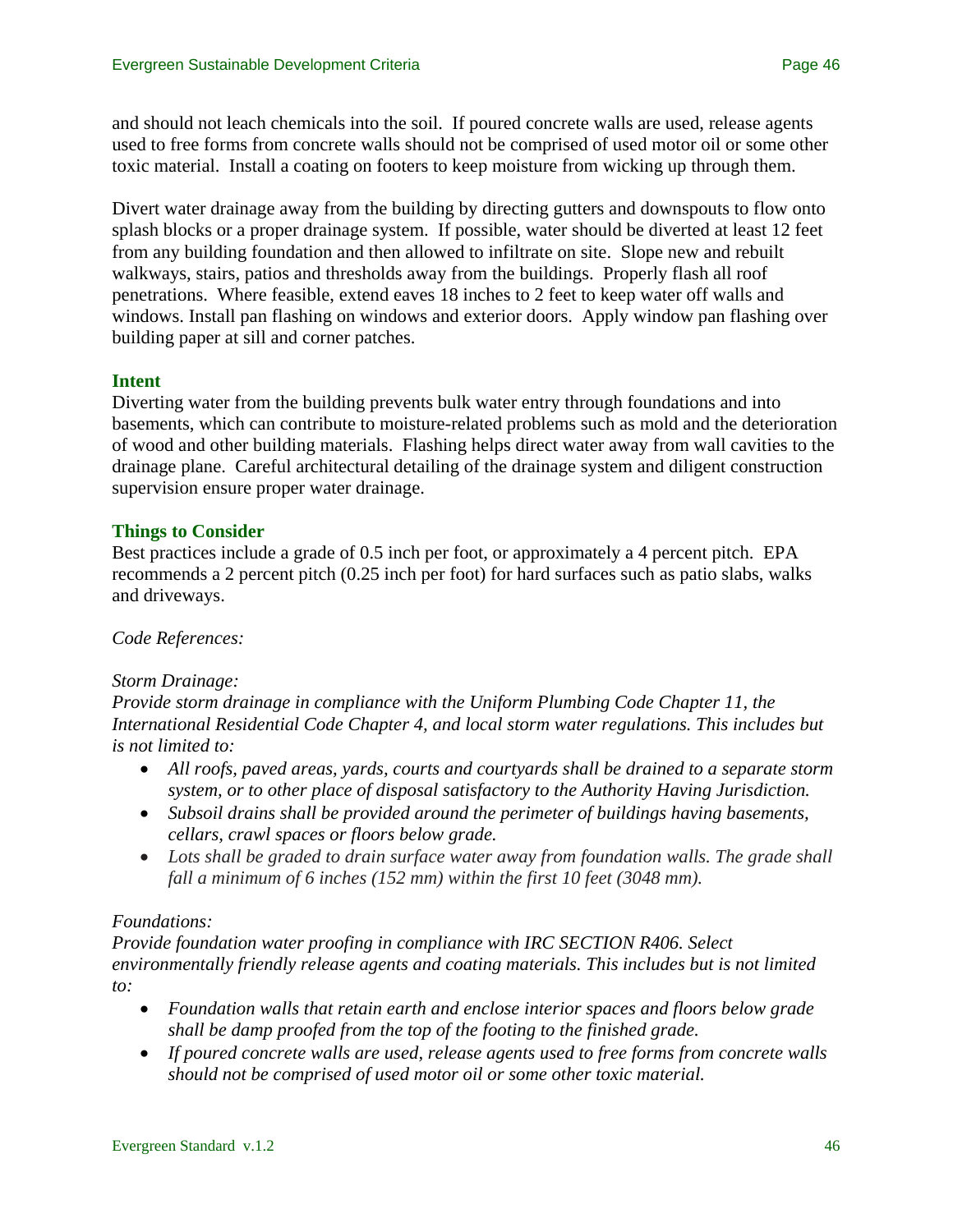and should not leach chemicals into the soil. If poured concrete walls are used, release agents used to free forms from concrete walls should not be comprised of used motor oil or some other toxic material. Install a coating on footers to keep moisture from wicking up through them.

Divert water drainage away from the building by directing gutters and downspouts to flow onto splash blocks or a proper drainage system. If possible, water should be diverted at least 12 feet from any building foundation and then allowed to infiltrate on site. Slope new and rebuilt walkways, stairs, patios and thresholds away from the buildings. Properly flash all roof penetrations. Where feasible, extend eaves 18 inches to 2 feet to keep water off walls and windows. Install pan flashing on windows and exterior doors. Apply window pan flashing over building paper at sill and corner patches.

### Intent

Diverting water from the building prevents bulk water entry through foundations and into basements, which can contribute to moisture-related problems such as mold and the deterioration of wood and other building materials. Flashing helps direct water away from wall cavities to the drainage plane. Careful architectural detailing of the drainage system and diligent construction supervision ensure proper water drainage.

### Things to Consider

Best practices include a grade of 0.5 inch per foot, or approximately a 4 percent pitch. EPA recommends a 2 percent pitch (0.25 inch per foot) for hard surfaces such as patio slabs, walks and driveways.

*Code References:*

*Storm Drainage:*
*Provide storm drainage in compliance with the Uniform Plumbing Code Chapter 11, the International Residential Code Chapter 4, and local storm water regulations. This includes but is not limited to:*

- *All roofs, paved areas, yards, courts and courtyards shall be drained to a separate storm system, or to other place of disposal satisfactory to the Authority Having Jurisdiction.*
- *Subsoil drains shall be provided around the perimeter of buildings having basements, cellars, crawl spaces or floors below grade.*
- *Lots shall be graded to drain surface water away from foundation walls. The grade shall fall a minimum of 6 inches (152 mm) within the first 10 feet (3048 mm).*

*Foundations:*
*Provide foundation water proofing in compliance with IRC SECTION R406. Select environmentally friendly release agents and coating materials. This includes but is not limited to:*

- *Foundation walls that retain earth and enclose interior spaces and floors below grade shall be damp proofed from the top of the footing to the finished grade.*
- *If poured concrete walls are used, release agents used to free forms from concrete walls should not be comprised of used motor oil or some other toxic material.*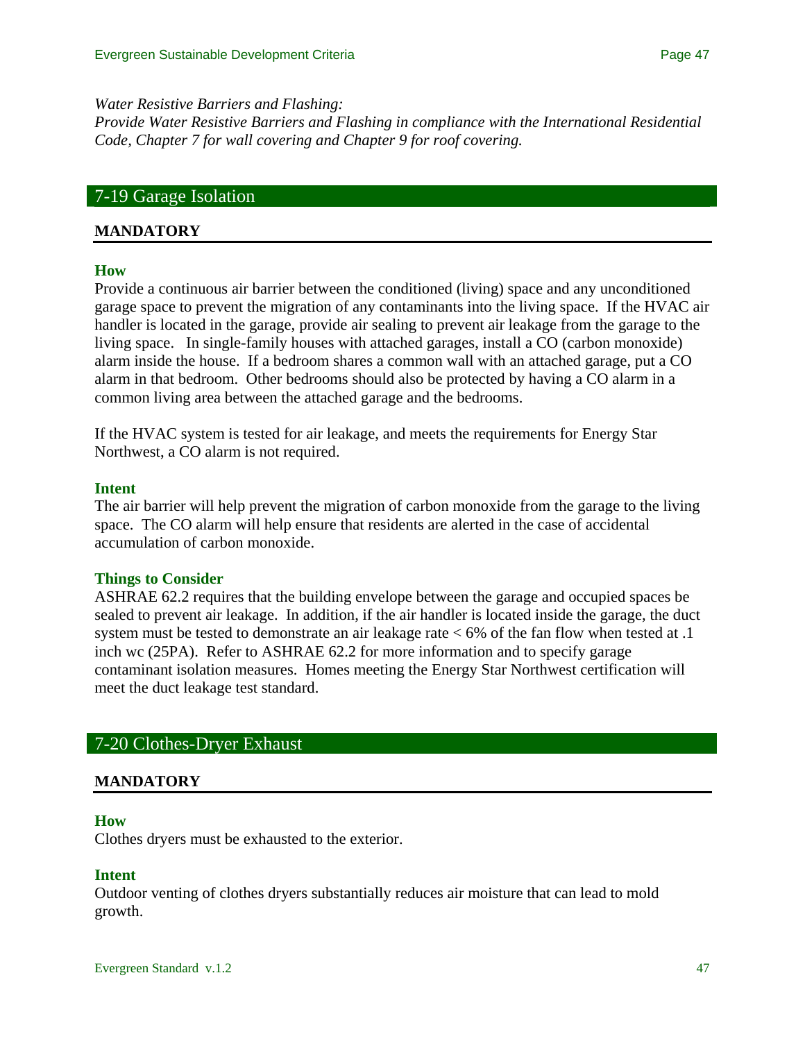*Water Resistive Barriers and Flashing:*
*Provide Water Resistive Barriers and Flashing in compliance with the International Residential Code, Chapter 7 for wall covering and Chapter 9 for roof covering.*

## 7-19 Garage Isolation

**MANDATORY**

### How

Provide a continuous air barrier between the conditioned (living) space and any unconditioned garage space to prevent the migration of any contaminants into the living space. If the HVAC air handler is located in the garage, provide air sealing to prevent air leakage from the garage to the living space. In single-family houses with attached garages, install a CO (carbon monoxide) alarm inside the house. If a bedroom shares a common wall with an attached garage, put a CO alarm in that bedroom. Other bedrooms should also be protected by having a CO alarm in a common living area between the attached garage and the bedrooms.

If the HVAC system is tested for air leakage, and meets the requirements for Energy Star Northwest, a CO alarm is not required.

### Intent

The air barrier will help prevent the migration of carbon monoxide from the garage to the living space. The CO alarm will help ensure that residents are alerted in the case of accidental accumulation of carbon monoxide.

### Things to Consider

ASHRAE 62.2 requires that the building envelope between the garage and occupied spaces be sealed to prevent air leakage. In addition, if the air handler is located inside the garage, the duct system must be tested to demonstrate an air leakage rate < 6% of the fan flow when tested at .1 inch wc (25PA). Refer to ASHRAE 62.2 for more information and to specify garage contaminant isolation measures. Homes meeting the Energy Star Northwest certification will meet the duct leakage test standard.

## 7-20 Clothes-Dryer Exhaust

**MANDATORY**

### How

Clothes dryers must be exhausted to the exterior.

### Intent

Outdoor venting of clothes dryers substantially reduces air moisture that can lead to mold growth.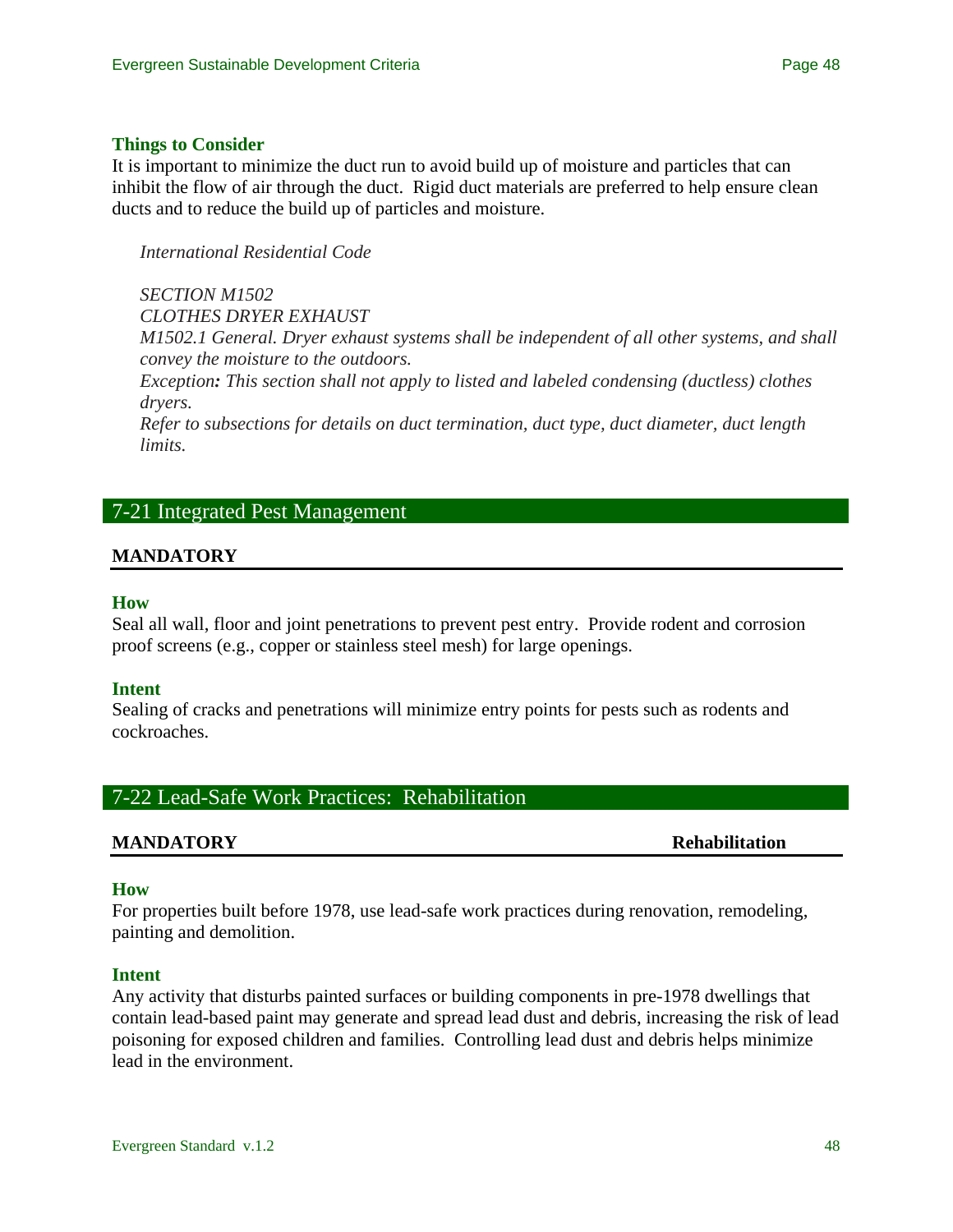### Things to Consider

It is important to minimize the duct run to avoid build up of moisture and particles that can inhibit the flow of air through the duct. Rigid duct materials are preferred to help ensure clean ducts and to reduce the build up of particles and moisture.

> *International Residential Code*
>
> *SECTION M1502*
> *CLOTHES DRYER EXHAUST*
> *M1502.1 General. Dryer exhaust systems shall be independent of all other systems, and shall convey the moisture to the outdoors.*
> *Exception: This section shall not apply to listed and labeled condensing (ductless) clothes dryers.*
> *Refer to subsections for details on duct termination, duct type, duct diameter, duct length limits.*

## 7-21 Integrated Pest Management

**MANDATORY**

### How

Seal all wall, floor and joint penetrations to prevent pest entry. Provide rodent and corrosion proof screens (e.g., copper or stainless steel mesh) for large openings.

### Intent

Sealing of cracks and penetrations will minimize entry points for pests such as rodents and cockroaches.

## 7-22 Lead-Safe Work Practices: Rehabilitation

**MANDATORY** **Rehabilitation**

### How

For properties built before 1978, use lead-safe work practices during renovation, remodeling, painting and demolition.

### Intent

Any activity that disturbs painted surfaces or building components in pre-1978 dwellings that contain lead-based paint may generate and spread lead dust and debris, increasing the risk of lead poisoning for exposed children and families. Controlling lead dust and debris helps minimize lead in the environment.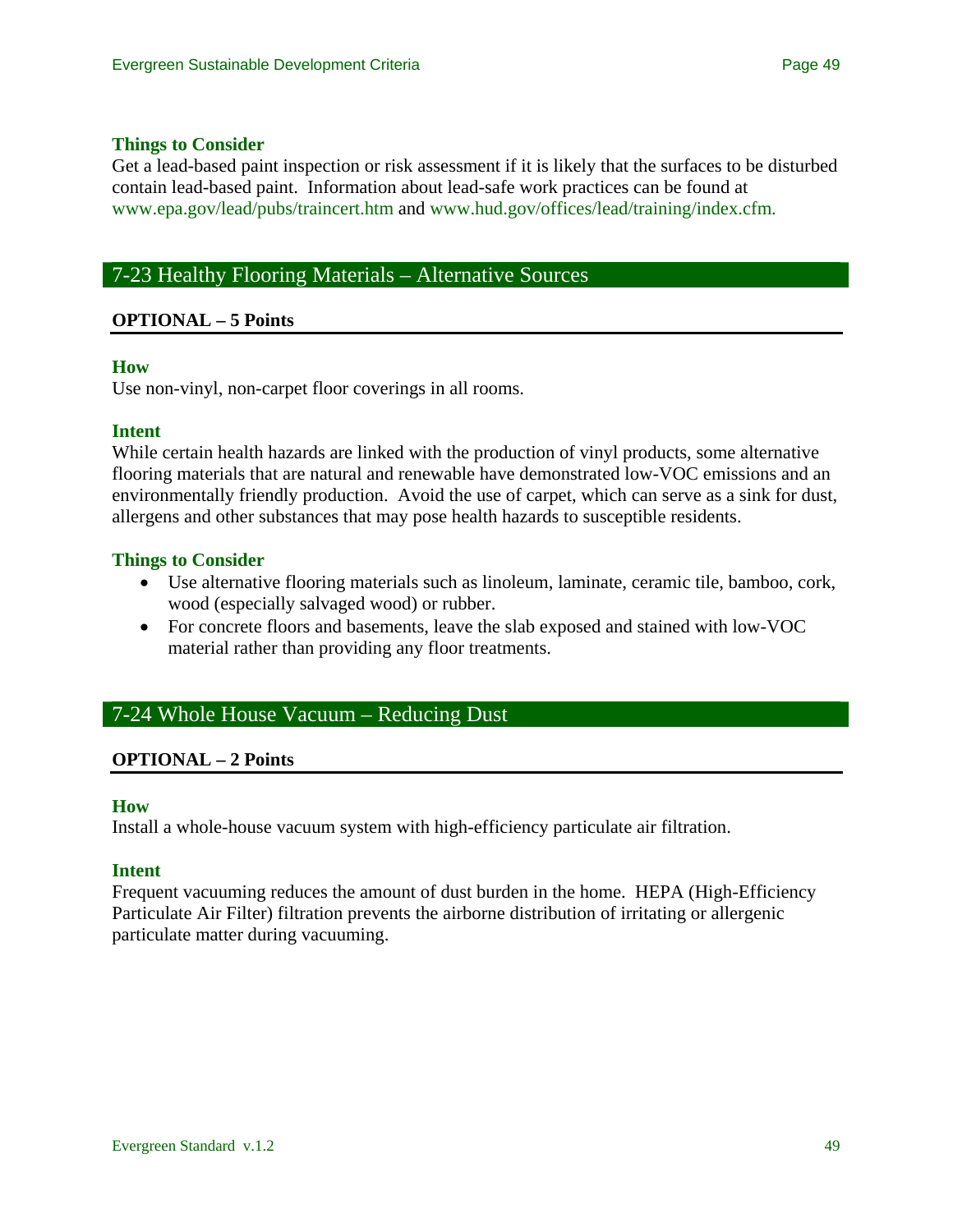### Things to Consider

Get a lead-based paint inspection or risk assessment if it is likely that the surfaces to be disturbed contain lead-based paint. Information about lead-safe work practices can be found at www.epa.gov/lead/pubs/traincert.htm and www.hud.gov/offices/lead/training/index.cfm.

## 7-23 Healthy Flooring Materials – Alternative Sources

**OPTIONAL – 5 Points**

### How

Use non-vinyl, non-carpet floor coverings in all rooms.

### Intent

While certain health hazards are linked with the production of vinyl products, some alternative flooring materials that are natural and renewable have demonstrated low-VOC emissions and an environmentally friendly production. Avoid the use of carpet, which can serve as a sink for dust, allergens and other substances that may pose health hazards to susceptible residents.

### Things to Consider

- Use alternative flooring materials such as linoleum, laminate, ceramic tile, bamboo, cork, wood (especially salvaged wood) or rubber.
- For concrete floors and basements, leave the slab exposed and stained with low-VOC material rather than providing any floor treatments.

## 7-24 Whole House Vacuum – Reducing Dust

**OPTIONAL – 2 Points**

### How

Install a whole-house vacuum system with high-efficiency particulate air filtration.

### Intent

Frequent vacuuming reduces the amount of dust burden in the home. HEPA (High-Efficiency Particulate Air Filter) filtration prevents the airborne distribution of irritating or allergenic particulate matter during vacuuming.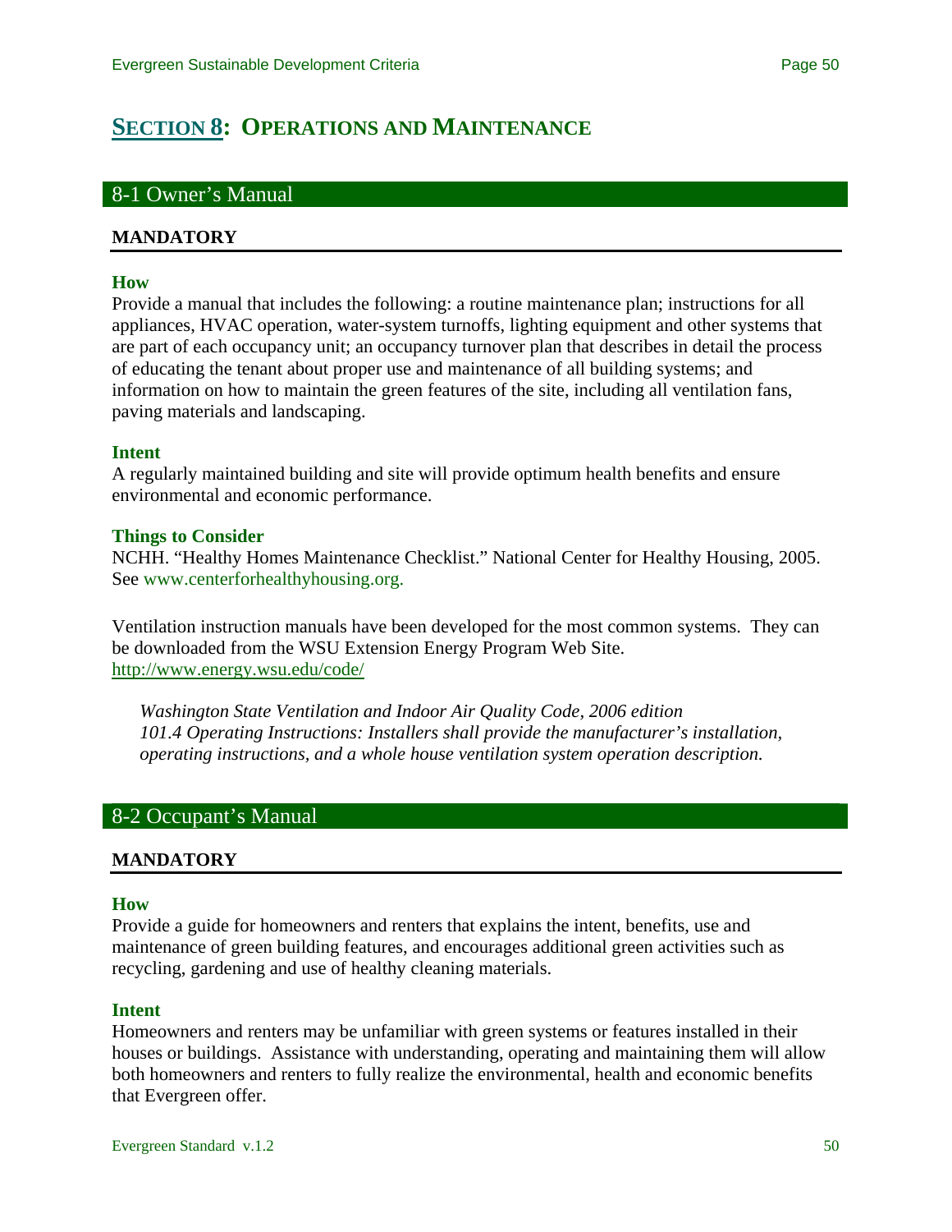# SECTION 8: OPERATIONS AND MAINTENANCE

## 8-1 Owner's Manual

**MANDATORY**

### How

Provide a manual that includes the following: a routine maintenance plan; instructions for all appliances, HVAC operation, water-system turnoffs, lighting equipment and other systems that are part of each occupancy unit; an occupancy turnover plan that describes in detail the process of educating the tenant about proper use and maintenance of all building systems; and information on how to maintain the green features of the site, including all ventilation fans, paving materials and landscaping.

### Intent

A regularly maintained building and site will provide optimum health benefits and ensure environmental and economic performance.

### Things to Consider

NCHH. "Healthy Homes Maintenance Checklist." National Center for Healthy Housing, 2005. See www.centerforhealthyhousing.org.

Ventilation instruction manuals have been developed for the most common systems. They can be downloaded from the WSU Extension Energy Program Web Site. http://www.energy.wsu.edu/code/

> *Washington State Ventilation and Indoor Air Quality Code, 2006 edition*
> *101.4 Operating Instructions: Installers shall provide the manufacturer's installation, operating instructions, and a whole house ventilation system operation description.*

## 8-2 Occupant's Manual

**MANDATORY**

### How

Provide a guide for homeowners and renters that explains the intent, benefits, use and maintenance of green building features, and encourages additional green activities such as recycling, gardening and use of healthy cleaning materials.

### Intent

Homeowners and renters may be unfamiliar with green systems or features installed in their houses or buildings. Assistance with understanding, operating and maintaining them will allow both homeowners and renters to fully realize the environmental, health and economic benefits that Evergreen offer.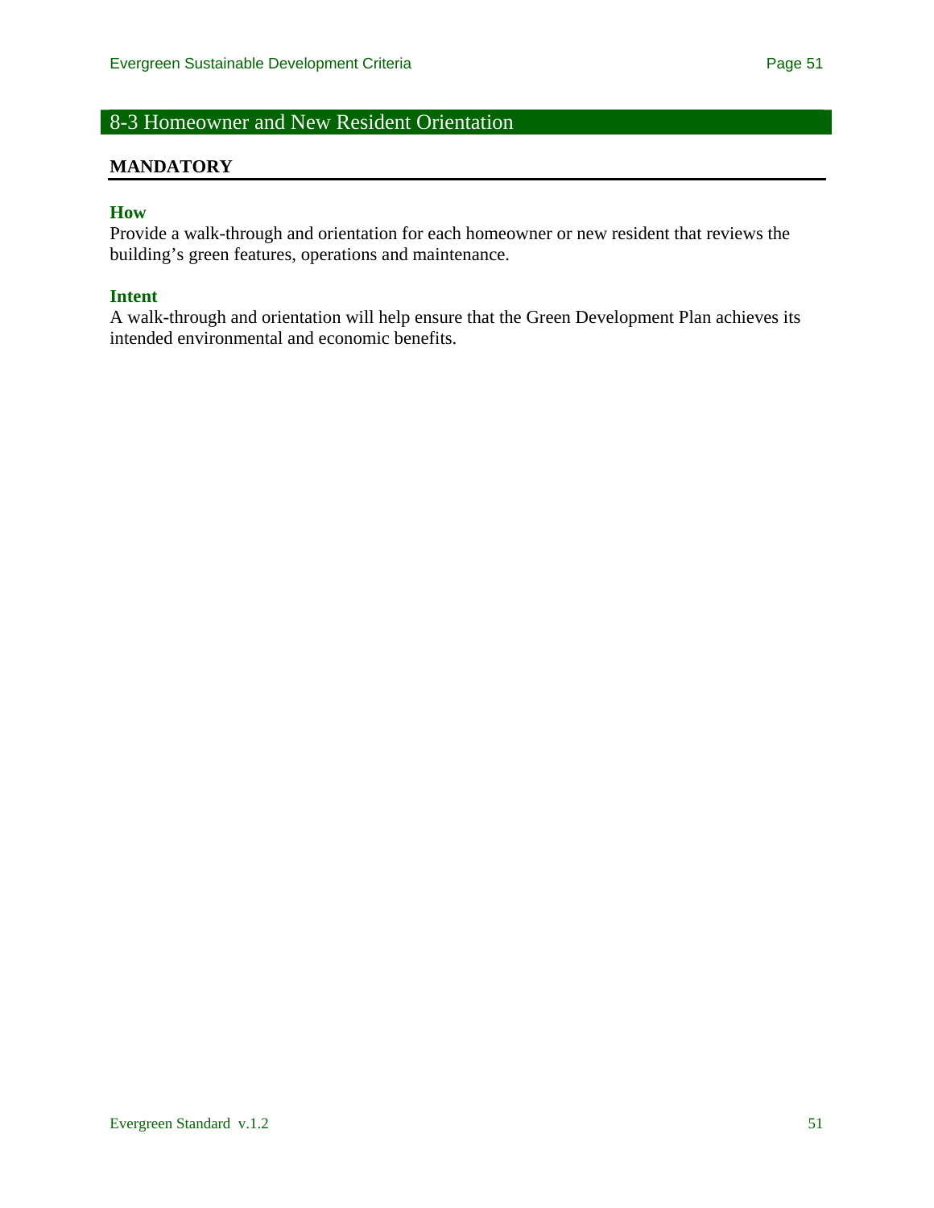## 8-3 Homeowner and New Resident Orientation

**MANDATORY**

### How

Provide a walk-through and orientation for each homeowner or new resident that reviews the building's green features, operations and maintenance.

### Intent

A walk-through and orientation will help ensure that the Green Development Plan achieves its intended environmental and economic benefits.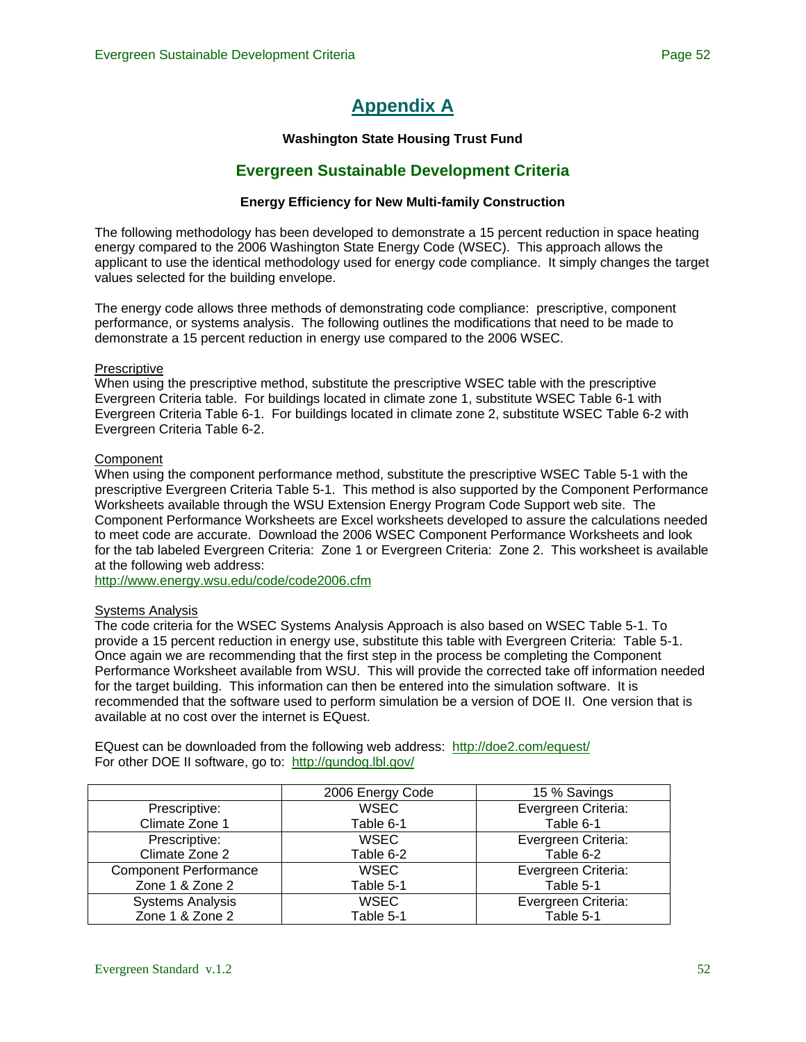# Appendix A

**Washington State Housing Trust Fund**

## Evergreen Sustainable Development Criteria

**Energy Efficiency for New Multi-family Construction**

The following methodology has been developed to demonstrate a 15 percent reduction in space heating energy compared to the 2006 Washington State Energy Code (WSEC). This approach allows the applicant to use the identical methodology used for energy code compliance. It simply changes the target values selected for the building envelope.

The energy code allows three methods of demonstrating code compliance: prescriptive, component performance, or systems analysis. The following outlines the modifications that need to be made to demonstrate a 15 percent reduction in energy use compared to the 2006 WSEC.

Prescriptive
When using the prescriptive method, substitute the prescriptive WSEC table with the prescriptive Evergreen Criteria table. For buildings located in climate zone 1, substitute WSEC Table 6-1 with Evergreen Criteria Table 6-1. For buildings located in climate zone 2, substitute WSEC Table 6-2 with Evergreen Criteria Table 6-2.

Component
When using the component performance method, substitute the prescriptive WSEC Table 5-1 with the prescriptive Evergreen Criteria Table 5-1. This method is also supported by the Component Performance Worksheets available through the WSU Extension Energy Program Code Support web site. The Component Performance Worksheets are Excel worksheets developed to assure the calculations needed to meet code are accurate. Download the 2006 WSEC Component Performance Worksheets and look for the tab labeled Evergreen Criteria: Zone 1 or Evergreen Criteria: Zone 2. This worksheet is available at the following web address:
http://www.energy.wsu.edu/code/code2006.cfm

Systems Analysis
The code criteria for the WSEC Systems Analysis Approach is also based on WSEC Table 5-1. To provide a 15 percent reduction in energy use, substitute this table with Evergreen Criteria: Table 5-1. Once again we are recommending that the first step in the process be completing the Component Performance Worksheet available from WSU. This will provide the corrected take off information needed for the target building. This information can then be entered into the simulation software. It is recommended that the software used to perform simulation be a version of DOE II. One version that is available at no cost over the internet is EQuest.

EQuest can be downloaded from the following web address: http://doe2.com/equest/
For other DOE II software, go to: http://gundog.lbl.gov/

| | 2006 Energy Code | 15 % Savings |
|---|---|---|
| Prescriptive: Climate Zone 1 | WSEC Table 6-1 | Evergreen Criteria: Table 6-1 |
| Prescriptive: Climate Zone 2 | WSEC Table 6-2 | Evergreen Criteria: Table 6-2 |
| Component Performance Zone 1 & Zone 2 | WSEC Table 5-1 | Evergreen Criteria: Table 5-1 |
| Systems Analysis Zone 1 & Zone 2 | WSEC Table 5-1 | Evergreen Criteria: Table 5-1 |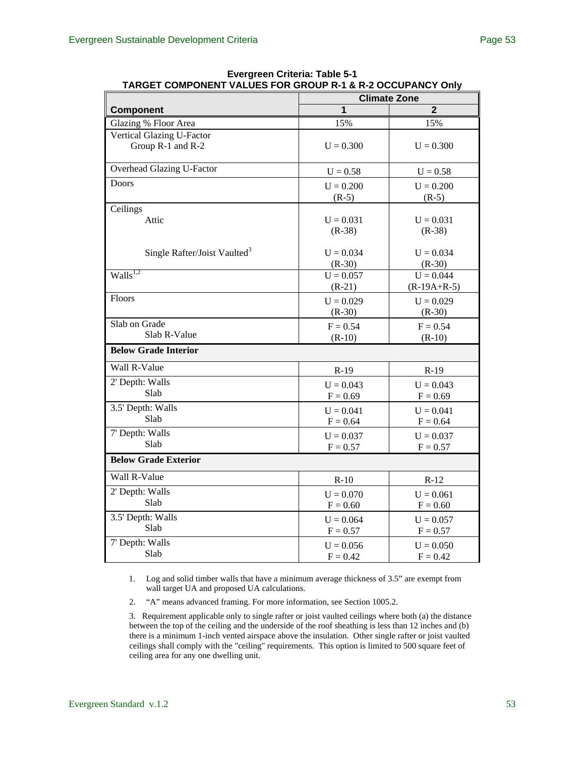**Evergreen Criteria: Table 5-1**
**TARGET COMPONENT VALUES FOR GROUP R-1 & R-2 OCCUPANCY Only**

| Component | Climate Zone 1 | Climate Zone 2 |
|---|---|---|
| Glazing % Floor Area | 15% | 15% |
| Vertical Glazing U-Factor<br>Group R-1 and R-2 | U = 0.300 | U = 0.300 |
| Overhead Glazing U-Factor | U = 0.58 | U = 0.58 |
| Doors | U = 0.200<br>(R-5) | U = 0.200<br>(R-5) |
| Ceilings<br>Attic | U = 0.031<br>(R-38) | U = 0.031<br>(R-38) |
| Single Rafter/Joist Vaulted[3] | U = 0.034<br>(R-30) | U = 0.034<br>(R-30) |
| Walls[1,2] | U = 0.057<br>(R-21) | U = 0.044<br>(R-19A+R-5) |
| Floors | U = 0.029<br>(R-30) | U = 0.029<br>(R-30) |
| Slab on Grade<br>Slab R-Value | F = 0.54<br>(R-10) | F = 0.54<br>(R-10) |
| **Below Grade Interior** | | |
| Wall R-Value | R-19 | R-19 |
| 2' Depth: Walls<br>Slab | U = 0.043<br>F = 0.69 | U = 0.043<br>F = 0.69 |
| 3.5' Depth: Walls<br>Slab | U = 0.041<br>F = 0.64 | U = 0.041<br>F = 0.64 |
| 7' Depth: Walls<br>Slab | U = 0.037<br>F = 0.57 | U = 0.037<br>F = 0.57 |
| **Below Grade Exterior** | | |
| Wall R-Value | R-10 | R-12 |
| 2' Depth: Walls<br>Slab | U = 0.070<br>F = 0.60 | U = 0.061<br>F = 0.60 |
| 3.5' Depth: Walls<br>Slab | U = 0.064<br>F = 0.57 | U = 0.057<br>F = 0.57 |
| 7' Depth: Walls<br>Slab | U = 0.056<br>F = 0.42 | U = 0.050<br>F = 0.42 |

1. Log and solid timber walls that have a minimum average thickness of 3.5" are exempt from wall target UA and proposed UA calculations.
2. "A" means advanced framing. For more information, see Section 1005.2.
3. Requirement applicable only to single rafter or joist vaulted ceilings where both (a) the distance between the top of the ceiling and the underside of the roof sheathing is less than 12 inches and (b) there is a minimum 1-inch vented airspace above the insulation. Other single rafter or joist vaulted ceilings shall comply with the "ceiling" requirements. This option is limited to 500 square feet of ceiling area for any one dwelling unit.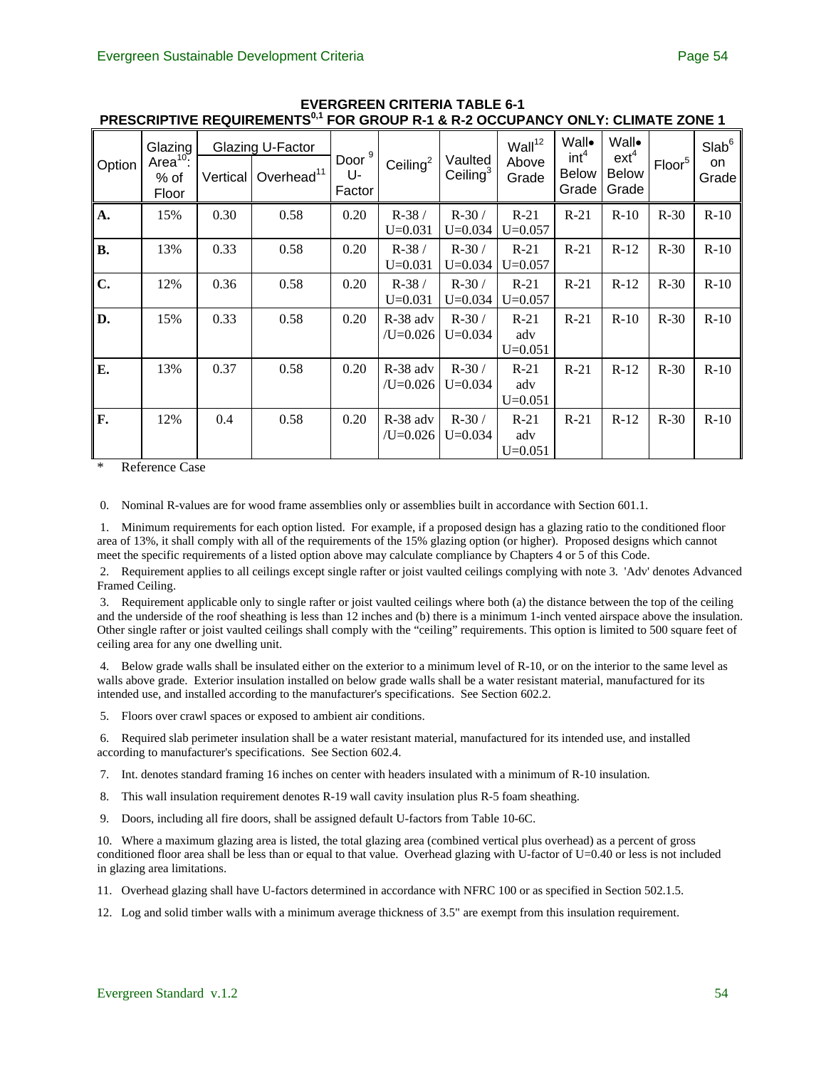**EVERGREEN CRITERIA TABLE 6-1**

**PRESCRIPTIVE REQUIREMENTS[0,1] FOR GROUP R-1 & R-2 OCCUPANCY ONLY: CLIMATE ZONE 1**

| Option | Glazing Area[10]: % of Floor | Glazing U-Factor | | Door[9] U-Factor | Ceiling[2] | Vaulted Ceiling[3] | Wall[12] Above Grade | Wall• int[4] Below Grade | Wall• ext[4] Below Grade | Floor[5] | Slab[6] on Grade |
|---|---|---|---|---|---|---|---|---|---|---|---|
| | | Vertical | Overhead[11] | | | | | | | | |
| **A.** | 15% | 0.30 | 0.58 | 0.20 | R-38 / U=0.031 | R-30 / U=0.034 | R-21 U=0.057 | R-21 | R-10 | R-30 | R-10 |
| **B.** | 13% | 0.33 | 0.58 | 0.20 | R-38 / U=0.031 | R-30 / U=0.034 | R-21 U=0.057 | R-21 | R-12 | R-30 | R-10 |
| **C.** | 12% | 0.36 | 0.58 | 0.20 | R-38 / U=0.031 | R-30 / U=0.034 | R-21 U=0.057 | R-21 | R-12 | R-30 | R-10 |
| **D.** | 15% | 0.33 | 0.58 | 0.20 | R-38 adv /U=0.026 | R-30 / U=0.034 | R-21 adv U=0.051 | R-21 | R-10 | R-30 | R-10 |
| **E.** | 13% | 0.37 | 0.58 | 0.20 | R-38 adv /U=0.026 | R-30 / U=0.034 | R-21 adv U=0.051 | R-21 | R-12 | R-30 | R-10 |
| **F.** | 12% | 0.4 | 0.58 | 0.20 | R-38 adv /U=0.026 | R-30 / U=0.034 | R-21 adv U=0.051 | R-21 | R-12 | R-30 | R-10 |

\* Reference Case

0. Nominal R-values are for wood frame assemblies only or assemblies built in accordance with Section 601.1.

1. Minimum requirements for each option listed. For example, if a proposed design has a glazing ratio to the conditioned floor area of 13%, it shall comply with all of the requirements of the 15% glazing option (or higher). Proposed designs which cannot meet the specific requirements of a listed option above may calculate compliance by Chapters 4 or 5 of this Code.

2. Requirement applies to all ceilings except single rafter or joist vaulted ceilings complying with note 3. 'Adv' denotes Advanced Framed Ceiling.

3. Requirement applicable only to single rafter or joist vaulted ceilings where both (a) the distance between the top of the ceiling and the underside of the roof sheathing is less than 12 inches and (b) there is a minimum 1-inch vented airspace above the insulation. Other single rafter or joist vaulted ceilings shall comply with the "ceiling" requirements. This option is limited to 500 square feet of ceiling area for any one dwelling unit.

4. Below grade walls shall be insulated either on the exterior to a minimum level of R-10, or on the interior to the same level as walls above grade. Exterior insulation installed on below grade walls shall be a water resistant material, manufactured for its intended use, and installed according to the manufacturer's specifications. See Section 602.2.

5. Floors over crawl spaces or exposed to ambient air conditions.

6. Required slab perimeter insulation shall be a water resistant material, manufactured for its intended use, and installed according to manufacturer's specifications. See Section 602.4.

7. Int. denotes standard framing 16 inches on center with headers insulated with a minimum of R-10 insulation.

8. This wall insulation requirement denotes R-19 wall cavity insulation plus R-5 foam sheathing.

9. Doors, including all fire doors, shall be assigned default U-factors from Table 10-6C.

10. Where a maximum glazing area is listed, the total glazing area (combined vertical plus overhead) as a percent of gross conditioned floor area shall be less than or equal to that value. Overhead glazing with U-factor of U=0.40 or less is not included in glazing area limitations.

11. Overhead glazing shall have U-factors determined in accordance with NFRC 100 or as specified in Section 502.1.5.

12. Log and solid timber walls with a minimum average thickness of 3.5" are exempt from this insulation requirement.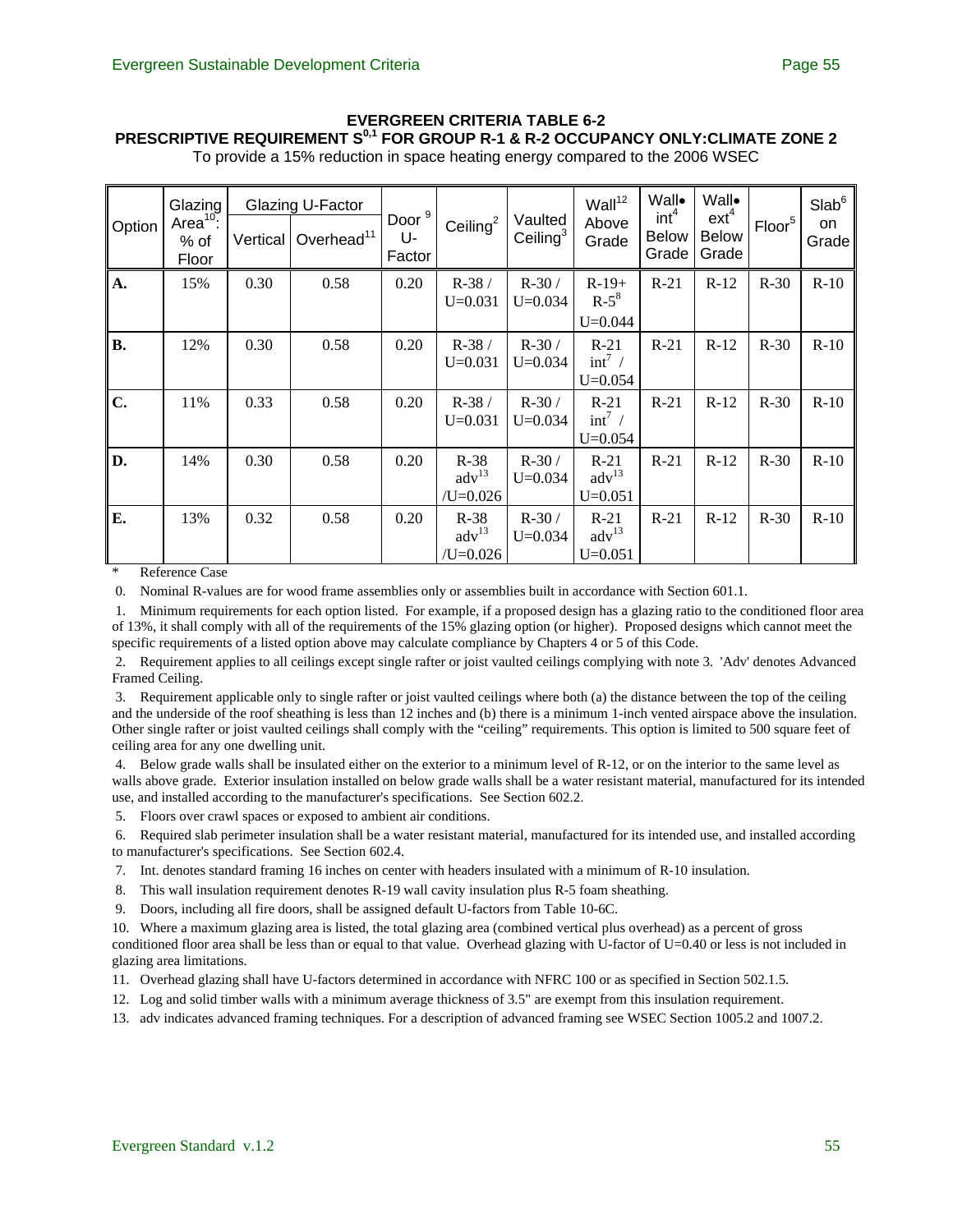**EVERGREEN CRITERIA TABLE 6-2**
**PRESCRIPTIVE REQUIREMENT S[0,1] FOR GROUP R-1 & R-2 OCCUPANCY ONLY:CLIMATE ZONE 2**
To provide a 15% reduction in space heating energy compared to the 2006 WSEC

| Option | Glazing Area[10]: % of Floor | Glazing U-Factor | | Door [9] U-Factor | Ceiling[2] | Vaulted Ceiling[3] | Wall[12] Above Grade | Wall• int[4] Below Grade | Wall• ext[4] Below Grade | Floor[5] | Slab[6] on Grade |
|---|---|---|---|---|---|---|---|---|---|---|---|
| | | Vertical | Overhead[11] | | | | | | | | |
| **A.** | 15% | 0.30 | 0.58 | 0.20 | R-38 / U=0.031 | R-30 / U=0.034 | R-19+ R-5[8] U=0.044 | R-21 | R-12 | R-30 | R-10 |
| **B.** | 12% | 0.30 | 0.58 | 0.20 | R-38 / U=0.031 | R-30 / U=0.034 | R-21 int[7] / U=0.054 | R-21 | R-12 | R-30 | R-10 |
| **C.** | 11% | 0.33 | 0.58 | 0.20 | R-38 / U=0.031 | R-30 / U=0.034 | R-21 int[7] / U=0.054 | R-21 | R-12 | R-30 | R-10 |
| **D.** | 14% | 0.30 | 0.58 | 0.20 | R-38 adv[13] /U=0.026 | R-30 / U=0.034 | R-21 adv[13] U=0.051 | R-21 | R-12 | R-30 | R-10 |
| **E.** | 13% | 0.32 | 0.58 | 0.20 | R-38 adv[13] /U=0.026 | R-30 / U=0.034 | R-21 adv[13] U=0.051 | R-21 | R-12 | R-30 | R-10 |

\* Reference Case

0. Nominal R-values are for wood frame assemblies only or assemblies built in accordance with Section 601.1.

1. Minimum requirements for each option listed. For example, if a proposed design has a glazing ratio to the conditioned floor area of 13%, it shall comply with all of the requirements of the 15% glazing option (or higher). Proposed designs which cannot meet the specific requirements of a listed option above may calculate compliance by Chapters 4 or 5 of this Code.

2. Requirement applies to all ceilings except single rafter or joist vaulted ceilings complying with note 3. 'Adv' denotes Advanced Framed Ceiling.

3. Requirement applicable only to single rafter or joist vaulted ceilings where both (a) the distance between the top of the ceiling and the underside of the roof sheathing is less than 12 inches and (b) there is a minimum 1-inch vented airspace above the insulation. Other single rafter or joist vaulted ceilings shall comply with the "ceiling" requirements. This option is limited to 500 square feet of ceiling area for any one dwelling unit.

4. Below grade walls shall be insulated either on the exterior to a minimum level of R-12, or on the interior to the same level as walls above grade. Exterior insulation installed on below grade walls shall be a water resistant material, manufactured for its intended use, and installed according to the manufacturer's specifications. See Section 602.2.

5. Floors over crawl spaces or exposed to ambient air conditions.

6. Required slab perimeter insulation shall be a water resistant material, manufactured for its intended use, and installed according to manufacturer's specifications. See Section 602.4.

7. Int. denotes standard framing 16 inches on center with headers insulated with a minimum of R-10 insulation.

8. This wall insulation requirement denotes R-19 wall cavity insulation plus R-5 foam sheathing.

9. Doors, including all fire doors, shall be assigned default U-factors from Table 10-6C.

10. Where a maximum glazing area is listed, the total glazing area (combined vertical plus overhead) as a percent of gross conditioned floor area shall be less than or equal to that value. Overhead glazing with U-factor of U=0.40 or less is not included in glazing area limitations.

11. Overhead glazing shall have U-factors determined in accordance with NFRC 100 or as specified in Section 502.1.5.

12. Log and solid timber walls with a minimum average thickness of 3.5" are exempt from this insulation requirement.

13. adv indicates advanced framing techniques. For a description of advanced framing see WSEC Section 1005.2 and 1007.2.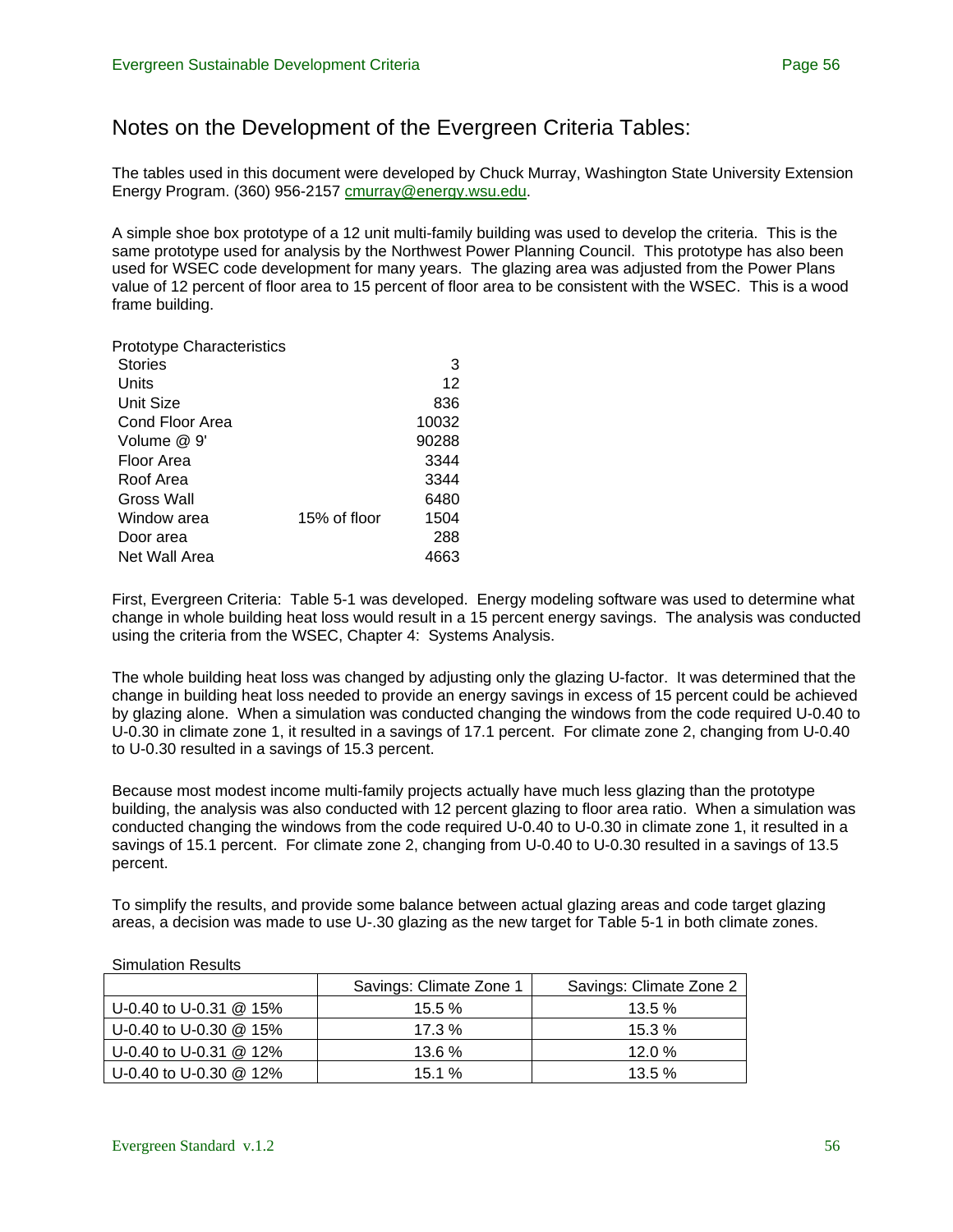# Notes on the Development of the Evergreen Criteria Tables:

The tables used in this document were developed by Chuck Murray, Washington State University Extension Energy Program. (360) 956-2157 cmurray@energy.wsu.edu.

A simple shoe box prototype of a 12 unit multi-family building was used to develop the criteria. This is the same prototype used for analysis by the Northwest Power Planning Council. This prototype has also been used for WSEC code development for many years. The glazing area was adjusted from the Power Plans value of 12 percent of floor area to 15 percent of floor area to be consistent with the WSEC. This is a wood frame building.

Prototype Characteristics

| | | |
|---|---|---|
| Stories | | 3 |
| Units | | 12 |
| Unit Size | | 836 |
| Cond Floor Area | | 10032 |
| Volume @ 9' | | 90288 |
| Floor Area | | 3344 |
| Roof Area | | 3344 |
| Gross Wall | | 6480 |
| Window area | 15% of floor | 1504 |
| Door area | | 288 |
| Net Wall Area | | 4663 |

First, Evergreen Criteria: Table 5-1 was developed. Energy modeling software was used to determine what change in whole building heat loss would result in a 15 percent energy savings. The analysis was conducted using the criteria from the WSEC, Chapter 4: Systems Analysis.

The whole building heat loss was changed by adjusting only the glazing U-factor. It was determined that the change in building heat loss needed to provide an energy savings in excess of 15 percent could be achieved by glazing alone. When a simulation was conducted changing the windows from the code required U-0.40 to U-0.30 in climate zone 1, it resulted in a savings of 17.1 percent. For climate zone 2, changing from U-0.40 to U-0.30 resulted in a savings of 15.3 percent.

Because most modest income multi-family projects actually have much less glazing than the prototype building, the analysis was also conducted with 12 percent glazing to floor area ratio. When a simulation was conducted changing the windows from the code required U-0.40 to U-0.30 in climate zone 1, it resulted in a savings of 15.1 percent. For climate zone 2, changing from U-0.40 to U-0.30 resulted in a savings of 13.5 percent.

To simplify the results, and provide some balance between actual glazing areas and code target glazing areas, a decision was made to use U-.30 glazing as the new target for Table 5-1 in both climate zones.

Simulation Results

| | Savings: Climate Zone 1 | Savings: Climate Zone 2 |
|---|---|---|
| U-0.40 to U-0.31 @ 15% | 15.5 % | 13.5 % |
| U-0.40 to U-0.30 @ 15% | 17.3 % | 15.3 % |
| U-0.40 to U-0.31 @ 12% | 13.6 % | 12.0 % |
| U-0.40 to U-0.30 @ 12% | 15.1 % | 13.5 % |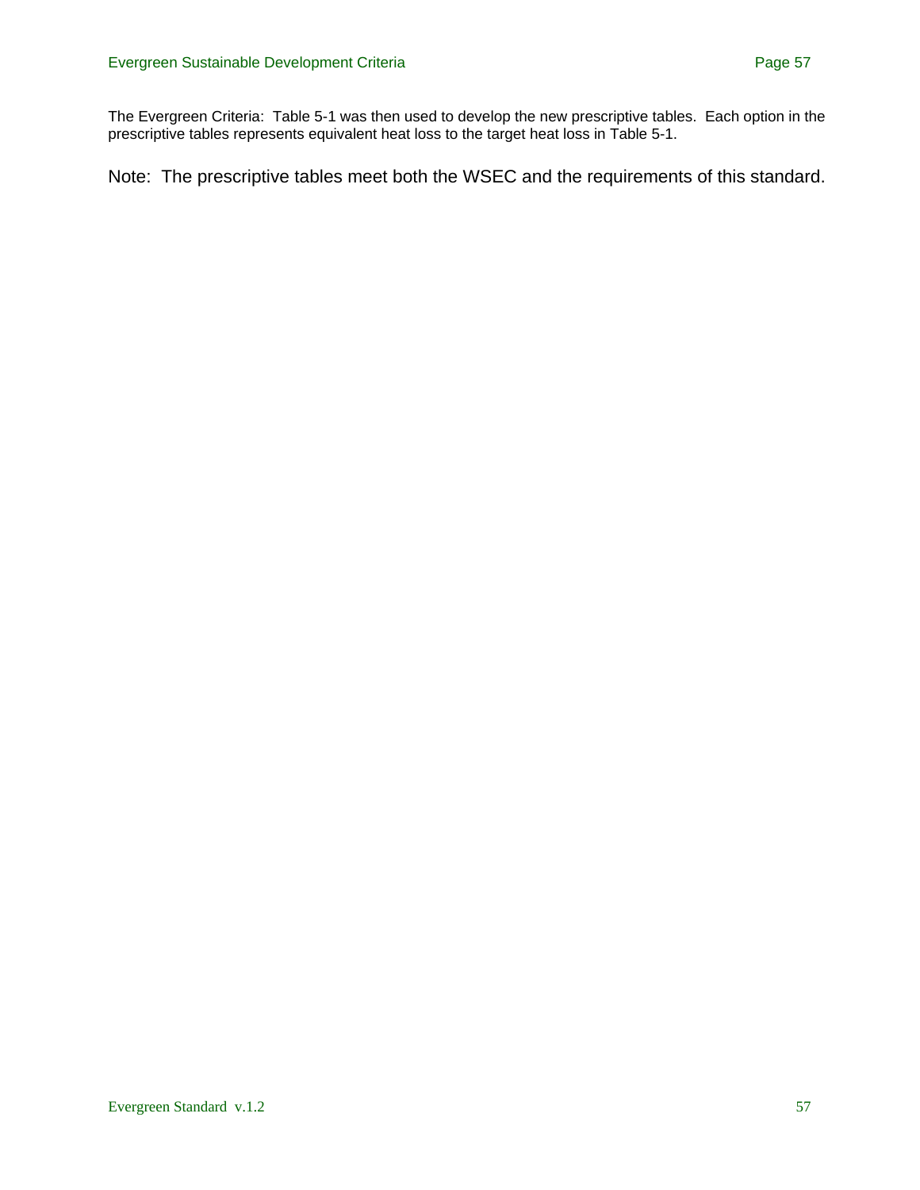The Evergreen Criteria: Table 5-1 was then used to develop the new prescriptive tables. Each option in the prescriptive tables represents equivalent heat loss to the target heat loss in Table 5-1.

Note: The prescriptive tables meet both the WSEC and the requirements of this standard.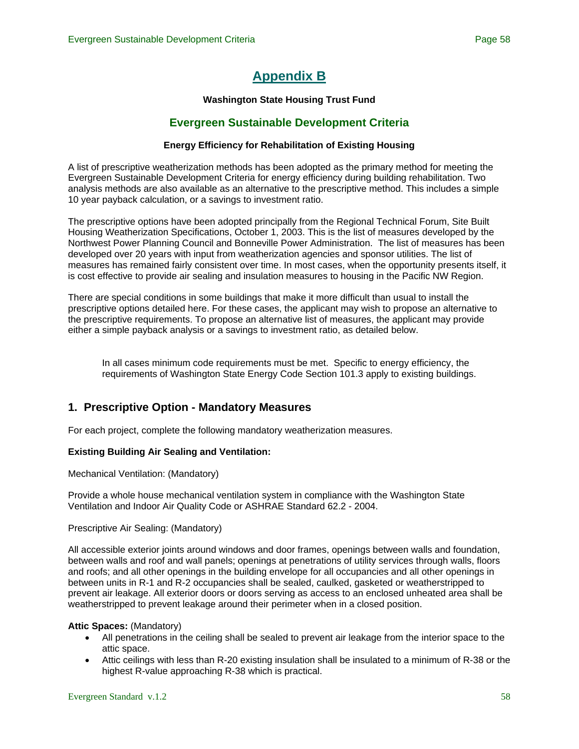# Appendix B

**Washington State Housing Trust Fund**

## Evergreen Sustainable Development Criteria

**Energy Efficiency for Rehabilitation of Existing Housing**

A list of prescriptive weatherization methods has been adopted as the primary method for meeting the Evergreen Sustainable Development Criteria for energy efficiency during building rehabilitation. Two analysis methods are also available as an alternative to the prescriptive method. This includes a simple 10 year payback calculation, or a savings to investment ratio.

The prescriptive options have been adopted principally from the Regional Technical Forum, Site Built Housing Weatherization Specifications, October 1, 2003. This is the list of measures developed by the Northwest Power Planning Council and Bonneville Power Administration. The list of measures has been developed over 20 years with input from weatherization agencies and sponsor utilities. The list of measures has remained fairly consistent over time. In most cases, when the opportunity presents itself, it is cost effective to provide air sealing and insulation measures to housing in the Pacific NW Region.

There are special conditions in some buildings that make it more difficult than usual to install the prescriptive options detailed here. For these cases, the applicant may wish to propose an alternative to the prescriptive requirements. To propose an alternative list of measures, the applicant may provide either a simple payback analysis or a savings to investment ratio, as detailed below.

> In all cases minimum code requirements must be met. Specific to energy efficiency, the requirements of Washington State Energy Code Section 101.3 apply to existing buildings.

## 1. Prescriptive Option - Mandatory Measures

For each project, complete the following mandatory weatherization measures.

**Existing Building Air Sealing and Ventilation:**

Mechanical Ventilation: (Mandatory)

Provide a whole house mechanical ventilation system in compliance with the Washington State Ventilation and Indoor Air Quality Code or ASHRAE Standard 62.2 - 2004.

Prescriptive Air Sealing: (Mandatory)

All accessible exterior joints around windows and door frames, openings between walls and foundation, between walls and roof and wall panels; openings at penetrations of utility services through walls, floors and roofs; and all other openings in the building envelope for all occupancies and all other openings in between units in R-1 and R-2 occupancies shall be sealed, caulked, gasketed or weatherstripped to prevent air leakage. All exterior doors or doors serving as access to an enclosed unheated area shall be weatherstripped to prevent leakage around their perimeter when in a closed position.

**Attic Spaces:** (Mandatory)

- All penetrations in the ceiling shall be sealed to prevent air leakage from the interior space to the attic space.
- Attic ceilings with less than R-20 existing insulation shall be insulated to a minimum of R-38 or the highest R-value approaching R-38 which is practical.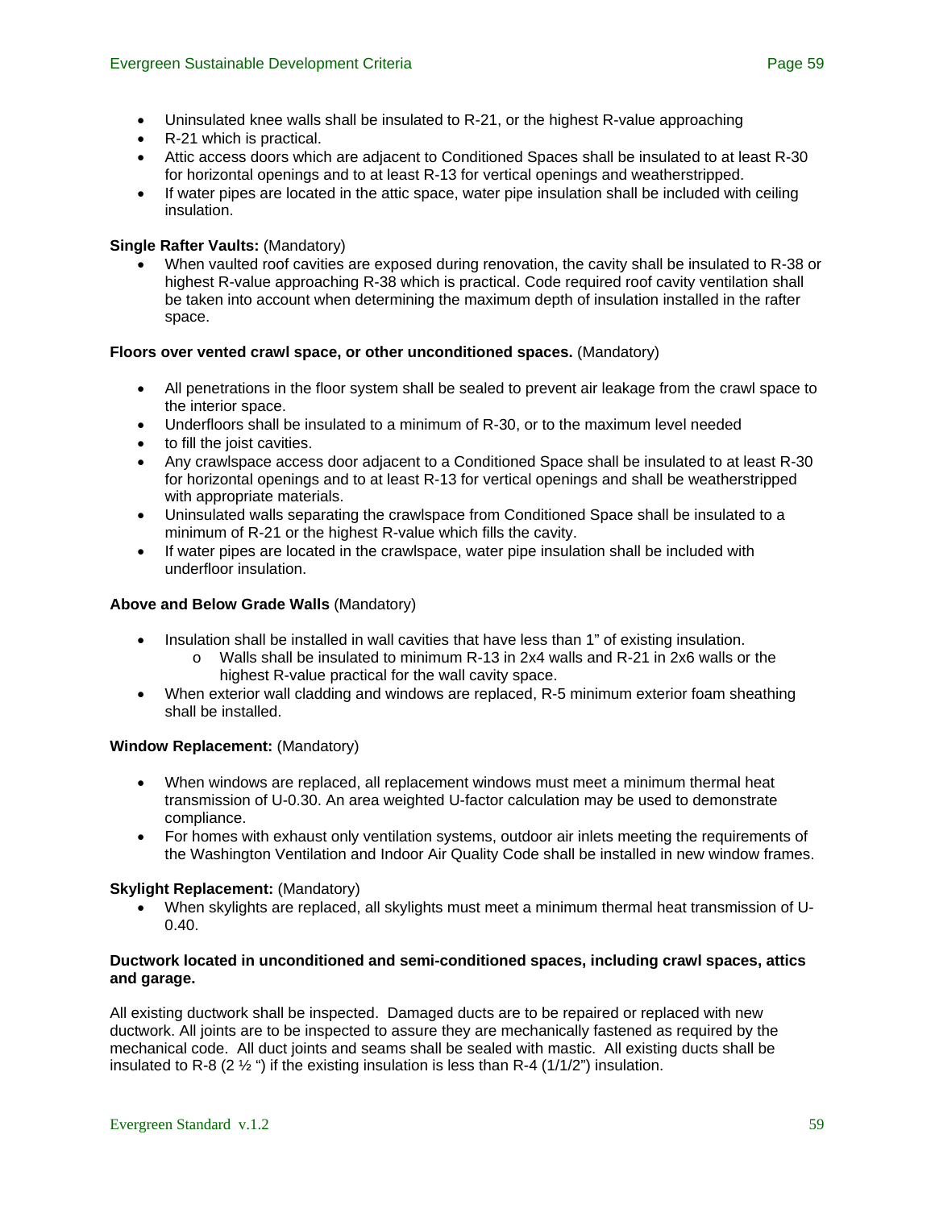- Uninsulated knee walls shall be insulated to R-21, or the highest R-value approaching
- R-21 which is practical.
- Attic access doors which are adjacent to Conditioned Spaces shall be insulated to at least R-30 for horizontal openings and to at least R-13 for vertical openings and weatherstripped.
- If water pipes are located in the attic space, water pipe insulation shall be included with ceiling insulation.

**Single Rafter Vaults:** (Mandatory)

- When vaulted roof cavities are exposed during renovation, the cavity shall be insulated to R-38 or highest R-value approaching R-38 which is practical. Code required roof cavity ventilation shall be taken into account when determining the maximum depth of insulation installed in the rafter space.

**Floors over vented crawl space, or other unconditioned spaces.** (Mandatory)

- All penetrations in the floor system shall be sealed to prevent air leakage from the crawl space to the interior space.
- Underfloors shall be insulated to a minimum of R-30, or to the maximum level needed
- to fill the joist cavities.
- Any crawlspace access door adjacent to a Conditioned Space shall be insulated to at least R-30 for horizontal openings and to at least R-13 for vertical openings and shall be weatherstripped with appropriate materials.
- Uninsulated walls separating the crawlspace from Conditioned Space shall be insulated to a minimum of R-21 or the highest R-value which fills the cavity.
- If water pipes are located in the crawlspace, water pipe insulation shall be included with underfloor insulation.

**Above and Below Grade Walls** (Mandatory)

- Insulation shall be installed in wall cavities that have less than 1" of existing insulation.
  - Walls shall be insulated to minimum R-13 in 2x4 walls and R-21 in 2x6 walls or the highest R-value practical for the wall cavity space.
- When exterior wall cladding and windows are replaced, R-5 minimum exterior foam sheathing shall be installed.

**Window Replacement:** (Mandatory)

- When windows are replaced, all replacement windows must meet a minimum thermal heat transmission of U-0.30. An area weighted U-factor calculation may be used to demonstrate compliance.
- For homes with exhaust only ventilation systems, outdoor air inlets meeting the requirements of the Washington Ventilation and Indoor Air Quality Code shall be installed in new window frames.

**Skylight Replacement:** (Mandatory)

- When skylights are replaced, all skylights must meet a minimum thermal heat transmission of U-0.40.

**Ductwork located in unconditioned and semi-conditioned spaces, including crawl spaces, attics and garage.**

All existing ductwork shall be inspected. Damaged ducts are to be repaired or replaced with new ductwork. All joints are to be inspected to assure they are mechanically fastened as required by the mechanical code. All duct joints and seams shall be sealed with mastic. All existing ducts shall be insulated to R-8 (2 ½ ") if the existing insulation is less than R-4 (1/1/2") insulation.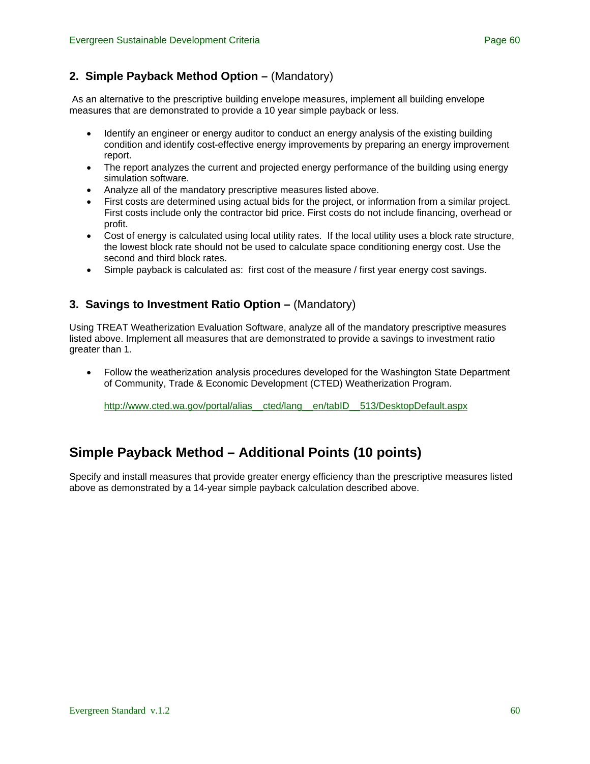### 2. Simple Payback Method Option – (Mandatory)

As an alternative to the prescriptive building envelope measures, implement all building envelope measures that are demonstrated to provide a 10 year simple payback or less.

- Identify an engineer or energy auditor to conduct an energy analysis of the existing building condition and identify cost-effective energy improvements by preparing an energy improvement report.
- The report analyzes the current and projected energy performance of the building using energy simulation software.
- Analyze all of the mandatory prescriptive measures listed above.
- First costs are determined using actual bids for the project, or information from a similar project. First costs include only the contractor bid price. First costs do not include financing, overhead or profit.
- Cost of energy is calculated using local utility rates. If the local utility uses a block rate structure, the lowest block rate should not be used to calculate space conditioning energy cost. Use the second and third block rates.
- Simple payback is calculated as: first cost of the measure / first year energy cost savings.

### 3. Savings to Investment Ratio Option – (Mandatory)

Using TREAT Weatherization Evaluation Software, analyze all of the mandatory prescriptive measures listed above. Implement all measures that are demonstrated to provide a savings to investment ratio greater than 1.

- Follow the weatherization analysis procedures developed for the Washington State Department of Community, Trade & Economic Development (CTED) Weatherization Program.

  http://www.cted.wa.gov/portal/alias__cted/lang__en/tabID__513/DesktopDefault.aspx

## Simple Payback Method – Additional Points (10 points)

Specify and install measures that provide greater energy efficiency than the prescriptive measures listed above as demonstrated by a 14-year simple payback calculation described above.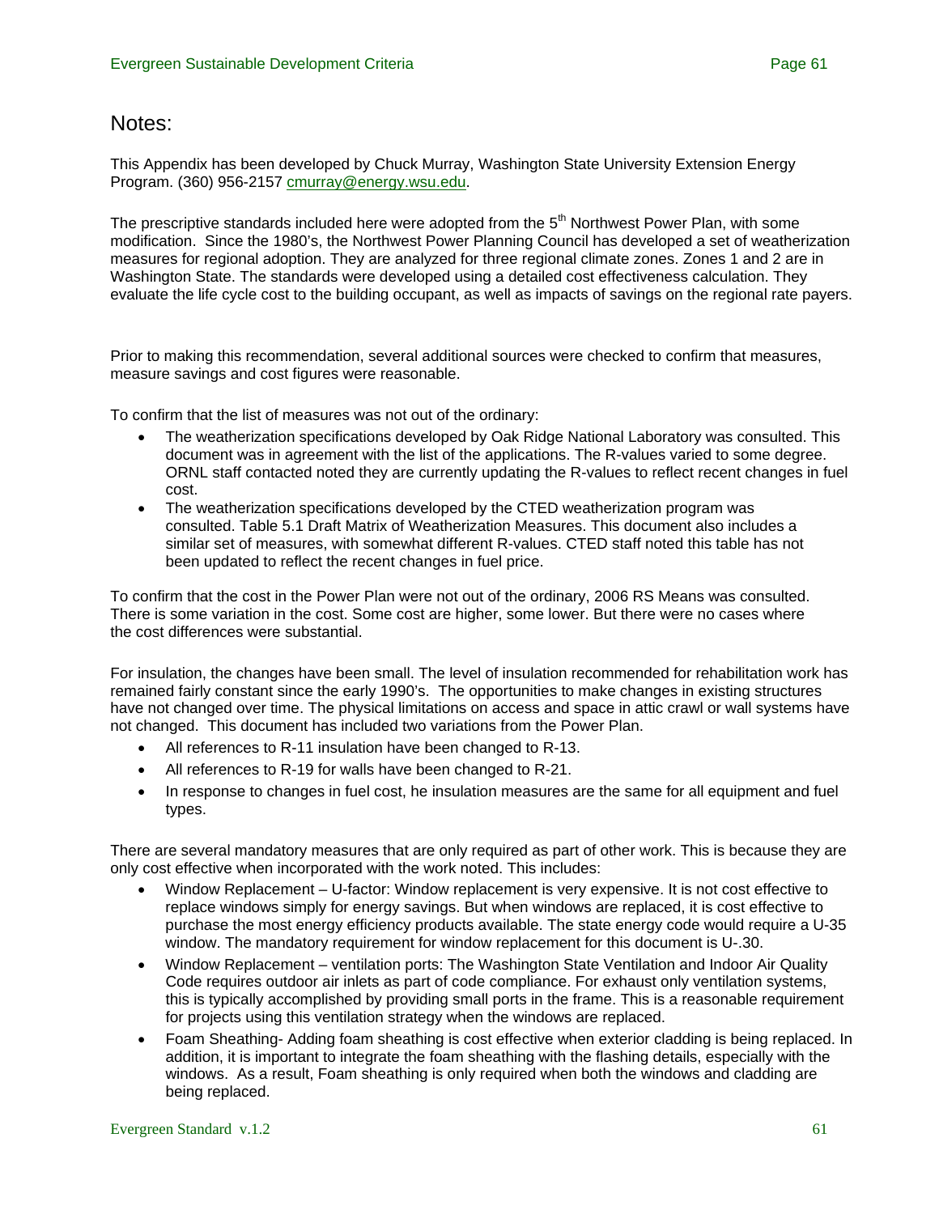## Notes:

This Appendix has been developed by Chuck Murray, Washington State University Extension Energy Program. (360) 956-2157 cmurray@energy.wsu.edu.

The prescriptive standards included here were adopted from the 5th Northwest Power Plan, with some modification. Since the 1980's, the Northwest Power Planning Council has developed a set of weatherization measures for regional adoption. They are analyzed for three regional climate zones. Zones 1 and 2 are in Washington State. The standards were developed using a detailed cost effectiveness calculation. They evaluate the life cycle cost to the building occupant, as well as impacts of savings on the regional rate payers.

Prior to making this recommendation, several additional sources were checked to confirm that measures, measure savings and cost figures were reasonable.

To confirm that the list of measures was not out of the ordinary:

- The weatherization specifications developed by Oak Ridge National Laboratory was consulted. This document was in agreement with the list of the applications. The R-values varied to some degree. ORNL staff contacted noted they are currently updating the R-values to reflect recent changes in fuel cost.
- The weatherization specifications developed by the CTED weatherization program was consulted. Table 5.1 Draft Matrix of Weatherization Measures. This document also includes a similar set of measures, with somewhat different R-values. CTED staff noted this table has not been updated to reflect the recent changes in fuel price.

To confirm that the cost in the Power Plan were not out of the ordinary, 2006 RS Means was consulted. There is some variation in the cost. Some cost are higher, some lower. But there were no cases where the cost differences were substantial.

For insulation, the changes have been small. The level of insulation recommended for rehabilitation work has remained fairly constant since the early 1990's. The opportunities to make changes in existing structures have not changed over time. The physical limitations on access and space in attic crawl or wall systems have not changed. This document has included two variations from the Power Plan.

- All references to R-11 insulation have been changed to R-13.
- All references to R-19 for walls have been changed to R-21.
- In response to changes in fuel cost, he insulation measures are the same for all equipment and fuel types.

There are several mandatory measures that are only required as part of other work. This is because they are only cost effective when incorporated with the work noted. This includes:

- Window Replacement – U-factor: Window replacement is very expensive. It is not cost effective to replace windows simply for energy savings. But when windows are replaced, it is cost effective to purchase the most energy efficiency products available. The state energy code would require a U-35 window. The mandatory requirement for window replacement for this document is U-.30.
- Window Replacement – ventilation ports: The Washington State Ventilation and Indoor Air Quality Code requires outdoor air inlets as part of code compliance. For exhaust only ventilation systems, this is typically accomplished by providing small ports in the frame. This is a reasonable requirement for projects using this ventilation strategy when the windows are replaced.
- Foam Sheathing- Adding foam sheathing is cost effective when exterior cladding is being replaced. In addition, it is important to integrate the foam sheathing with the flashing details, especially with the windows. As a result, Foam sheathing is only required when both the windows and cladding are being replaced.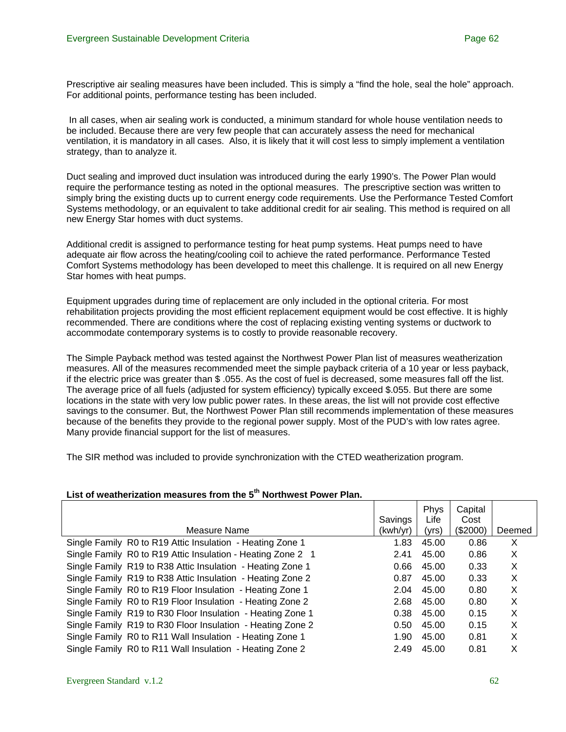Prescriptive air sealing measures have been included. This is simply a "find the hole, seal the hole" approach. For additional points, performance testing has been included.

In all cases, when air sealing work is conducted, a minimum standard for whole house ventilation needs to be included. Because there are very few people that can accurately assess the need for mechanical ventilation, it is mandatory in all cases. Also, it is likely that it will cost less to simply implement a ventilation strategy, than to analyze it.

Duct sealing and improved duct insulation was introduced during the early 1990's. The Power Plan would require the performance testing as noted in the optional measures. The prescriptive section was written to simply bring the existing ducts up to current energy code requirements. Use the Performance Tested Comfort Systems methodology, or an equivalent to take additional credit for air sealing. This method is required on all new Energy Star homes with duct systems.

Additional credit is assigned to performance testing for heat pump systems. Heat pumps need to have adequate air flow across the heating/cooling coil to achieve the rated performance. Performance Tested Comfort Systems methodology has been developed to meet this challenge. It is required on all new Energy Star homes with heat pumps.

Equipment upgrades during time of replacement are only included in the optional criteria. For most rehabilitation projects providing the most efficient replacement equipment would be cost effective. It is highly recommended. There are conditions where the cost of replacing existing venting systems or ductwork to accommodate contemporary systems is to costly to provide reasonable recovery.

The Simple Payback method was tested against the Northwest Power Plan list of measures weatherization measures. All of the measures recommended meet the simple payback criteria of a 10 year or less payback, if the electric price was greater than $ .055. As the cost of fuel is decreased, some measures fall off the list. The average price of all fuels (adjusted for system efficiency) typically exceed $.055. But there are some locations in the state with very low public power rates. In these areas, the list will not provide cost effective savings to the consumer. But, the Northwest Power Plan still recommends implementation of these measures because of the benefits they provide to the regional power supply. Most of the PUD's with low rates agree. Many provide financial support for the list of measures.

The SIR method was included to provide synchronization with the CTED weatherization program.

**List of weatherization measures from the 5th Northwest Power Plan.**

| Measure Name | Savings (kwh/yr) | Phys Life (yrs) | Capital Cost ($2000) | Deemed |
|---|---|---|---|---|
| Single Family R0 to R19 Attic Insulation - Heating Zone 1 | 1.83 | 45.00 | 0.86 | X |
| Single Family R0 to R19 Attic Insulation - Heating Zone 2 1 | 2.41 | 45.00 | 0.86 | X |
| Single Family R19 to R38 Attic Insulation - Heating Zone 1 | 0.66 | 45.00 | 0.33 | X |
| Single Family R19 to R38 Attic Insulation - Heating Zone 2 | 0.87 | 45.00 | 0.33 | X |
| Single Family R0 to R19 Floor Insulation - Heating Zone 1 | 2.04 | 45.00 | 0.80 | X |
| Single Family R0 to R19 Floor Insulation - Heating Zone 2 | 2.68 | 45.00 | 0.80 | X |
| Single Family R19 to R30 Floor Insulation - Heating Zone 1 | 0.38 | 45.00 | 0.15 | X |
| Single Family R19 to R30 Floor Insulation - Heating Zone 2 | 0.50 | 45.00 | 0.15 | X |
| Single Family R0 to R11 Wall Insulation - Heating Zone 1 | 1.90 | 45.00 | 0.81 | X |
| Single Family R0 to R11 Wall Insulation - Heating Zone 2 | 2.49 | 45.00 | 0.81 | X |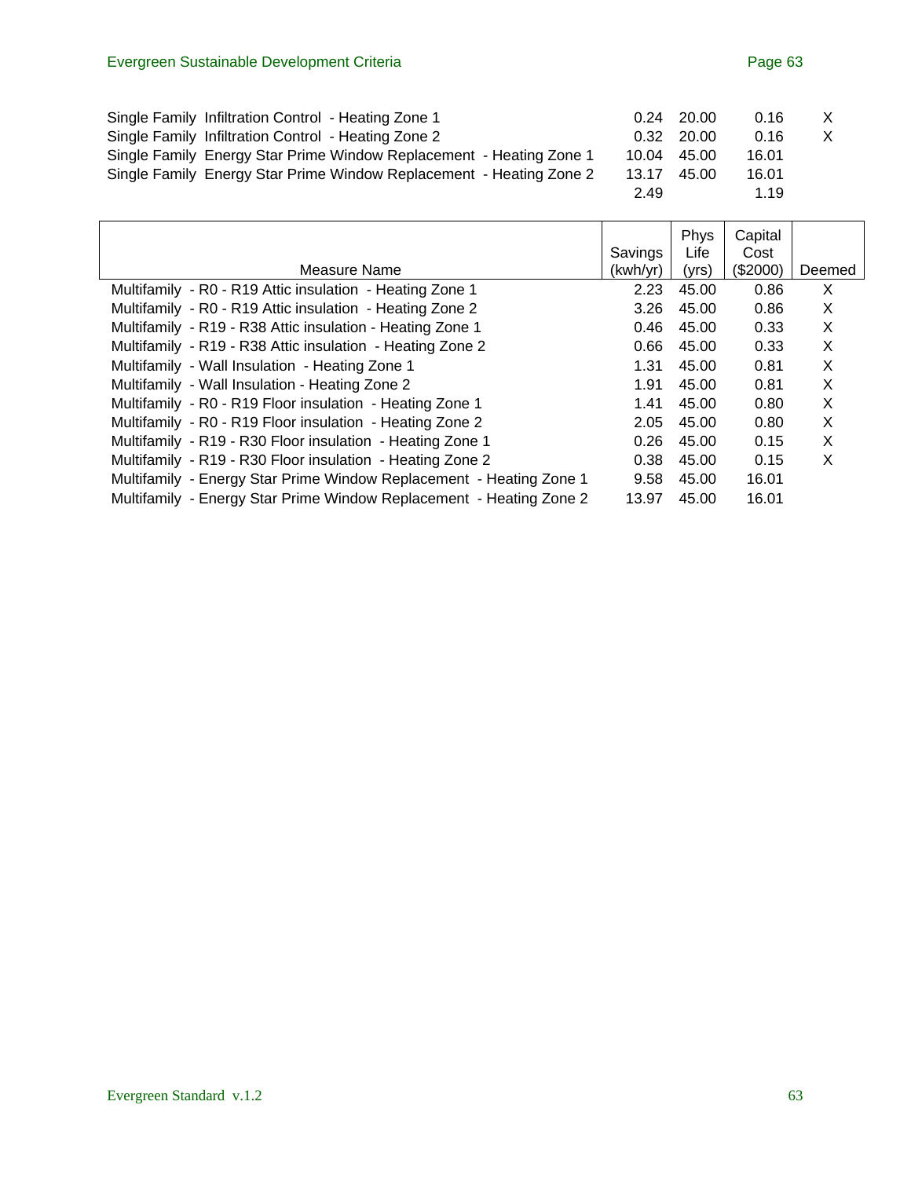| | | | | |
|---|---|---|---|---|
| Single Family Infiltration Control - Heating Zone 1 | 0.24 | 20.00 | 0.16 | X |
| Single Family Infiltration Control - Heating Zone 2 | 0.32 | 20.00 | 0.16 | X |
| Single Family Energy Star Prime Window Replacement - Heating Zone 1 | 10.04 | 45.00 | 16.01 | |
| Single Family Energy Star Prime Window Replacement - Heating Zone 2 | 13.17 | 45.00 | 16.01 | |
| | 2.49 | | 1.19 | |

| Measure Name | Savings (kwh/yr) | Phys Life (yrs) | Capital Cost ($2000) | Deemed |
|---|---|---|---|---|
| Multifamily - R0 - R19 Attic insulation - Heating Zone 1 | 2.23 | 45.00 | 0.86 | X |
| Multifamily - R0 - R19 Attic insulation - Heating Zone 2 | 3.26 | 45.00 | 0.86 | X |
| Multifamily - R19 - R38 Attic insulation - Heating Zone 1 | 0.46 | 45.00 | 0.33 | X |
| Multifamily - R19 - R38 Attic insulation - Heating Zone 2 | 0.66 | 45.00 | 0.33 | X |
| Multifamily - Wall Insulation - Heating Zone 1 | 1.31 | 45.00 | 0.81 | X |
| Multifamily - Wall Insulation - Heating Zone 2 | 1.91 | 45.00 | 0.81 | X |
| Multifamily - R0 - R19 Floor insulation - Heating Zone 1 | 1.41 | 45.00 | 0.80 | X |
| Multifamily - R0 - R19 Floor insulation - Heating Zone 2 | 2.05 | 45.00 | 0.80 | X |
| Multifamily - R19 - R30 Floor insulation - Heating Zone 1 | 0.26 | 45.00 | 0.15 | X |
| Multifamily - R19 - R30 Floor insulation - Heating Zone 2 | 0.38 | 45.00 | 0.15 | X |
| Multifamily - Energy Star Prime Window Replacement - Heating Zone 1 | 9.58 | 45.00 | 16.01 | |
| Multifamily - Energy Star Prime Window Replacement - Heating Zone 2 | 13.97 | 45.00 | 16.01 | |